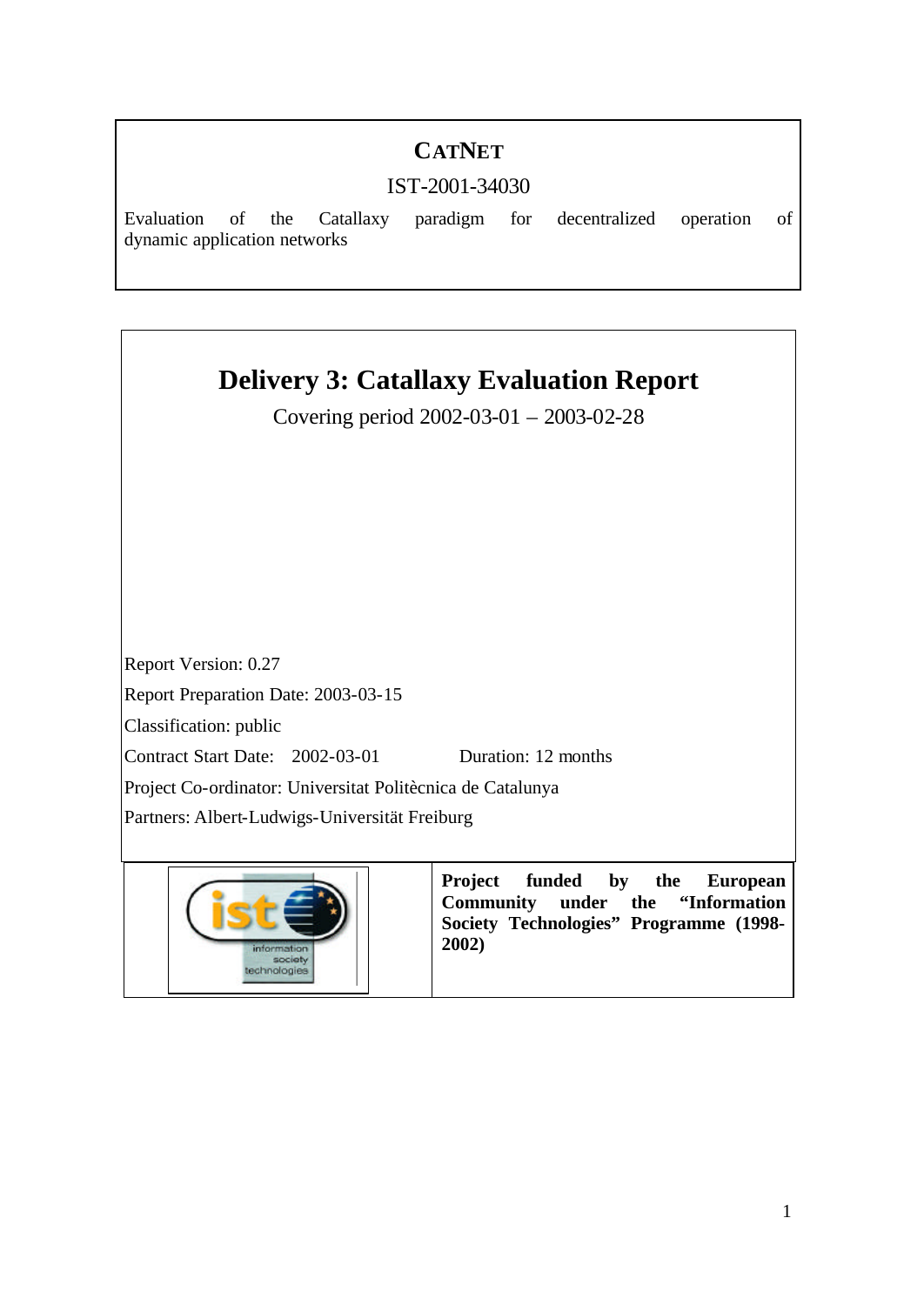**CATNET**

IST-2001-34030

Evaluation of the Catallaxy paradigm for decentralized operation of dynamic application networks

# Delivery 3: Catallaxy Evaluation Report

Covering period 2002-03-01 – 2003-02-28

Report Version: 0.27

Report Preparation Date: 2003-03-15

Classification: public

Contract Start Date: 2002-03-01 Duration: 12 months

Project Co-ordinator: Universitat Politècnica de Catalunya

Partners: Albert-Ludwigs-Universität Freiburg

**Project funded by the European Community under the "Information Society Technologies" Programme (1998-2002)**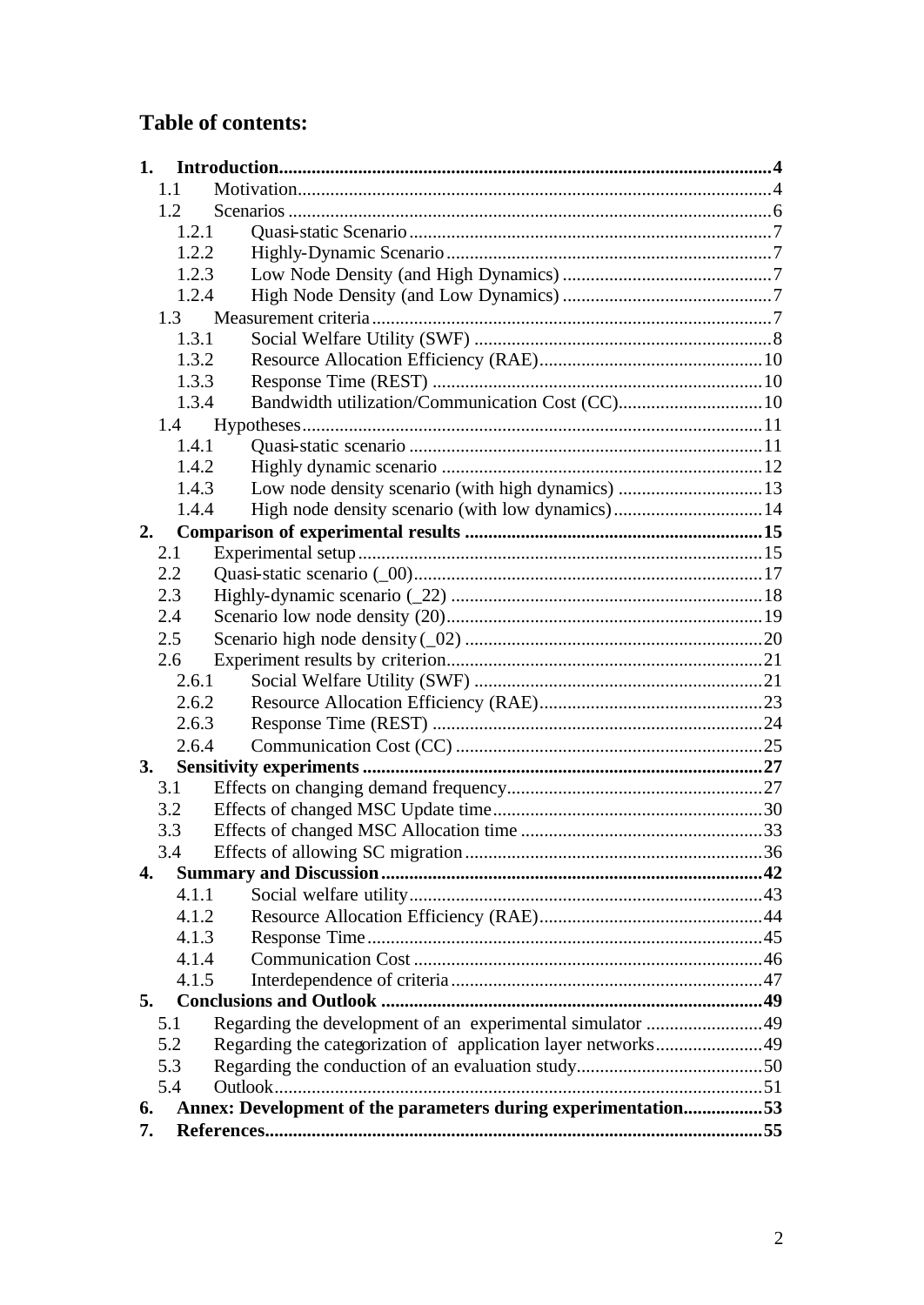# Table of contents:

| | | |
|---|---|---|
| **1.** | **Introduction** | **4** |
| 1.1 | Motivation | 4 |
| 1.2 | Scenarios | 6 |
| 1.2.1 | Quasi-static Scenario | 7 |
| 1.2.2 | Highly-Dynamic Scenario | 7 |
| 1.2.3 | Low Node Density (and High Dynamics) | 7 |
| 1.2.4 | High Node Density (and Low Dynamics) | 7 |
| 1.3 | Measurement criteria | 7 |
| 1.3.1 | Social Welfare Utility (SWF) | 8 |
| 1.3.2 | Resource Allocation Efficiency (RAE) | 10 |
| 1.3.3 | Response Time (REST) | 10 |
| 1.3.4 | Bandwidth utilization/Communication Cost (CC) | 10 |
| 1.4 | Hypotheses | 11 |
| 1.4.1 | Quasi-static scenario | 11 |
| 1.4.2 | Highly dynamic scenario | 12 |
| 1.4.3 | Low node density scenario (with high dynamics) | 13 |
| 1.4.4 | High node density scenario (with low dynamics) | 14 |
| **2.** | **Comparison of experimental results** | **15** |
| 2.1 | Experimental setup | 15 |
| 2.2 | Quasi-static scenario (_00) | 17 |
| 2.3 | Highly-dynamic scenario (_22) | 18 |
| 2.4 | Scenario low node density (20) | 19 |
| 2.5 | Scenario high node density (_02) | 20 |
| 2.6 | Experiment results by criterion | 21 |
| 2.6.1 | Social Welfare Utility (SWF) | 21 |
| 2.6.2 | Resource Allocation Efficiency (RAE) | 23 |
| 2.6.3 | Response Time (REST) | 24 |
| 2.6.4 | Communication Cost (CC) | 25 |
| **3.** | **Sensitivity experiments** | **27** |
| 3.1 | Effects on changing demand frequency | 27 |
| 3.2 | Effects of changed MSC Update time | 30 |
| 3.3 | Effects of changed MSC Allocation time | 33 |
| 3.4 | Effects of allowing SC migration | 36 |
| **4.** | **Summary and Discussion** | **42** |
| 4.1.1 | Social welfare utility | 43 |
| 4.1.2 | Resource Allocation Efficiency (RAE) | 44 |
| 4.1.3 | Response Time | 45 |
| 4.1.4 | Communication Cost | 46 |
| 4.1.5 | Interdependence of criteria | 47 |
| **5.** | **Conclusions and Outlook** | **49** |
| 5.1 | Regarding the development of an experimental simulator | 49 |
| 5.2 | Regarding the categorization of application layer networks | 49 |
| 5.3 | Regarding the conduction of an evaluation study | 50 |
| 5.4 | Outlook | 51 |
| **6.** | **Annex: Development of the parameters during experimentation** | **53** |
| **7.** | **References** | **55** |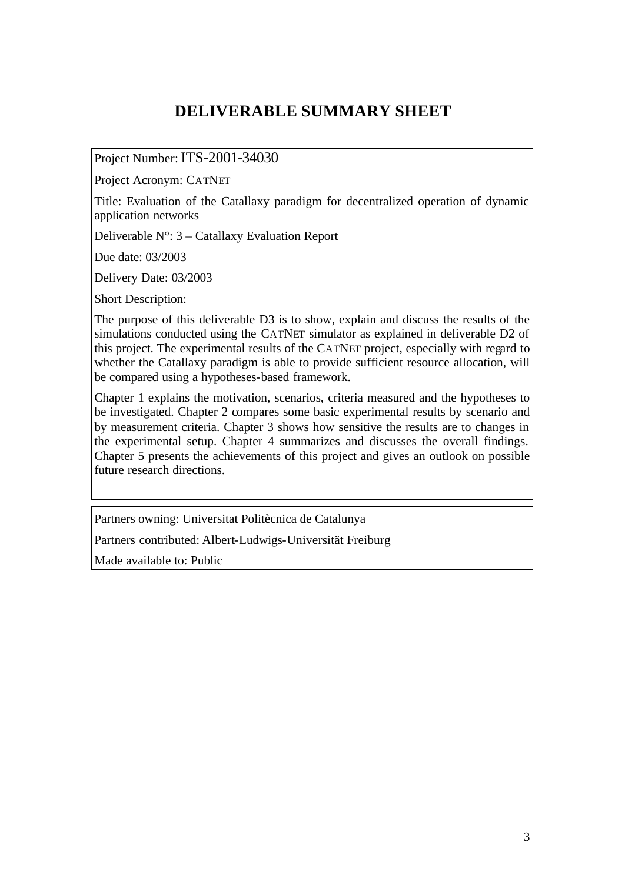# DELIVERABLE SUMMARY SHEET

Project Number: ITS-2001-34030

Project Acronym: CATNET

Title: Evaluation of the Catallaxy paradigm for decentralized operation of dynamic application networks

Deliverable N°: 3 – Catallaxy Evaluation Report

Due date: 03/2003

Delivery Date: 03/2003

Short Description:

The purpose of this deliverable D3 is to show, explain and discuss the results of the simulations conducted using the CATNET simulator as explained in deliverable D2 of this project. The experimental results of the CATNET project, especially with regard to whether the Catallaxy paradigm is able to provide sufficient resource allocation, will be compared using a hypotheses-based framework.

Chapter 1 explains the motivation, scenarios, criteria measured and the hypotheses to be investigated. Chapter 2 compares some basic experimental results by scenario and by measurement criteria. Chapter 3 shows how sensitive the results are to changes in the experimental setup. Chapter 4 summarizes and discusses the overall findings. Chapter 5 presents the achievements of this project and gives an outlook on possible future research directions.

Partners owning: Universitat Politècnica de Catalunya

Partners contributed: Albert-Ludwigs-Universität Freiburg

Made available to: Public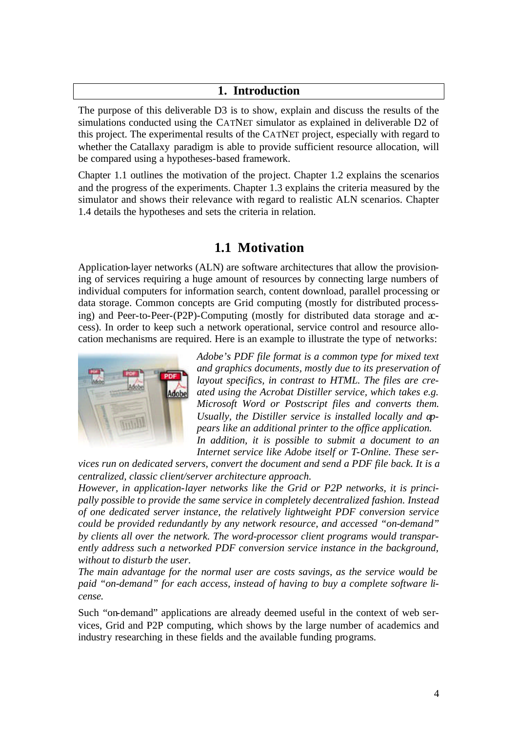# 1. Introduction

The purpose of this deliverable D3 is to show, explain and discuss the results of the simulations conducted using the CATNET simulator as explained in deliverable D2 of this project. The experimental results of the CATNET project, especially with regard to whether the Catallaxy paradigm is able to provide sufficient resource allocation, will be compared using a hypotheses-based framework.

Chapter 1.1 outlines the motivation of the project. Chapter 1.2 explains the scenarios and the progress of the experiments. Chapter 1.3 explains the criteria measured by the simulator and shows their relevance with regard to realistic ALN scenarios. Chapter 1.4 details the hypotheses and sets the criteria in relation.

## 1.1 Motivation

Application-layer networks (ALN) are software architectures that allow the provisioning of services requiring a huge amount of resources by connecting large numbers of individual computers for information search, content download, parallel processing or data storage. Common concepts are Grid computing (mostly for distributed processing) and Peer-to-Peer-(P2P)-Computing (mostly for distributed data storage and access). In order to keep such a network operational, service control and resource allocation mechanisms are required. Here is an example to illustrate the type of networks:

*Adobe's PDF file format is a common type for mixed text and graphics documents, mostly due to its preservation of layout specifics, in contrast to HTML. The files are created using the Acrobat Distiller service, which takes e.g. Microsoft Word or Postscript files and converts them. Usually, the Distiller service is installed locally and appears like an additional printer to the office application. In addition, it is possible to submit a document to an Internet service like Adobe itself or T-Online. These services run on dedicated servers, convert the document and send a PDF file back. It is a centralized, classic client/server architecture approach.*

*However, in application-layer networks like the Grid or P2P networks, it is principally possible to provide the same service in completely decentralized fashion. Instead of one dedicated server instance, the relatively lightweight PDF conversion service could be provided redundantly by any network resource, and accessed "on-demand" by clients all over the network. The word-processor client programs would transparently address such a networked PDF conversion service instance in the background, without to disturb the user.*

*The main advantage for the normal user are costs savings, as the service would be paid "on-demand" for each access, instead of having to buy a complete software license.*

Such "on-demand" applications are already deemed useful in the context of web services, Grid and P2P computing, which shows by the large number of academics and industry researching in these fields and the available funding programs.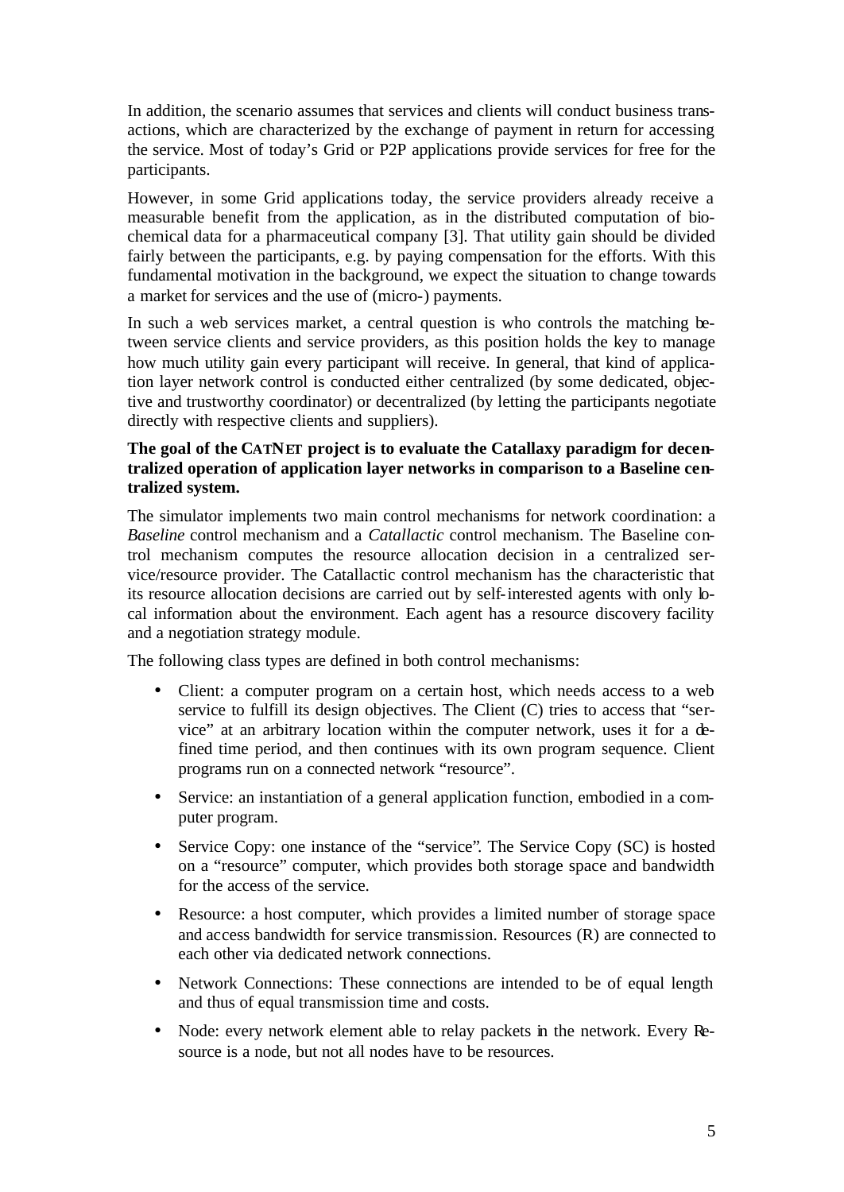In addition, the scenario assumes that services and clients will conduct business transactions, which are characterized by the exchange of payment in return for accessing the service. Most of today's Grid or P2P applications provide services for free for the participants.

However, in some Grid applications today, the service providers already receive a measurable benefit from the application, as in the distributed computation of biochemical data for a pharmaceutical company [3]. That utility gain should be divided fairly between the participants, e.g. by paying compensation for the efforts. With this fundamental motivation in the background, we expect the situation to change towards a market for services and the use of (micro-) payments.

In such a web services market, a central question is who controls the matching between service clients and service providers, as this position holds the key to manage how much utility gain every participant will receive. In general, that kind of application layer network control is conducted either centralized (by some dedicated, objective and trustworthy coordinator) or decentralized (by letting the participants negotiate directly with respective clients and suppliers).

**The goal of the CATNET project is to evaluate the Catallaxy paradigm for decentralized operation of application layer networks in comparison to a Baseline centralized system.**

The simulator implements two main control mechanisms for network coordination: a *Baseline* control mechanism and a *Catallactic* control mechanism. The Baseline control mechanism computes the resource allocation decision in a centralized service/resource provider. The Catallactic control mechanism has the characteristic that its resource allocation decisions are carried out by self-interested agents with only local information about the environment. Each agent has a resource discovery facility and a negotiation strategy module.

The following class types are defined in both control mechanisms:

- Client: a computer program on a certain host, which needs access to a web service to fulfill its design objectives. The Client (C) tries to access that "service" at an arbitrary location within the computer network, uses it for a defined time period, and then continues with its own program sequence. Client programs run on a connected network "resource".
- Service: an instantiation of a general application function, embodied in a computer program.
- Service Copy: one instance of the "service". The Service Copy (SC) is hosted on a "resource" computer, which provides both storage space and bandwidth for the access of the service.
- Resource: a host computer, which provides a limited number of storage space and access bandwidth for service transmission. Resources (R) are connected to each other via dedicated network connections.
- Network Connections: These connections are intended to be of equal length and thus of equal transmission time and costs.
- Node: every network element able to relay packets in the network. Every Resource is a node, but not all nodes have to be resources.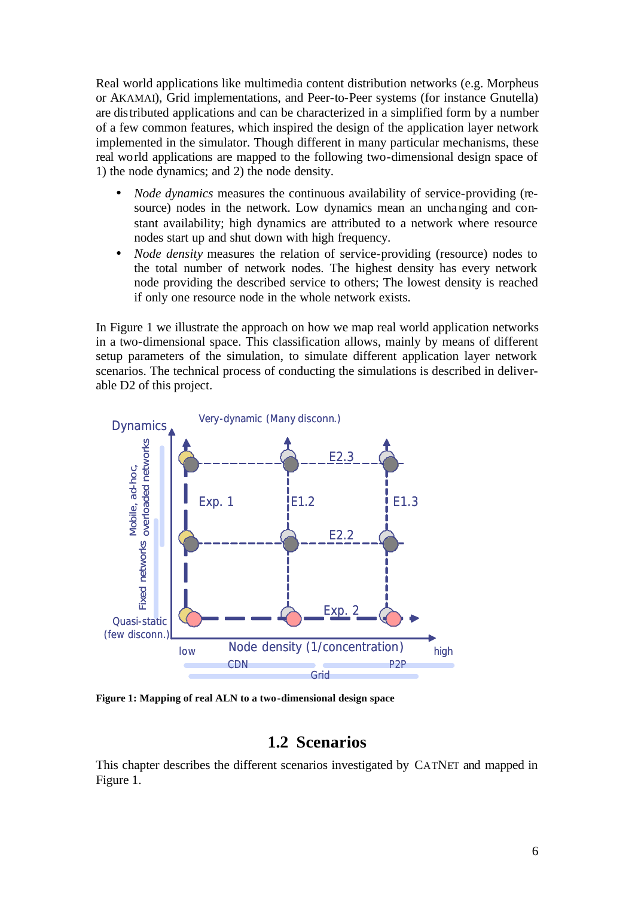Real world applications like multimedia content distribution networks (e.g. Morpheus or AKAMAI), Grid implementations, and Peer-to-Peer systems (for instance Gnutella) are distributed applications and can be characterized in a simplified form by a number of a few common features, which inspired the design of the application layer network implemented in the simulator. Though different in many particular mechanisms, these real world applications are mapped to the following two-dimensional design space of 1) the node dynamics; and 2) the node density.

- *Node dynamics* measures the continuous availability of service-providing (resource) nodes in the network. Low dynamics mean an unchanging and constant availability; high dynamics are attributed to a network where resource nodes start up and shut down with high frequency.
- *Node density* measures the relation of service-providing (resource) nodes to the total number of network nodes. The highest density has every network node providing the described service to others; The lowest density is reached if only one resource node in the whole network exists.

In Figure 1 we illustrate the approach on how we map real world application networks in a two-dimensional space. This classification allows, mainly by means of different setup parameters of the simulation, to simulate different application layer network scenarios. The technical process of conducting the simulations is described in deliverable D2 of this project.

**Figure 1: Mapping of real ALN to a two-dimensional design space**

## 1.2 Scenarios

This chapter describes the different scenarios investigated by CATNET and mapped in Figure 1.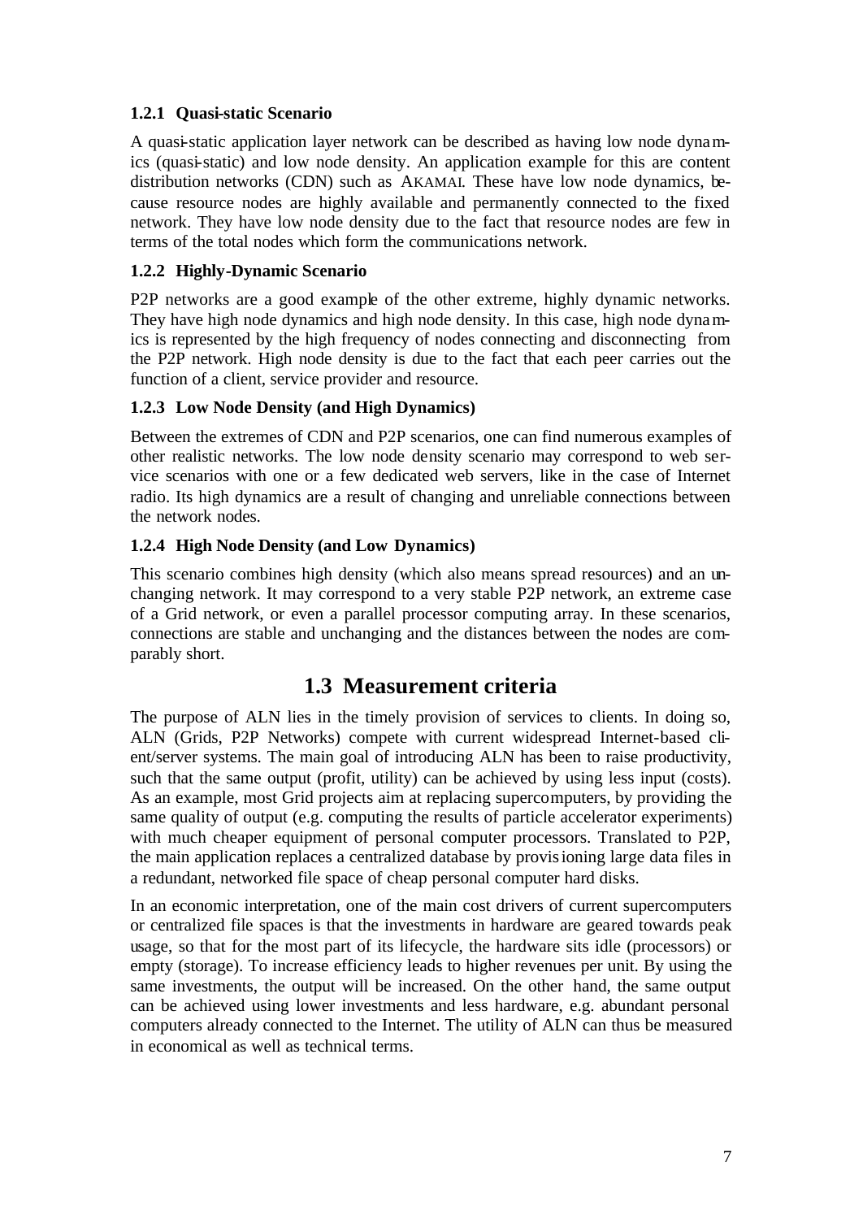### 1.2.1 Quasi-static Scenario

A quasi-static application layer network can be described as having low node dynamics (quasi-static) and low node density. An application example for this are content distribution networks (CDN) such as AKAMAI. These have low node dynamics, because resource nodes are highly available and permanently connected to the fixed network. They have low node density due to the fact that resource nodes are few in terms of the total nodes which form the communications network.

### 1.2.2 Highly-Dynamic Scenario

P2P networks are a good example of the other extreme, highly dynamic networks. They have high node dynamics and high node density. In this case, high node dynamics is represented by the high frequency of nodes connecting and disconnecting from the P2P network. High node density is due to the fact that each peer carries out the function of a client, service provider and resource.

### 1.2.3 Low Node Density (and High Dynamics)

Between the extremes of CDN and P2P scenarios, one can find numerous examples of other realistic networks. The low node density scenario may correspond to web service scenarios with one or a few dedicated web servers, like in the case of Internet radio. Its high dynamics are a result of changing and unreliable connections between the network nodes.

### 1.2.4 High Node Density (and Low Dynamics)

This scenario combines high density (which also means spread resources) and an unchanging network. It may correspond to a very stable P2P network, an extreme case of a Grid network, or even a parallel processor computing array. In these scenarios, connections are stable and unchanging and the distances between the nodes are comparably short.

## 1.3 Measurement criteria

The purpose of ALN lies in the timely provision of services to clients. In doing so, ALN (Grids, P2P Networks) compete with current widespread Internet-based client/server systems. The main goal of introducing ALN has been to raise productivity, such that the same output (profit, utility) can be achieved by using less input (costs). As an example, most Grid projects aim at replacing supercomputers, by providing the same quality of output (e.g. computing the results of particle accelerator experiments) with much cheaper equipment of personal computer processors. Translated to P2P, the main application replaces a centralized database by provisioning large data files in a redundant, networked file space of cheap personal computer hard disks.

In an economic interpretation, one of the main cost drivers of current supercomputers or centralized file spaces is that the investments in hardware are geared towards peak usage, so that for the most part of its lifecycle, the hardware sits idle (processors) or empty (storage). To increase efficiency leads to higher revenues per unit. By using the same investments, the output will be increased. On the other hand, the same output can be achieved using lower investments and less hardware, e.g. abundant personal computers already connected to the Internet. The utility of ALN can thus be measured in economical as well as technical terms.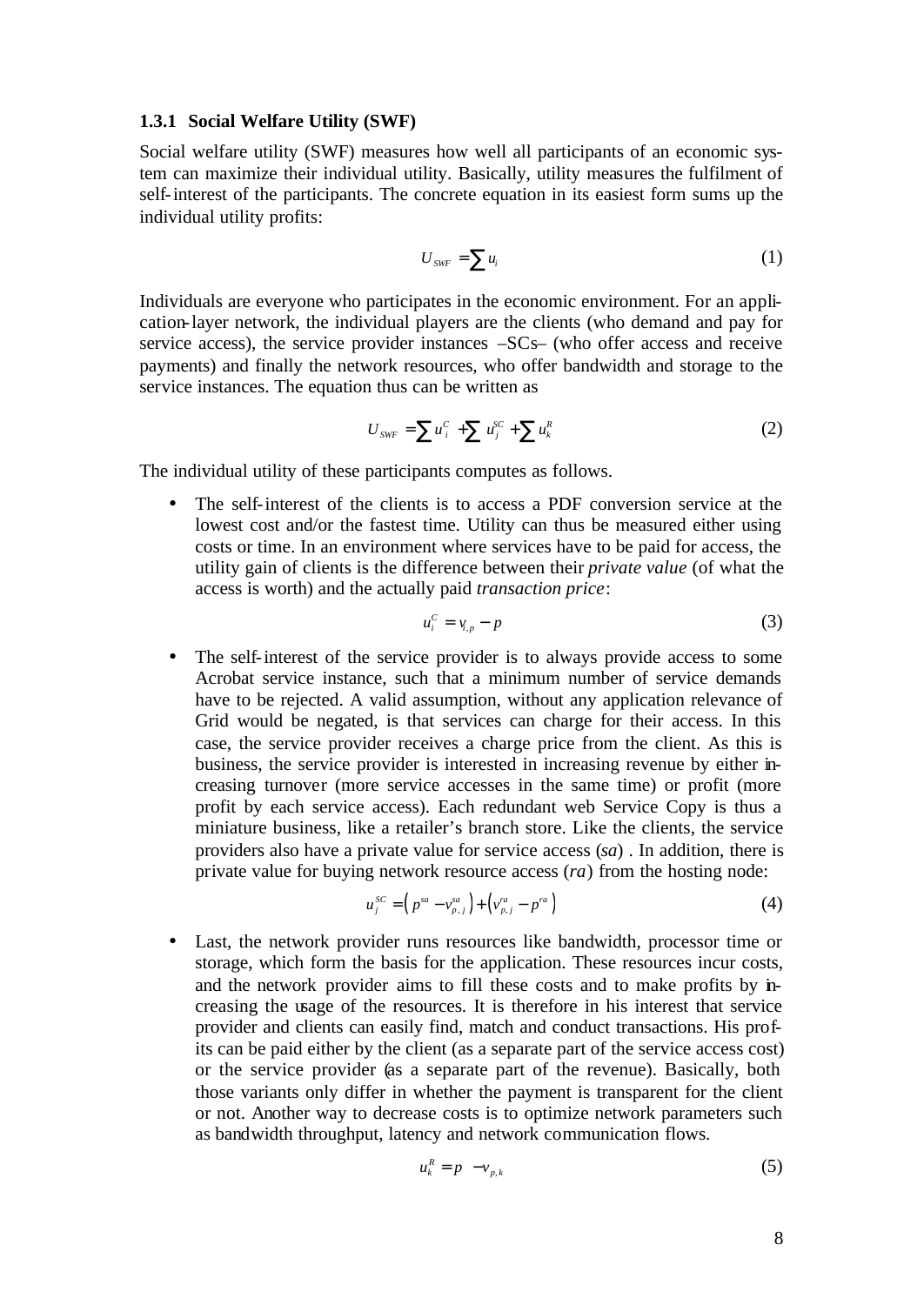### 1.3.1 Social Welfare Utility (SWF)

Social welfare utility (SWF) measures how well all participants of an economic system can maximize their individual utility. Basically, utility measures the fulfilment of self-interest of the participants. The concrete equation in its easiest form sums up the individual utility profits:

$$U_{SWF} = \sum u_i \tag{1}$$

Individuals are everyone who participates in the economic environment. For an application-layer network, the individual players are the clients (who demand and pay for service access), the service provider instances –SCs– (who offer access and receive payments) and finally the network resources, who offer bandwidth and storage to the service instances. The equation thus can be written as

$$U_{SWF} = \sum u_i^C + \sum u_j^{SC} + \sum u_k^R \tag{2}$$

The individual utility of these participants computes as follows.

- The self-interest of the clients is to access a PDF conversion service at the lowest cost and/or the fastest time. Utility can thus be measured either using costs or time. In an environment where services have to be paid for access, the utility gain of clients is the difference between their *private value* (of what the access is worth) and the actually paid *transaction price*:

$$u_i^C = v_{i,p} - p \tag{3}$$

- The self-interest of the service provider is to always provide access to some Acrobat service instance, such that a minimum number of service demands have to be rejected. A valid assumption, without any application relevance of Grid would be negated, is that services can charge for their access. In this case, the service provider receives a charge price from the client. As this is business, the service provider is interested in increasing revenue by either increasing turnover (more service accesses in the same time) or profit (more profit by each service access). Each redundant web Service Copy is thus a miniature business, like a retailer's branch store. Like the clients, the service providers also have a private value for service access (*sa*) . In addition, there is private value for buying network resource access (*ra*) from the hosting node:

$$u_j^{SC} = \left( p^{sa} - v_{p,j}^{sa} \right) + \left( v_{p,j}^{ra} - p^{ra} \right) \tag{4}$$

- Last, the network provider runs resources like bandwidth, processor time or storage, which form the basis for the application. These resources incur costs, and the network provider aims to fill these costs and to make profits by increasing the usage of the resources. It is therefore in his interest that service provider and clients can easily find, match and conduct transactions. His profits can be paid either by the client (as a separate part of the service access cost) or the service provider (as a separate part of the revenue). Basically, both those variants only differ in whether the payment is transparent for the client or not. Another way to decrease costs is to optimize network parameters such as bandwidth throughput, latency and network communication flows.

$$u_k^R = p - v_{p,k} \tag{5}$$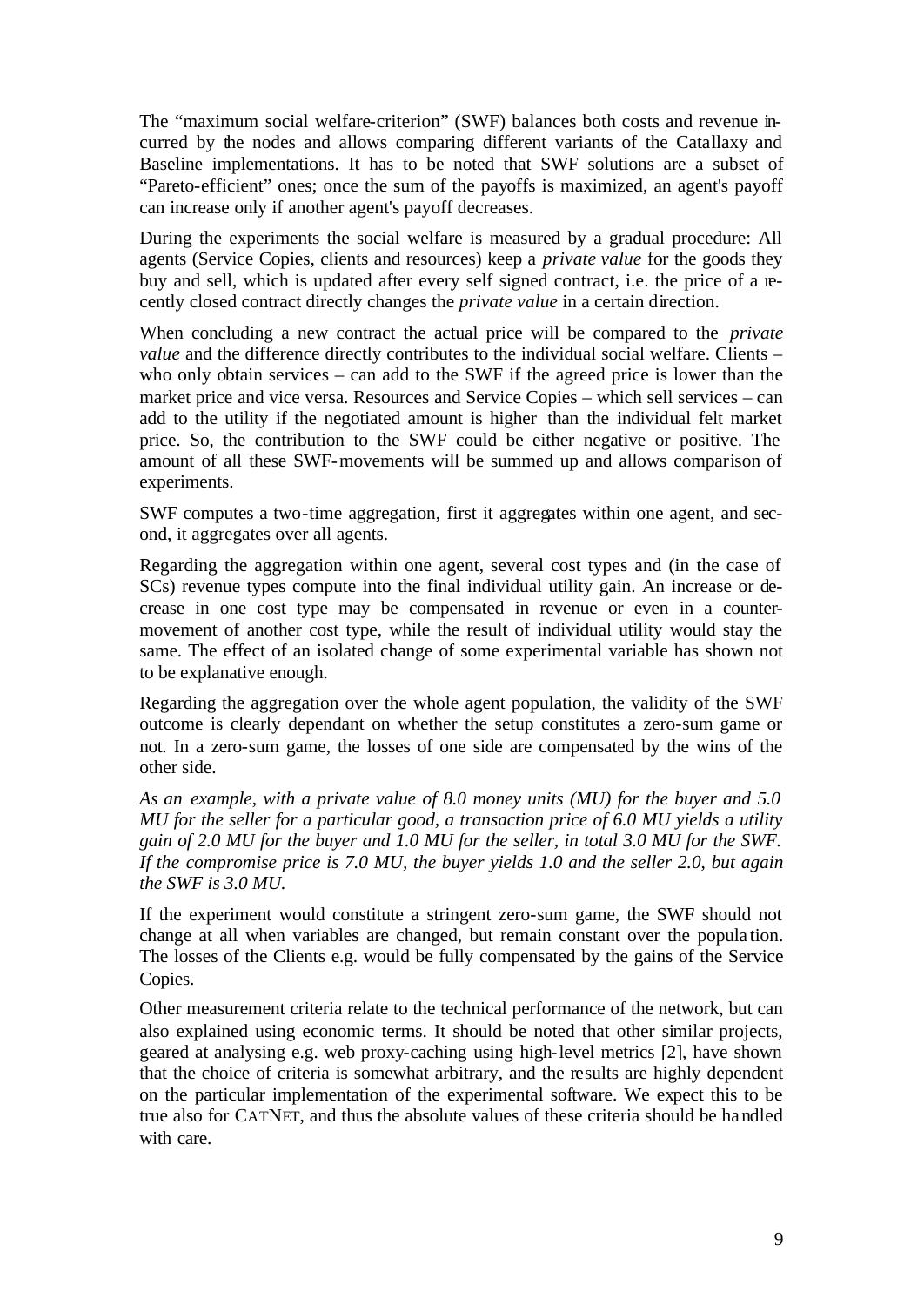The "maximum social welfare-criterion" (SWF) balances both costs and revenue incurred by the nodes and allows comparing different variants of the Catallaxy and Baseline implementations. It has to be noted that SWF solutions are a subset of "Pareto-efficient" ones; once the sum of the payoffs is maximized, an agent's payoff can increase only if another agent's payoff decreases.

During the experiments the social welfare is measured by a gradual procedure: All agents (Service Copies, clients and resources) keep a *private value* for the goods they buy and sell, which is updated after every self signed contract, i.e. the price of a recently closed contract directly changes the *private value* in a certain direction.

When concluding a new contract the actual price will be compared to the *private value* and the difference directly contributes to the individual social welfare. Clients – who only obtain services – can add to the SWF if the agreed price is lower than the market price and vice versa. Resources and Service Copies – which sell services – can add to the utility if the negotiated amount is higher than the individual felt market price. So, the contribution to the SWF could be either negative or positive. The amount of all these SWF-movements will be summed up and allows comparison of experiments.

SWF computes a two-time aggregation, first it aggregates within one agent, and second, it aggregates over all agents.

Regarding the aggregation within one agent, several cost types and (in the case of SCs) revenue types compute into the final individual utility gain. An increase or decrease in one cost type may be compensated in revenue or even in a counter-movement of another cost type, while the result of individual utility would stay the same. The effect of an isolated change of some experimental variable has shown not to be explanative enough.

Regarding the aggregation over the whole agent population, the validity of the SWF outcome is clearly dependant on whether the setup constitutes a zero-sum game or not. In a zero-sum game, the losses of one side are compensated by the wins of the other side.

*As an example, with a private value of 8.0 money units (MU) for the buyer and 5.0 MU for the seller for a particular good, a transaction price of 6.0 MU yields a utility gain of 2.0 MU for the buyer and 1.0 MU for the seller, in total 3.0 MU for the SWF. If the compromise price is 7.0 MU, the buyer yields 1.0 and the seller 2.0, but again the SWF is 3.0 MU.*

If the experiment would constitute a stringent zero-sum game, the SWF should not change at all when variables are changed, but remain constant over the population. The losses of the Clients e.g. would be fully compensated by the gains of the Service Copies.

Other measurement criteria relate to the technical performance of the network, but can also explained using economic terms. It should be noted that other similar projects, geared at analysing e.g. web proxy-caching using high-level metrics [2], have shown that the choice of criteria is somewhat arbitrary, and the results are highly dependent on the particular implementation of the experimental software. We expect this to be true also for CATNET, and thus the absolute values of these criteria should be handled with care.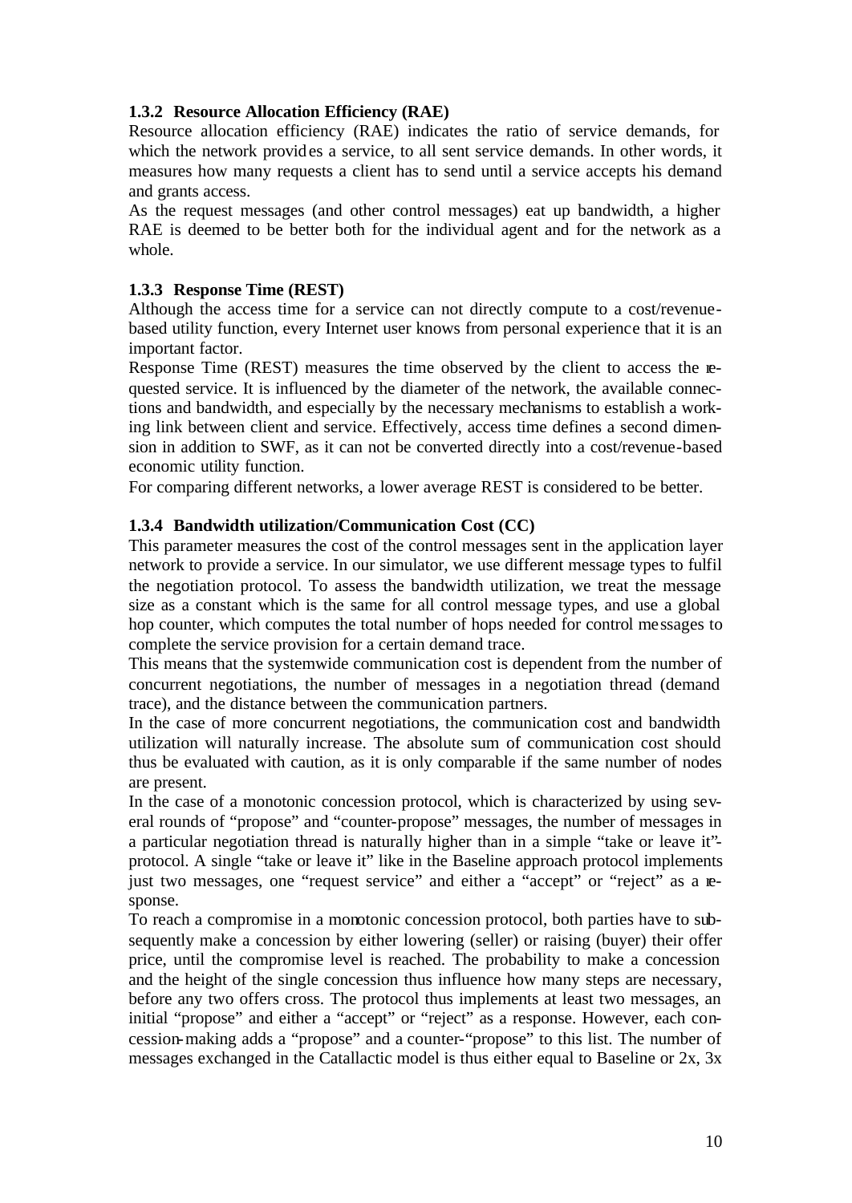### 1.3.2 Resource Allocation Efficiency (RAE)

Resource allocation efficiency (RAE) indicates the ratio of service demands, for which the network provides a service, to all sent service demands. In other words, it measures how many requests a client has to send until a service accepts his demand and grants access.

As the request messages (and other control messages) eat up bandwidth, a higher RAE is deemed to be better both for the individual agent and for the network as a whole.

### 1.3.3 Response Time (REST)

Although the access time for a service can not directly compute to a cost/revenue-based utility function, every Internet user knows from personal experience that it is an important factor.

Response Time (REST) measures the time observed by the client to access the requested service. It is influenced by the diameter of the network, the available connections and bandwidth, and especially by the necessary mechanisms to establish a working link between client and service. Effectively, access time defines a second dimension in addition to SWF, as it can not be converted directly into a cost/revenue-based economic utility function.

For comparing different networks, a lower average REST is considered to be better.

### 1.3.4 Bandwidth utilization/Communication Cost (CC)

This parameter measures the cost of the control messages sent in the application layer network to provide a service. In our simulator, we use different message types to fulfil the negotiation protocol. To assess the bandwidth utilization, we treat the message size as a constant which is the same for all control message types, and use a global hop counter, which computes the total number of hops needed for control messages to complete the service provision for a certain demand trace.

This means that the systemwide communication cost is dependent from the number of concurrent negotiations, the number of messages in a negotiation thread (demand trace), and the distance between the communication partners.

In the case of more concurrent negotiations, the communication cost and bandwidth utilization will naturally increase. The absolute sum of communication cost should thus be evaluated with caution, as it is only comparable if the same number of nodes are present.

In the case of a monotonic concession protocol, which is characterized by using several rounds of "propose" and "counter-propose" messages, the number of messages in a particular negotiation thread is naturally higher than in a simple "take or leave it"-protocol. A single "take or leave it" like in the Baseline approach protocol implements just two messages, one "request service" and either a "accept" or "reject" as a response.

To reach a compromise in a monotonic concession protocol, both parties have to subsequently make a concession by either lowering (seller) or raising (buyer) their offer price, until the compromise level is reached. The probability to make a concession and the height of the single concession thus influence how many steps are necessary, before any two offers cross. The protocol thus implements at least two messages, an initial "propose" and either a "accept" or "reject" as a response. However, each concession-making adds a "propose" and a counter-"propose" to this list. The number of messages exchanged in the Catallactic model is thus either equal to Baseline or 2x, 3x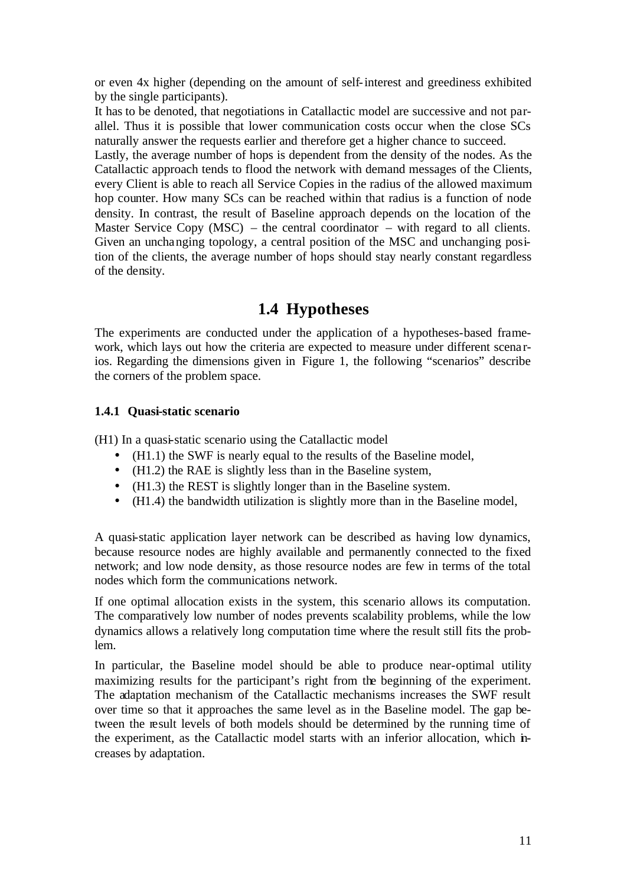or even 4x higher (depending on the amount of self-interest and greediness exhibited by the single participants).

It has to be denoted, that negotiations in Catallactic model are successive and not parallel. Thus it is possible that lower communication costs occur when the close SCs naturally answer the requests earlier and therefore get a higher chance to succeed.

Lastly, the average number of hops is dependent from the density of the nodes. As the Catallactic approach tends to flood the network with demand messages of the Clients, every Client is able to reach all Service Copies in the radius of the allowed maximum hop counter. How many SCs can be reached within that radius is a function of node density. In contrast, the result of Baseline approach depends on the location of the Master Service Copy (MSC) – the central coordinator – with regard to all clients. Given an unchanging topology, a central position of the MSC and unchanging position of the clients, the average number of hops should stay nearly constant regardless of the density.

## 1.4 Hypotheses

The experiments are conducted under the application of a hypotheses-based framework, which lays out how the criteria are expected to measure under different scenarios. Regarding the dimensions given in Figure 1, the following "scenarios" describe the corners of the problem space.

### 1.4.1 Quasi-static scenario

(H1) In a quasi-static scenario using the Catallactic model

- (H1.1) the SWF is nearly equal to the results of the Baseline model,
- (H1.2) the RAE is slightly less than in the Baseline system,
- (H1.3) the REST is slightly longer than in the Baseline system.
- (H1.4) the bandwidth utilization is slightly more than in the Baseline model,

A quasi-static application layer network can be described as having low dynamics, because resource nodes are highly available and permanently connected to the fixed network; and low node density, as those resource nodes are few in terms of the total nodes which form the communications network.

If one optimal allocation exists in the system, this scenario allows its computation. The comparatively low number of nodes prevents scalability problems, while the low dynamics allows a relatively long computation time where the result still fits the problem.

In particular, the Baseline model should be able to produce near-optimal utility maximizing results for the participant's right from the beginning of the experiment. The adaptation mechanism of the Catallactic mechanisms increases the SWF result over time so that it approaches the same level as in the Baseline model. The gap between the result levels of both models should be determined by the running time of the experiment, as the Catallactic model starts with an inferior allocation, which increases by adaptation.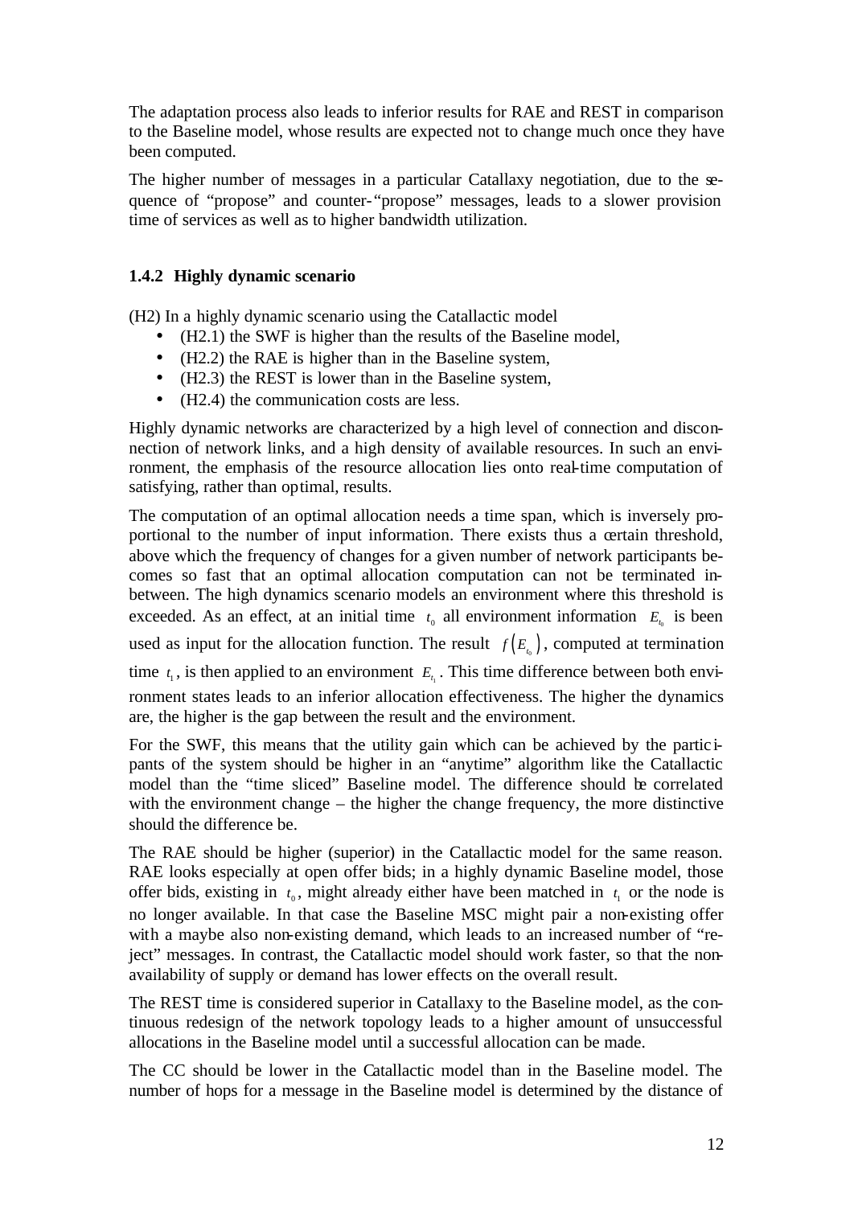The adaptation process also leads to inferior results for RAE and REST in comparison to the Baseline model, whose results are expected not to change much once they have been computed.

The higher number of messages in a particular Catallaxy negotiation, due to the sequence of "propose" and counter-"propose" messages, leads to a slower provision time of services as well as to higher bandwidth utilization.

### 1.4.2 Highly dynamic scenario

(H2) In a highly dynamic scenario using the Catallactic model

- (H2.1) the SWF is higher than the results of the Baseline model,
- (H2.2) the RAE is higher than in the Baseline system,
- (H2.3) the REST is lower than in the Baseline system,
- (H2.4) the communication costs are less.

Highly dynamic networks are characterized by a high level of connection and disconnection of network links, and a high density of available resources. In such an environment, the emphasis of the resource allocation lies onto real-time computation of satisfying, rather than optimal, results.

The computation of an optimal allocation needs a time span, which is inversely proportional to the number of input information. There exists thus a certain threshold, above which the frequency of changes for a given number of network participants becomes so fast that an optimal allocation computation can not be terminated in-between. The high dynamics scenario models an environment where this threshold is exceeded. As an effect, at an initial time $t_0$ all environment information $E_{t_0}$ is been used as input for the allocation function. The result $f\left(E_{t_0}\right)$, computed at termination time $t_1$, is then applied to an environment $E_{t_1}$. This time difference between both environment states leads to an inferior allocation effectiveness. The higher the dynamics are, the higher is the gap between the result and the environment.

For the SWF, this means that the utility gain which can be achieved by the participants of the system should be higher in an "anytime" algorithm like the Catallactic model than the "time sliced" Baseline model. The difference should be correlated with the environment change – the higher the change frequency, the more distinctive should the difference be.

The RAE should be higher (superior) in the Catallactic model for the same reason. RAE looks especially at open offer bids; in a highly dynamic Baseline model, those offer bids, existing in $t_0$, might already either have been matched in $t_1$ or the node is no longer available. In that case the Baseline MSC might pair a non-existing offer with a maybe also non-existing demand, which leads to an increased number of "reject" messages. In contrast, the Catallactic model should work faster, so that the non-availability of supply or demand has lower effects on the overall result.

The REST time is considered superior in Catallaxy to the Baseline model, as the continuous redesign of the network topology leads to a higher amount of unsuccessful allocations in the Baseline model until a successful allocation can be made.

The CC should be lower in the Catallactic model than in the Baseline model. The number of hops for a message in the Baseline model is determined by the distance of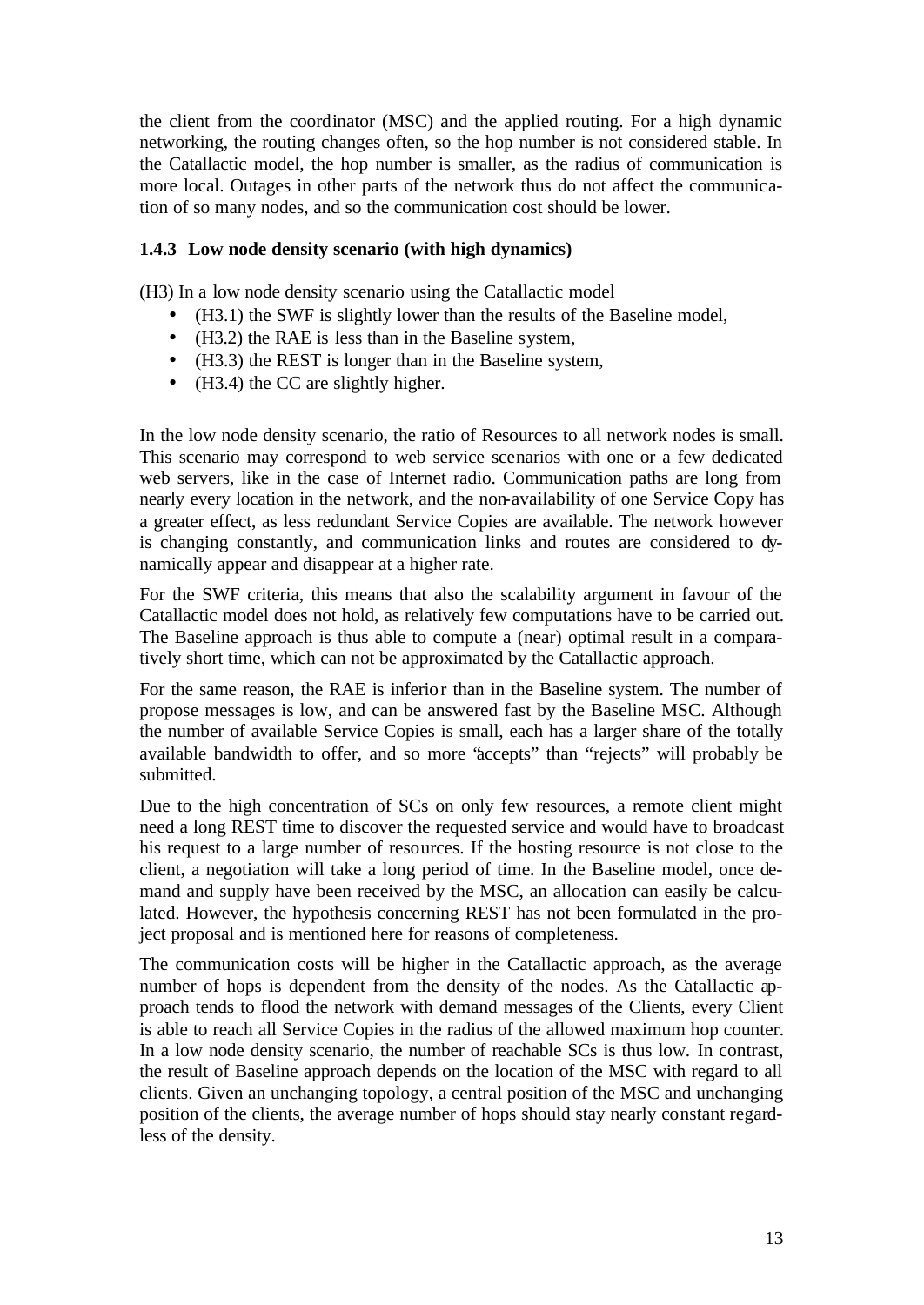the client from the coordinator (MSC) and the applied routing. For a high dynamic networking, the routing changes often, so the hop number is not considered stable. In the Catallactic model, the hop number is smaller, as the radius of communication is more local. Outages in other parts of the network thus do not affect the communication of so many nodes, and so the communication cost should be lower.

### 1.4.3 Low node density scenario (with high dynamics)

(H3) In a low node density scenario using the Catallactic model

- (H3.1) the SWF is slightly lower than the results of the Baseline model,
- (H3.2) the RAE is less than in the Baseline system,
- (H3.3) the REST is longer than in the Baseline system,
- (H3.4) the CC are slightly higher.

In the low node density scenario, the ratio of Resources to all network nodes is small. This scenario may correspond to web service scenarios with one or a few dedicated web servers, like in the case of Internet radio. Communication paths are long from nearly every location in the network, and the non-availability of one Service Copy has a greater effect, as less redundant Service Copies are available. The network however is changing constantly, and communication links and routes are considered to dynamically appear and disappear at a higher rate.

For the SWF criteria, this means that also the scalability argument in favour of the Catallactic model does not hold, as relatively few computations have to be carried out. The Baseline approach is thus able to compute a (near) optimal result in a comparatively short time, which can not be approximated by the Catallactic approach.

For the same reason, the RAE is inferior than in the Baseline system. The number of propose messages is low, and can be answered fast by the Baseline MSC. Although the number of available Service Copies is small, each has a larger share of the totally available bandwidth to offer, and so more "accepts" than "rejects" will probably be submitted.

Due to the high concentration of SCs on only few resources, a remote client might need a long REST time to discover the requested service and would have to broadcast his request to a large number of resources. If the hosting resource is not close to the client, a negotiation will take a long period of time. In the Baseline model, once demand and supply have been received by the MSC, an allocation can easily be calculated. However, the hypothesis concerning REST has not been formulated in the project proposal and is mentioned here for reasons of completeness.

The communication costs will be higher in the Catallactic approach, as the average number of hops is dependent from the density of the nodes. As the Catallactic approach tends to flood the network with demand messages of the Clients, every Client is able to reach all Service Copies in the radius of the allowed maximum hop counter. In a low node density scenario, the number of reachable SCs is thus low. In contrast, the result of Baseline approach depends on the location of the MSC with regard to all clients. Given an unchanging topology, a central position of the MSC and unchanging position of the clients, the average number of hops should stay nearly constant regardless of the density.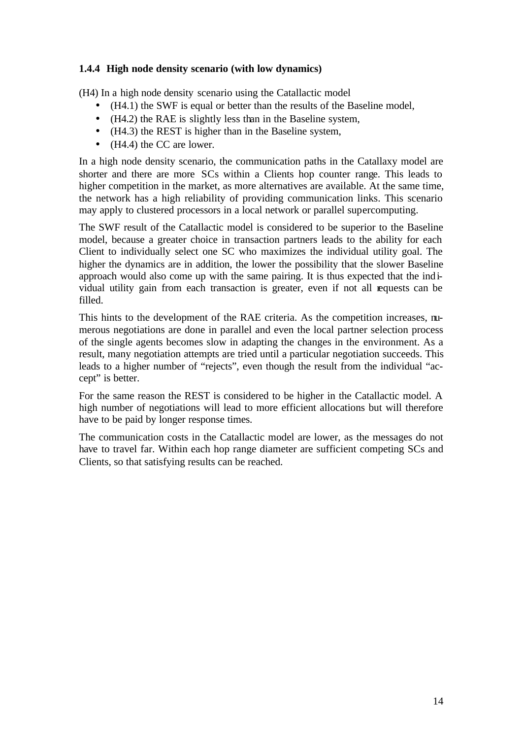### 1.4.4 High node density scenario (with low dynamics)

(H4) In a high node density scenario using the Catallactic model

- (H4.1) the SWF is equal or better than the results of the Baseline model,
- (H4.2) the RAE is slightly less than in the Baseline system,
- (H4.3) the REST is higher than in the Baseline system,
- (H4.4) the CC are lower.

In a high node density scenario, the communication paths in the Catallaxy model are shorter and there are more SCs within a Clients hop counter range. This leads to higher competition in the market, as more alternatives are available. At the same time, the network has a high reliability of providing communication links. This scenario may apply to clustered processors in a local network or parallel supercomputing.

The SWF result of the Catallactic model is considered to be superior to the Baseline model, because a greater choice in transaction partners leads to the ability for each Client to individually select one SC who maximizes the individual utility goal. The higher the dynamics are in addition, the lower the possibility that the slower Baseline approach would also come up with the same pairing. It is thus expected that the individual utility gain from each transaction is greater, even if not all requests can be filled.

This hints to the development of the RAE criteria. As the competition increases, numerous negotiations are done in parallel and even the local partner selection process of the single agents becomes slow in adapting the changes in the environment. As a result, many negotiation attempts are tried until a particular negotiation succeeds. This leads to a higher number of "rejects", even though the result from the individual "accept" is better.

For the same reason the REST is considered to be higher in the Catallactic model. A high number of negotiations will lead to more efficient allocations but will therefore have to be paid by longer response times.

The communication costs in the Catallactic model are lower, as the messages do not have to travel far. Within each hop range diameter are sufficient competing SCs and Clients, so that satisfying results can be reached.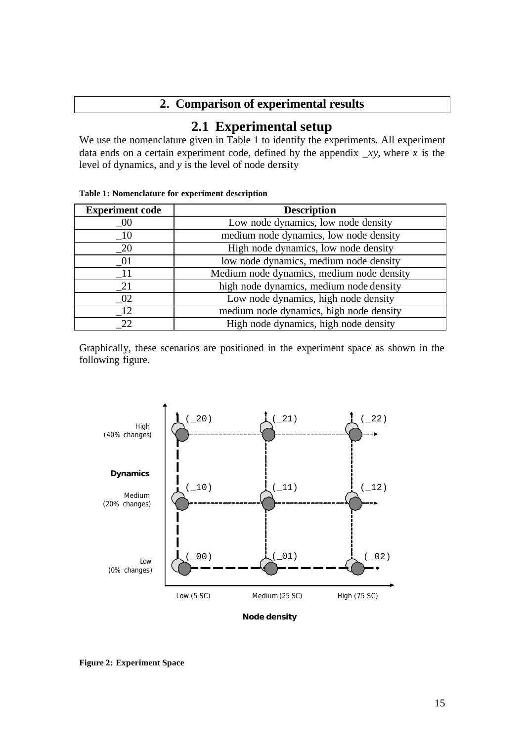## 2. Comparison of experimental results

### 2.1 Experimental setup

We use the nomenclature given in Table 1 to identify the experiments. All experiment data ends on a certain experiment code, defined by the appendix *_xy*, where *x* is the level of dynamics, and *y* is the level of node density

**Table 1: Nomenclature for experiment description**

| Experiment code | Description |
|---|---|
| _00 | Low node dynamics, low node density |
| _10 | medium node dynamics, low node density |
| _20 | High node dynamics, low node density |
| _01 | low node dynamics, medium node density |
| _11 | Medium node dynamics, medium node density |
| _21 | high node dynamics, medium node density |
| _02 | Low node dynamics, high node density |
| _12 | medium node dynamics, high node density |
| _22 | High node dynamics, high node density |

Graphically, these scenarios are positioned in the experiment space as shown in the following figure.

Dynamics: High (40% changes), Medium (20% changes), Low (0% changes)

Node density: Low (5 SC), Medium (25 SC), High (75 SC)

(_20) (_21) (_22)
(_10) (_11) (_12)
(_00) (_01) (_02)

**Figure 2: Experiment Space**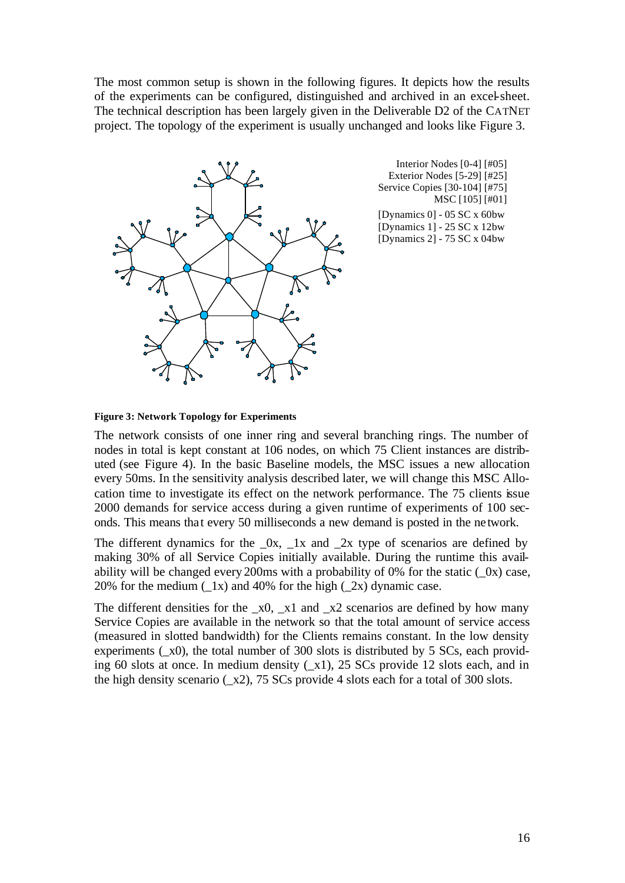The most common setup is shown in the following figures. It depicts how the results of the experiments can be configured, distinguished and archived in an excel-sheet. The technical description has been largely given in the Deliverable D2 of the CATNET project. The topology of the experiment is usually unchanged and looks like Figure 3.

Interior Nodes [0-4] [#05]
Exterior Nodes [5-29] [#25]
Service Copies [30-104] [#75]
MSC [105] [#01]

[Dynamics 0] - 05 SC x 60bw
[Dynamics 1] - 25 SC x 12bw
[Dynamics 2] - 75 SC x 04bw

**Figure 3: Network Topology for Experiments**

The network consists of one inner ring and several branching rings. The number of nodes in total is kept constant at 106 nodes, on which 75 Client instances are distributed (see Figure 4). In the basic Baseline models, the MSC issues a new allocation every 50ms. In the sensitivity analysis described later, we will change this MSC Allocation time to investigate its effect on the network performance. The 75 clients issue 2000 demands for service access during a given runtime of experiments of 100 seconds. This means that every 50 milliseconds a new demand is posted in the network.

The different dynamics for the _0x, _1x and _2x type of scenarios are defined by making 30% of all Service Copies initially available. During the runtime this availability will be changed every 200ms with a probability of 0% for the static (_0x) case, 20% for the medium (_1x) and 40% for the high (_2x) dynamic case.

The different densities for the _x0, _x1 and _x2 scenarios are defined by how many Service Copies are available in the network so that the total amount of service access (measured in slotted bandwidth) for the Clients remains constant. In the low density experiments (_x0), the total number of 300 slots is distributed by 5 SCs, each providing 60 slots at once. In medium density (_x1), 25 SCs provide 12 slots each, and in the high density scenario (_x2), 75 SCs provide 4 slots each for a total of 300 slots.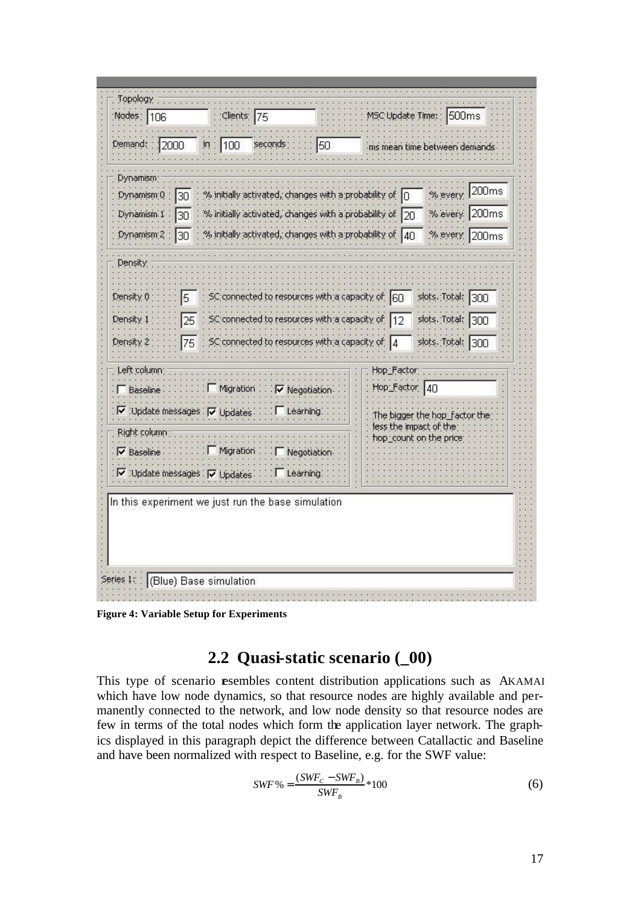| Topology | | | |
| --- | --- | --- | --- |
| Nodes: 106 | Clients: 75 | | MSC Update Time: 500ms |
| Demand: 2000 in 100 seconds | 50 ms mean time between demands | | |

Dynamism:

- Dynamism 0: 30 % initially activated, changes with a probability of 0 % every 200ms
- Dynamism 1: 30 % initially activated, changes with a probability of 20 % every 200ms
- Dynamism 2: 30 % initially activated, changes with a probability of 40 % every 200ms

Density:

- Density 0: 5 SC connected to resources with a capacity of 60 slots. Total: 300
- Density 1: 25 SC connected to resources with a capacity of 12 slots. Total: 300
- Density 2: 75 SC connected to resources with a capacity of 4 slots. Total: 300

Left column:

- [ ] Baseline [ ] Migration [x] Negotiation
- [x] Update messages [x] Updates [ ] Learning

Right column:

- [x] Baseline [ ] Migration [ ] Negotiation
- [x] Update messages [x] Updates [ ] Learning

Hop_Factor:

Hop_Factor 40

The bigger the hop_factor the less the impact of the hop_count on the price

In this experiment we just run the base simulation

Series 1: (Blue) Base simulation

**Figure 4: Variable Setup for Experiments**

## 2.2 Quasi-static scenario (_00)

This type of scenario resembles content distribution applications such as AKAMAI which have low node dynamics, so that resource nodes are highly available and permanently connected to the network, and low node density so that resource nodes are few in terms of the total nodes which form the application layer network. The graphics displayed in this paragraph depict the difference between Catallactic and Baseline and have been normalized with respect to Baseline, e.g. for the SWF value:

$$SWF\% = \frac{(SWF_C - SWF_B)}{SWF_B} * 100 \tag{6}$$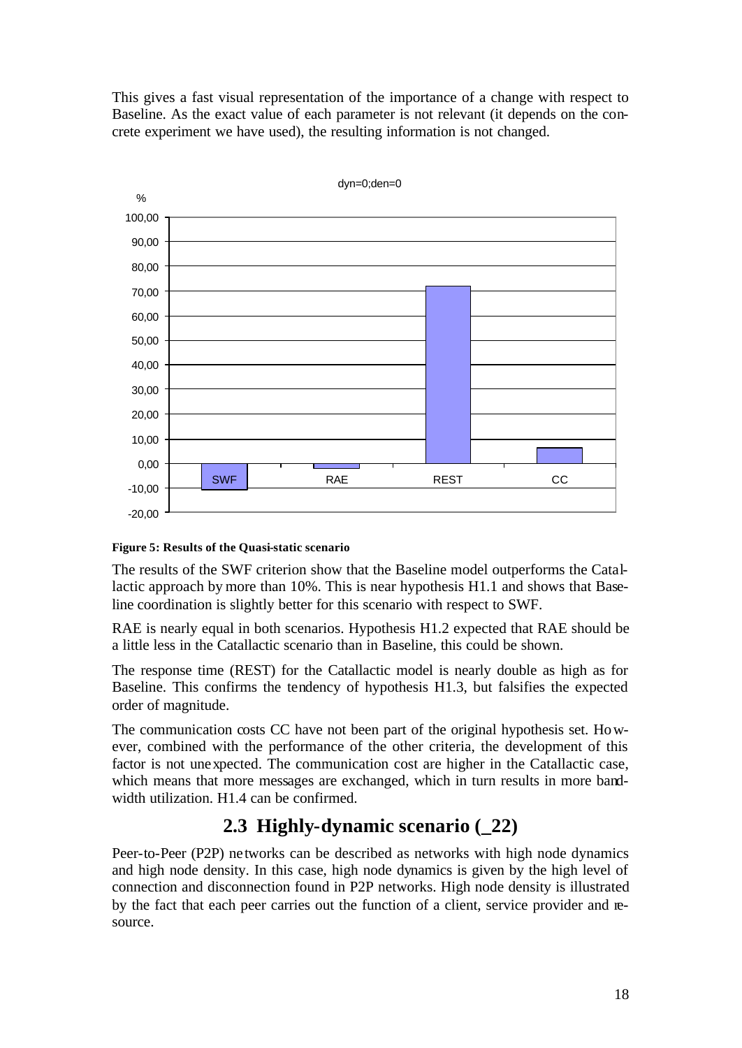This gives a fast visual representation of the importance of a change with respect to Baseline. As the exact value of each parameter is not relevant (it depends on the concrete experiment we have used), the resulting information is not changed.

**Figure 5: Results of the Quasi-static scenario**

The results of the SWF criterion show that the Baseline model outperforms the Catallactic approach by more than 10%. This is near hypothesis H1.1 and shows that Baseline coordination is slightly better for this scenario with respect to SWF.

RAE is nearly equal in both scenarios. Hypothesis H1.2 expected that RAE should be a little less in the Catallactic scenario than in Baseline, this could be shown.

The response time (REST) for the Catallactic model is nearly double as high as for Baseline. This confirms the tendency of hypothesis H1.3, but falsifies the expected order of magnitude.

The communication costs CC have not been part of the original hypothesis set. However, combined with the performance of the other criteria, the development of this factor is not unexpected. The communication cost are higher in the Catallactic case, which means that more messages are exchanged, which in turn results in more bandwidth utilization. H1.4 can be confirmed.

## 2.3 Highly-dynamic scenario (_22)

Peer-to-Peer (P2P) networks can be described as networks with high node dynamics and high node density. In this case, high node dynamics is given by the high level of connection and disconnection found in P2P networks. High node density is illustrated by the fact that each peer carries out the function of a client, service provider and resource.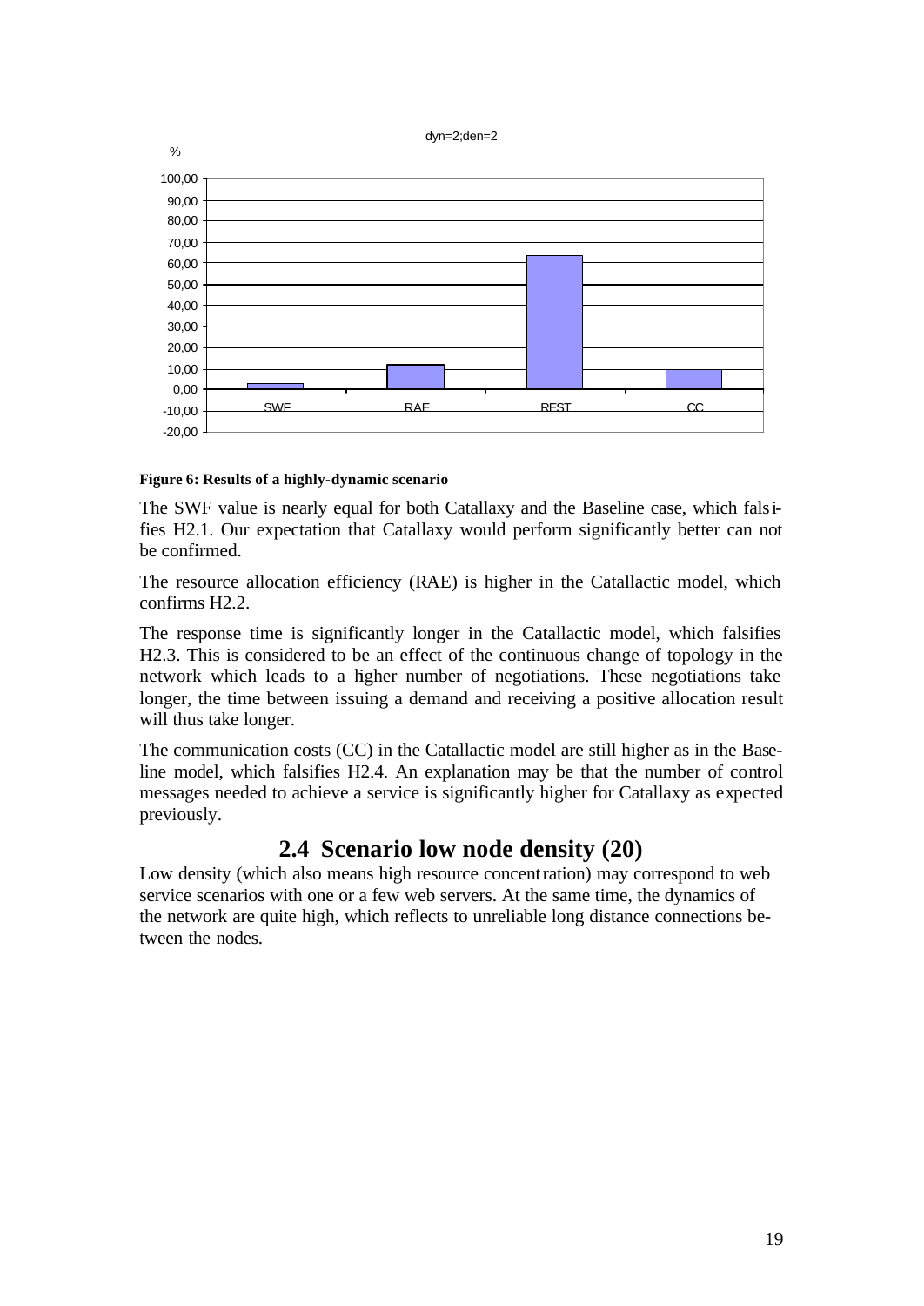**Figure 6: Results of a highly-dynamic scenario**

The SWF value is nearly equal for both Catallaxy and the Baseline case, which falsifies H2.1. Our expectation that Catallaxy would perform significantly better can not be confirmed.

The resource allocation efficiency (RAE) is higher in the Catallactic model, which confirms H2.2.

The response time is significantly longer in the Catallactic model, which falsifies H2.3. This is considered to be an effect of the continuous change of topology in the network which leads to a higher number of negotiations. These negotiations take longer, the time between issuing a demand and receiving a positive allocation result will thus take longer.

The communication costs (CC) in the Catallactic model are still higher as in the Baseline model, which falsifies H2.4. An explanation may be that the number of control messages needed to achieve a service is significantly higher for Catallaxy as expected previously.

## 2.4 Scenario low node density (20)

Low density (which also means high resource concentration) may correspond to web service scenarios with one or a few web servers. At the same time, the dynamics of the network are quite high, which reflects to unreliable long distance connections between the nodes.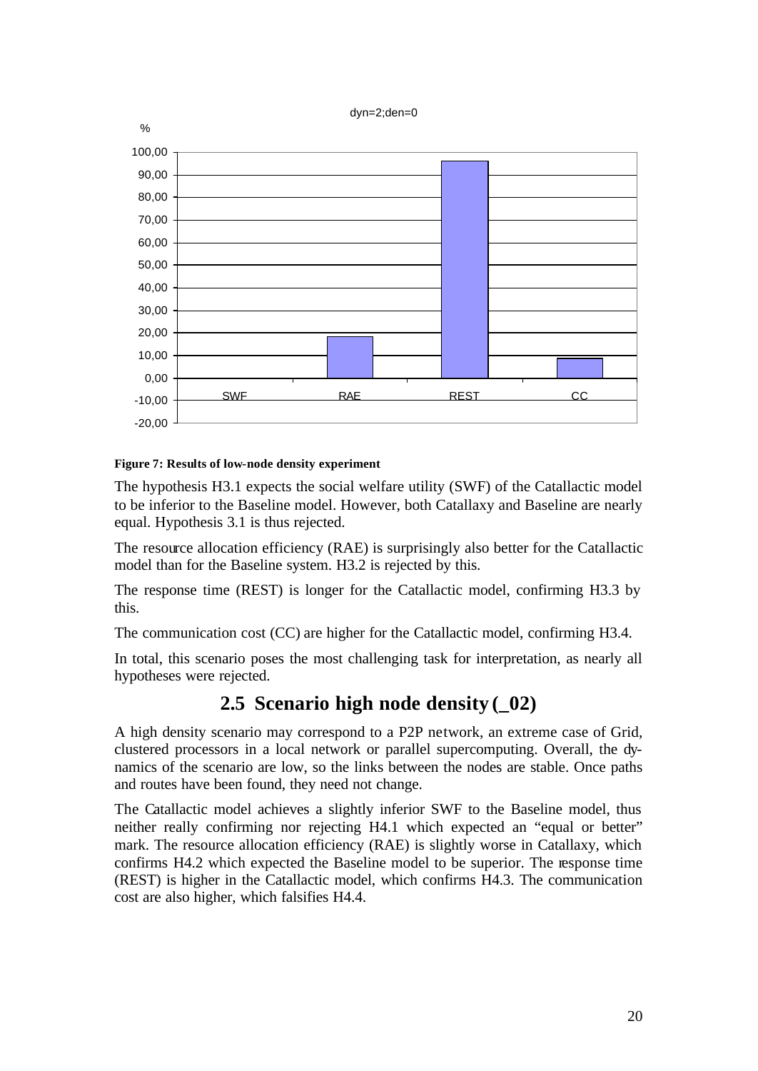**Figure 7: Results of low-node density experiment**

The hypothesis H3.1 expects the social welfare utility (SWF) of the Catallactic model to be inferior to the Baseline model. However, both Catallaxy and Baseline are nearly equal. Hypothesis 3.1 is thus rejected.

The resource allocation efficiency (RAE) is surprisingly also better for the Catallactic model than for the Baseline system. H3.2 is rejected by this.

The response time (REST) is longer for the Catallactic model, confirming H3.3 by this.

The communication cost (CC) are higher for the Catallactic model, confirming H3.4.

In total, this scenario poses the most challenging task for interpretation, as nearly all hypotheses were rejected.

## 2.5 Scenario high node density (_02)

A high density scenario may correspond to a P2P network, an extreme case of Grid, clustered processors in a local network or parallel supercomputing. Overall, the dynamics of the scenario are low, so the links between the nodes are stable. Once paths and routes have been found, they need not change.

The Catallactic model achieves a slightly inferior SWF to the Baseline model, thus neither really confirming nor rejecting H4.1 which expected an "equal or better" mark. The resource allocation efficiency (RAE) is slightly worse in Catallaxy, which confirms H4.2 which expected the Baseline model to be superior. The response time (REST) is higher in the Catallactic model, which confirms H4.3. The communication cost are also higher, which falsifies H4.4.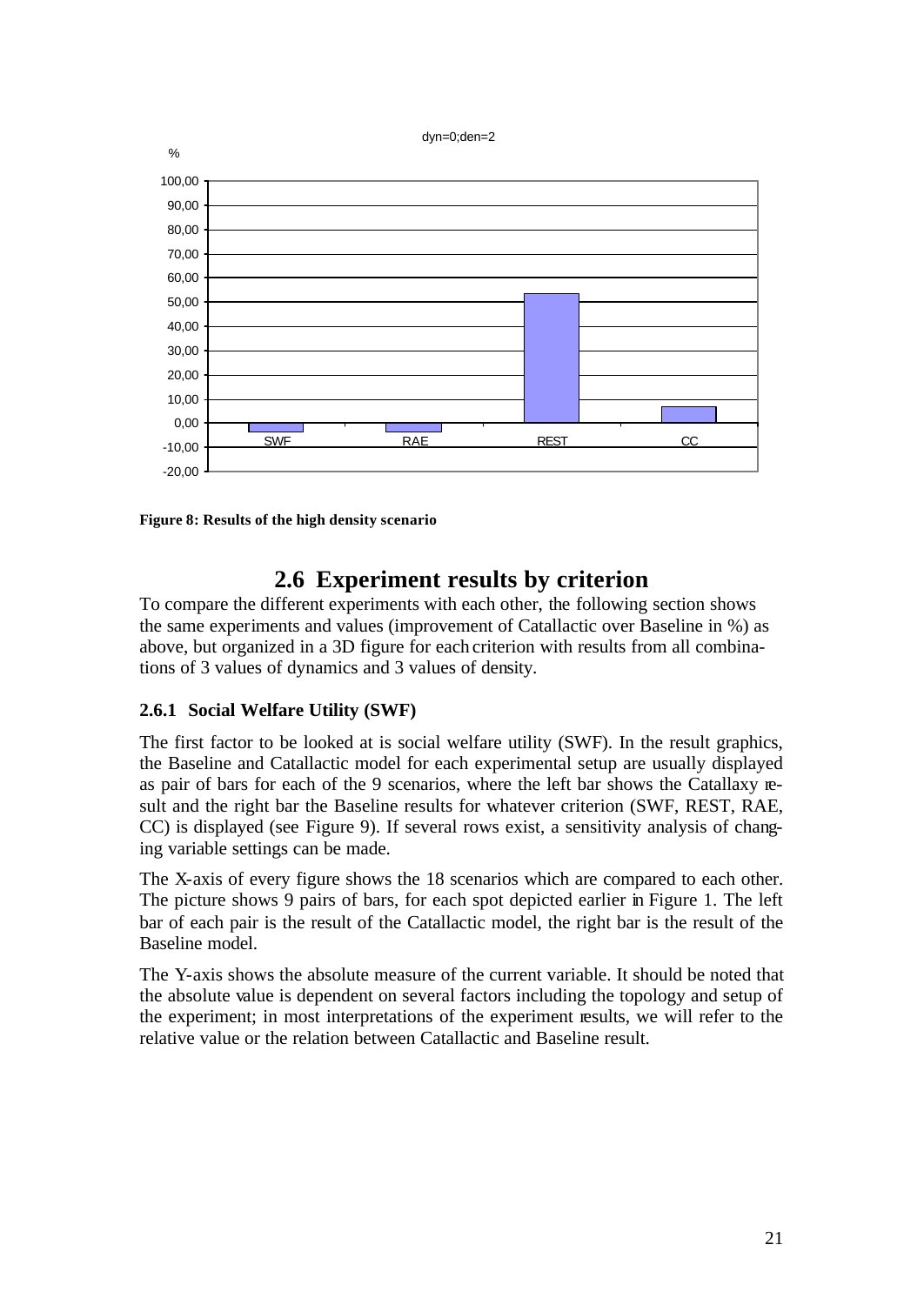Figure 8: Results of the high density scenario

## 2.6 Experiment results by criterion

To compare the different experiments with each other, the following section shows the same experiments and values (improvement of Catallactic over Baseline in %) as above, but organized in a 3D figure for each criterion with results from all combinations of 3 values of dynamics and 3 values of density.

### 2.6.1 Social Welfare Utility (SWF)

The first factor to be looked at is social welfare utility (SWF). In the result graphics, the Baseline and Catallactic model for each experimental setup are usually displayed as pair of bars for each of the 9 scenarios, where the left bar shows the Catallaxy result and the right bar the Baseline results for whatever criterion (SWF, REST, RAE, CC) is displayed (see Figure 9). If several rows exist, a sensitivity analysis of changing variable settings can be made.

The X-axis of every figure shows the 18 scenarios which are compared to each other. The picture shows 9 pairs of bars, for each spot depicted earlier in Figure 1. The left bar of each pair is the result of the Catallactic model, the right bar is the result of the Baseline model.

The Y-axis shows the absolute measure of the current variable. It should be noted that the absolute value is dependent on several factors including the topology and setup of the experiment; in most interpretations of the experiment results, we will refer to the relative value or the relation between Catallactic and Baseline result.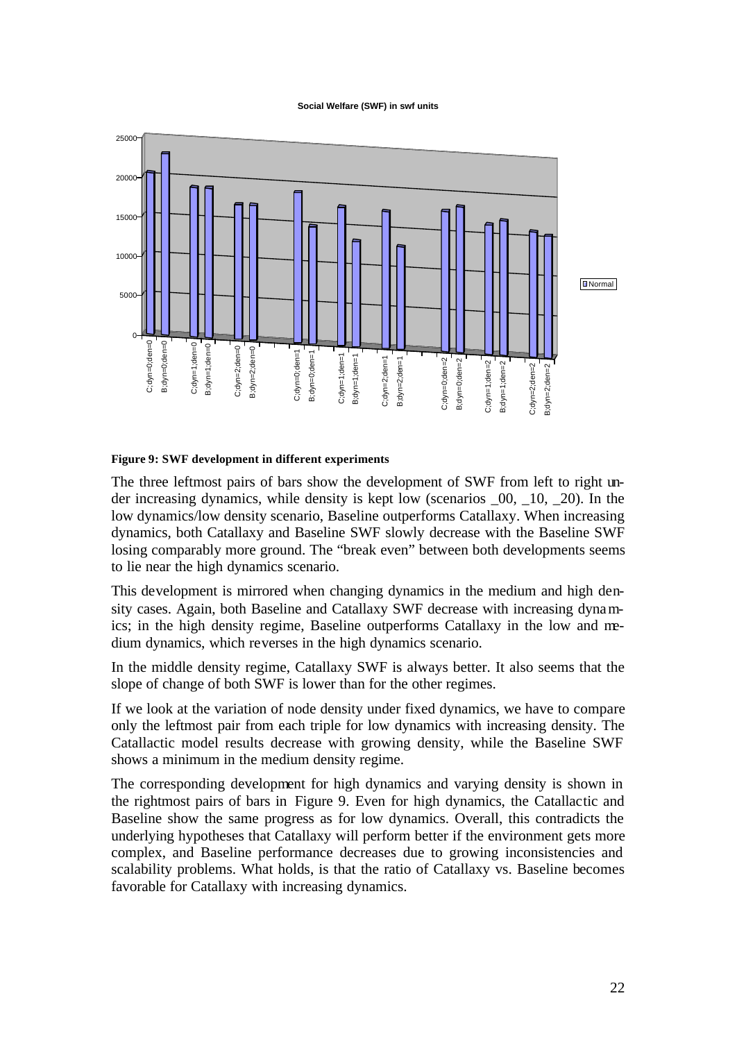**Figure 9: SWF development in different experiments**

The three leftmost pairs of bars show the development of SWF from left to right under increasing dynamics, while density is kept low (scenarios _00, _10, _20). In the low dynamics/low density scenario, Baseline outperforms Catallaxy. When increasing dynamics, both Catallaxy and Baseline SWF slowly decrease with the Baseline SWF losing comparably more ground. The "break even" between both developments seems to lie near the high dynamics scenario.

This development is mirrored when changing dynamics in the medium and high density cases. Again, both Baseline and Catallaxy SWF decrease with increasing dynamics; in the high density regime, Baseline outperforms Catallaxy in the low and medium dynamics, which reverses in the high dynamics scenario.

In the middle density regime, Catallaxy SWF is always better. It also seems that the slope of change of both SWF is lower than for the other regimes.

If we look at the variation of node density under fixed dynamics, we have to compare only the leftmost pair from each triple for low dynamics with increasing density. The Catallactic model results decrease with growing density, while the Baseline SWF shows a minimum in the medium density regime.

The corresponding development for high dynamics and varying density is shown in the rightmost pairs of bars in Figure 9. Even for high dynamics, the Catallactic and Baseline show the same progress as for low dynamics. Overall, this contradicts the underlying hypotheses that Catallaxy will perform better if the environment gets more complex, and Baseline performance decreases due to growing inconsistencies and scalability problems. What holds, is that the ratio of Catallaxy vs. Baseline becomes favorable for Catallaxy with increasing dynamics.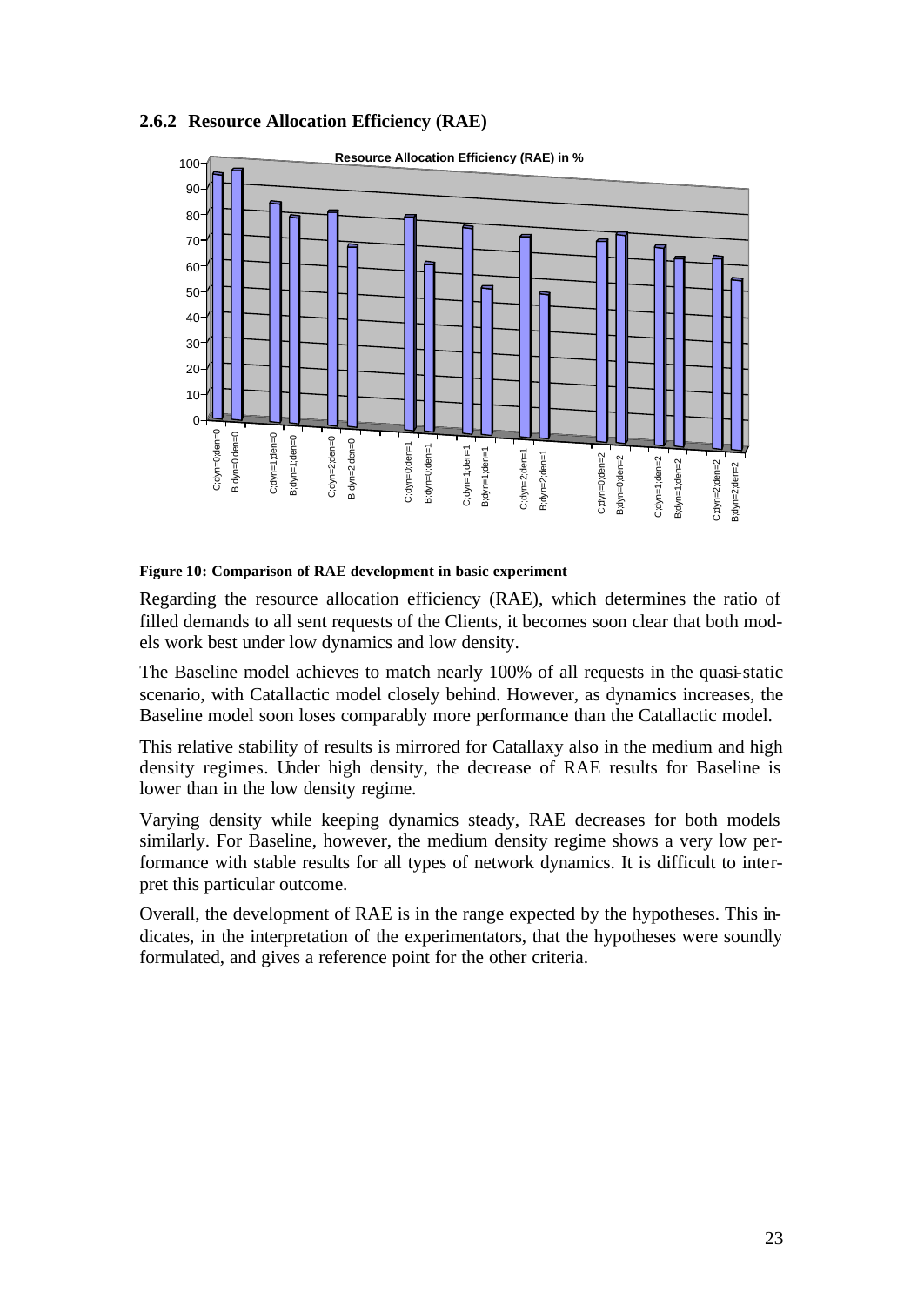### 2.6.2 Resource Allocation Efficiency (RAE)

**Figure 10: Comparison of RAE development in basic experiment**

Regarding the resource allocation efficiency (RAE), which determines the ratio of filled demands to all sent requests of the Clients, it becomes soon clear that both models work best under low dynamics and low density.

The Baseline model achieves to match nearly 100% of all requests in the quasi-static scenario, with Catallactic model closely behind. However, as dynamics increases, the Baseline model soon loses comparably more performance than the Catallactic model.

This relative stability of results is mirrored for Catallaxy also in the medium and high density regimes. Under high density, the decrease of RAE results for Baseline is lower than in the low density regime.

Varying density while keeping dynamics steady, RAE decreases for both models similarly. For Baseline, however, the medium density regime shows a very low performance with stable results for all types of network dynamics. It is difficult to interpret this particular outcome.

Overall, the development of RAE is in the range expected by the hypotheses. This indicates, in the interpretation of the experimentators, that the hypotheses were soundly formulated, and gives a reference point for the other criteria.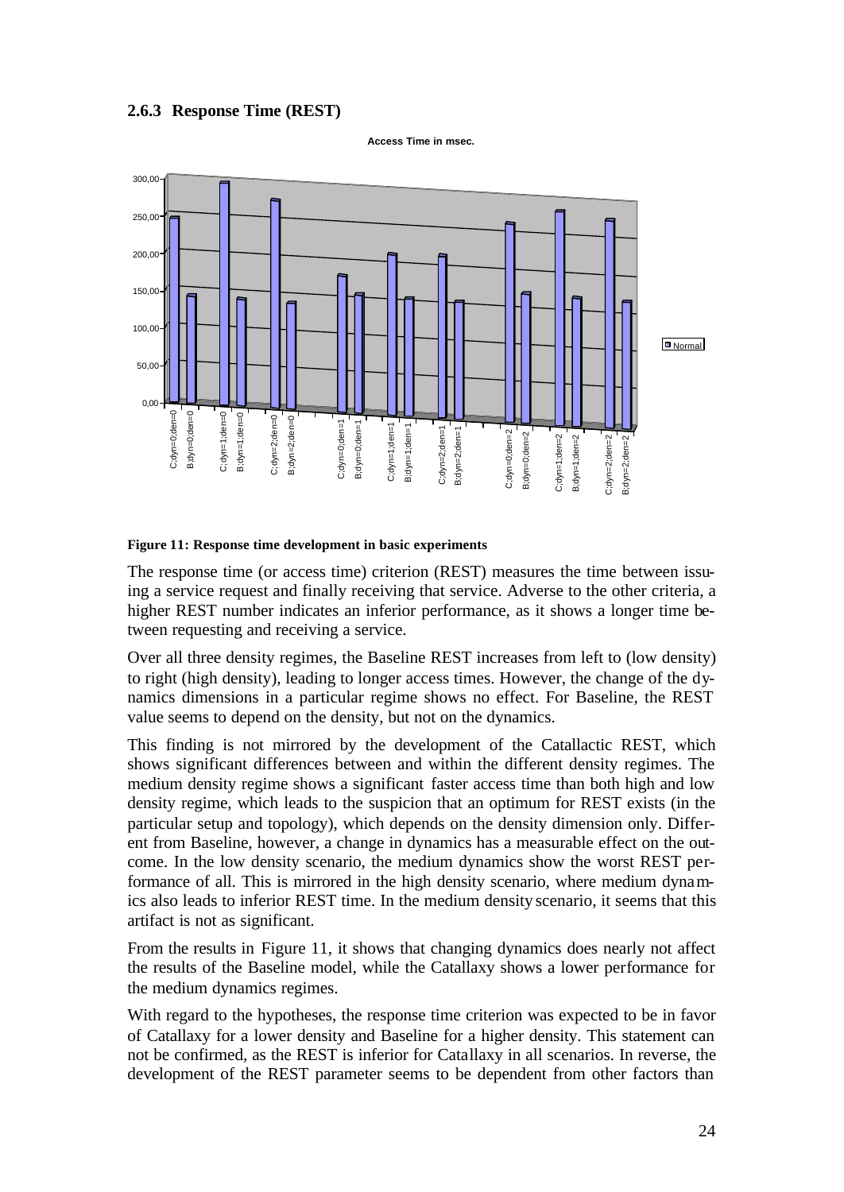### 2.6.3 Response Time (REST)

**Figure 11: Response time development in basic experiments**

The response time (or access time) criterion (REST) measures the time between issuing a service request and finally receiving that service. Adverse to the other criteria, a higher REST number indicates an inferior performance, as it shows a longer time between requesting and receiving a service.

Over all three density regimes, the Baseline REST increases from left to (low density) to right (high density), leading to longer access times. However, the change of the dynamics dimensions in a particular regime shows no effect. For Baseline, the REST value seems to depend on the density, but not on the dynamics.

This finding is not mirrored by the development of the Catallactic REST, which shows significant differences between and within the different density regimes. The medium density regime shows a significant faster access time than both high and low density regime, which leads to the suspicion that an optimum for REST exists (in the particular setup and topology), which depends on the density dimension only. Different from Baseline, however, a change in dynamics has a measurable effect on the outcome. In the low density scenario, the medium dynamics show the worst REST performance of all. This is mirrored in the high density scenario, where medium dynamics also leads to inferior REST time. In the medium density scenario, it seems that this artifact is not as significant.

From the results in Figure 11, it shows that changing dynamics does nearly not affect the results of the Baseline model, while the Catallaxy shows a lower performance for the medium dynamics regimes.

With regard to the hypotheses, the response time criterion was expected to be in favor of Catallaxy for a lower density and Baseline for a higher density. This statement can not be confirmed, as the REST is inferior for Catallaxy in all scenarios. In reverse, the development of the REST parameter seems to be dependent from other factors than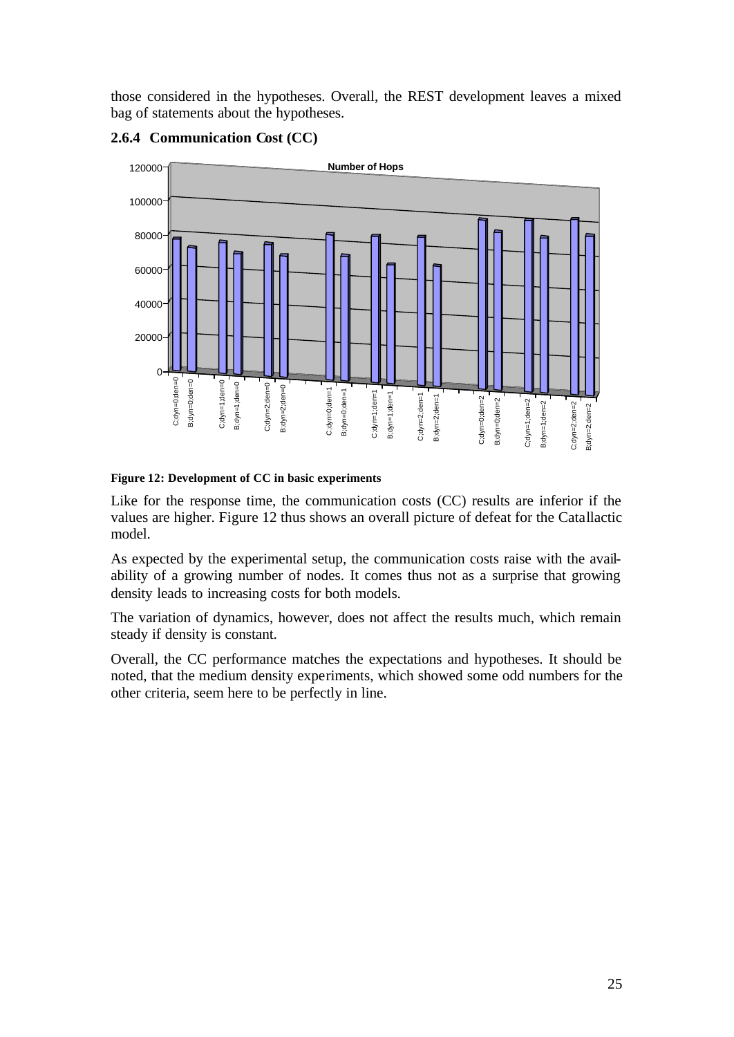those considered in the hypotheses. Overall, the REST development leaves a mixed bag of statements about the hypotheses.

### 2.6.4 Communication Cost (CC)

Figure 12: Development of CC in basic experiments

Like for the response time, the communication costs (CC) results are inferior if the values are higher. Figure 12 thus shows an overall picture of defeat for the Catallactic model.

As expected by the experimental setup, the communication costs raise with the availability of a growing number of nodes. It comes thus not as a surprise that growing density leads to increasing costs for both models.

The variation of dynamics, however, does not affect the results much, which remain steady if density is constant.

Overall, the CC performance matches the expectations and hypotheses. It should be noted, that the medium density experiments, which showed some odd numbers for the other criteria, seem here to be perfectly in line.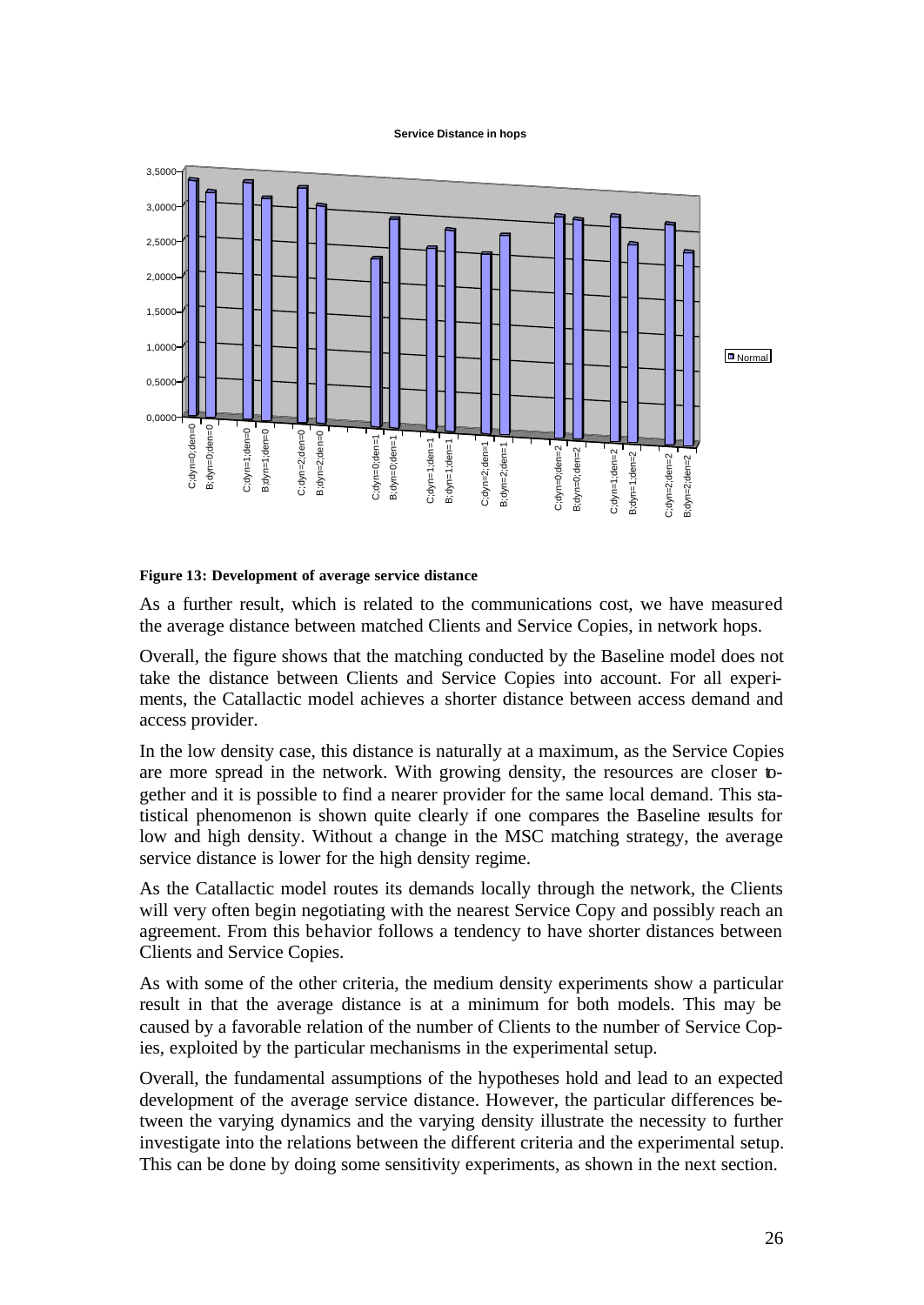**Figure 13: Development of average service distance**

As a further result, which is related to the communications cost, we have measured the average distance between matched Clients and Service Copies, in network hops.

Overall, the figure shows that the matching conducted by the Baseline model does not take the distance between Clients and Service Copies into account. For all experiments, the Catallactic model achieves a shorter distance between access demand and access provider.

In the low density case, this distance is naturally at a maximum, as the Service Copies are more spread in the network. With growing density, the resources are closer together and it is possible to find a nearer provider for the same local demand. This statistical phenomenon is shown quite clearly if one compares the Baseline results for low and high density. Without a change in the MSC matching strategy, the average service distance is lower for the high density regime.

As the Catallactic model routes its demands locally through the network, the Clients will very often begin negotiating with the nearest Service Copy and possibly reach an agreement. From this behavior follows a tendency to have shorter distances between Clients and Service Copies.

As with some of the other criteria, the medium density experiments show a particular result in that the average distance is at a minimum for both models. This may be caused by a favorable relation of the number of Clients to the number of Service Copies, exploited by the particular mechanisms in the experimental setup.

Overall, the fundamental assumptions of the hypotheses hold and lead to an expected development of the average service distance. However, the particular differences between the varying dynamics and the varying density illustrate the necessity to further investigate into the relations between the different criteria and the experimental setup. This can be done by doing some sensitivity experiments, as shown in the next section.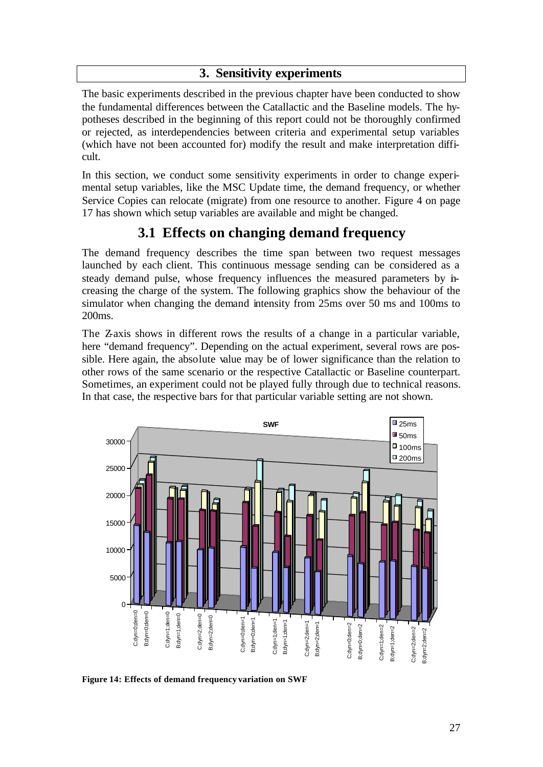## 3. Sensitivity experiments

The basic experiments described in the previous chapter have been conducted to show the fundamental differences between the Catallactic and the Baseline models. The hypotheses described in the beginning of this report could not be thoroughly confirmed or rejected, as interdependencies between criteria and experimental setup variables (which have not been accounted for) modify the result and make interpretation difficult.

In this section, we conduct some sensitivity experiments in order to change experimental setup variables, like the MSC Update time, the demand frequency, or whether Service Copies can relocate (migrate) from one resource to another. Figure 4 on page 17 has shown which setup variables are available and might be changed.

### 3.1 Effects on changing demand frequency

The demand frequency describes the time span between two request messages launched by each client. This continuous message sending can be considered as a steady demand pulse, whose frequency influences the measured parameters by increasing the charge of the system. The following graphics show the behaviour of the simulator when changing the demand intensity from 25ms over 50 ms and 100ms to 200ms.

The Z-axis shows in different rows the results of a change in a particular variable, here "demand frequency". Depending on the actual experiment, several rows are possible. Here again, the absolute value may be of lower significance than the relation to other rows of the same scenario or the respective Catallactic or Baseline counterpart. Sometimes, an experiment could not be played fully through due to technical reasons. In that case, the respective bars for that particular variable setting are not shown.

**Figure 14: Effects of demand frequency variation on SWF**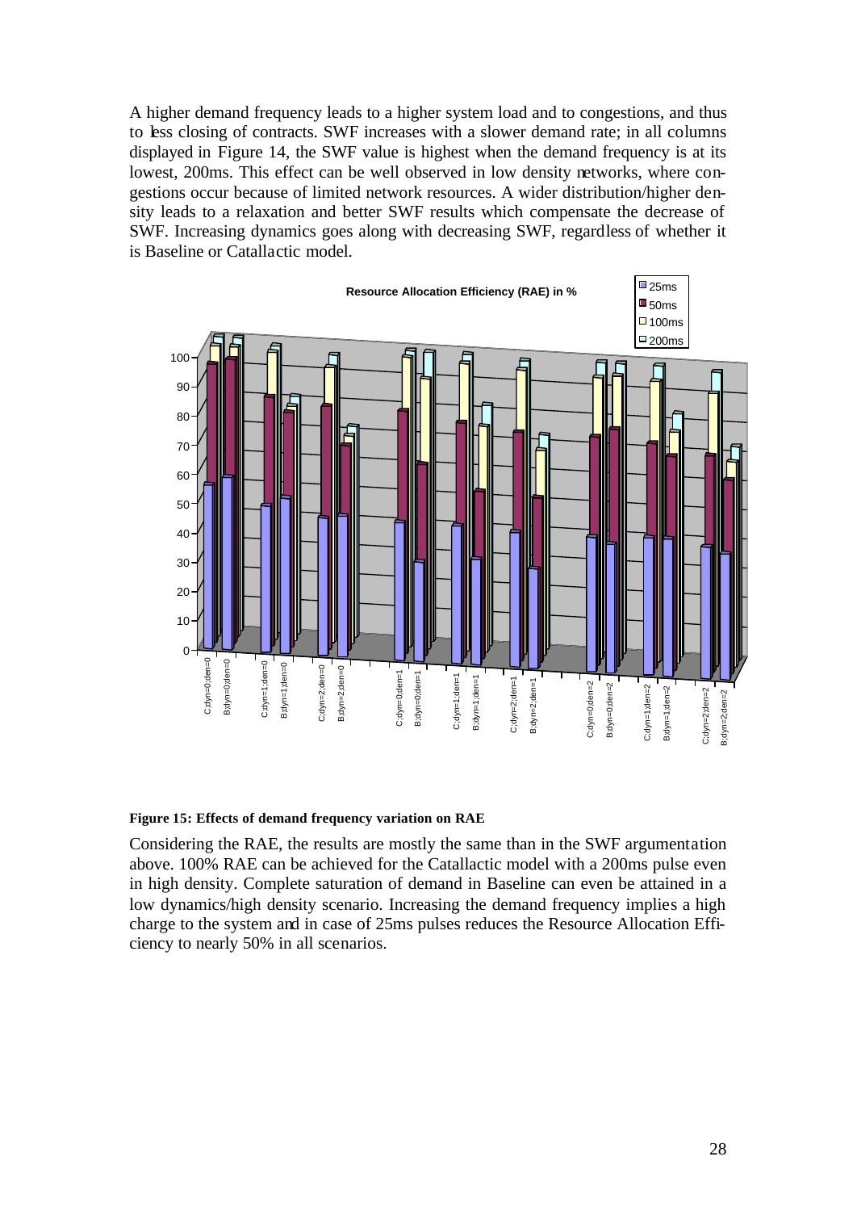A higher demand frequency leads to a higher system load and to congestions, and thus to less closing of contracts. SWF increases with a slower demand rate; in all columns displayed in Figure 14, the SWF value is highest when the demand frequency is at its lowest, 200ms. This effect can be well observed in low density networks, where congestions occur because of limited network resources. A wider distribution/higher density leads to a relaxation and better SWF results which compensate the decrease of SWF. Increasing dynamics goes along with decreasing SWF, regardless of whether it is Baseline or Catallactic model.

**Figure 15: Effects of demand frequency variation on RAE**

Considering the RAE, the results are mostly the same than in the SWF argumentation above. 100% RAE can be achieved for the Catallactic model with a 200ms pulse even in high density. Complete saturation of demand in Baseline can even be attained in a low dynamics/high density scenario. Increasing the demand frequency implies a high charge to the system and in case of 25ms pulses reduces the Resource Allocation Efficiency to nearly 50% in all scenarios.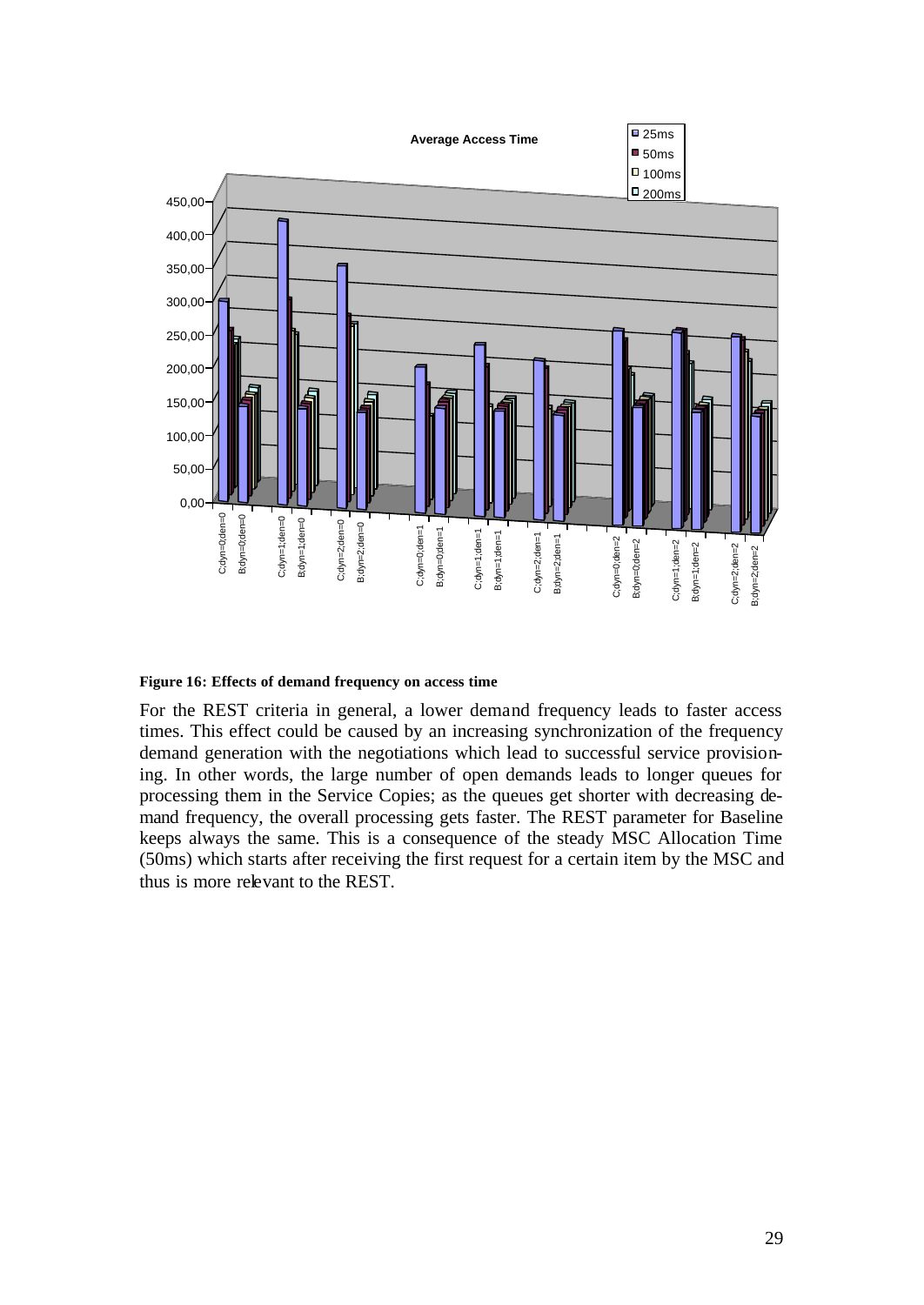**Figure 16: Effects of demand frequency on access time**

For the REST criteria in general, a lower demand frequency leads to faster access times. This effect could be caused by an increasing synchronization of the frequency demand generation with the negotiations which lead to successful service provisioning. In other words, the large number of open demands leads to longer queues for processing them in the Service Copies; as the queues get shorter with decreasing demand frequency, the overall processing gets faster. The REST parameter for Baseline keeps always the same. This is a consequence of the steady MSC Allocation Time (50ms) which starts after receiving the first request for a certain item by the MSC and thus is more relevant to the REST.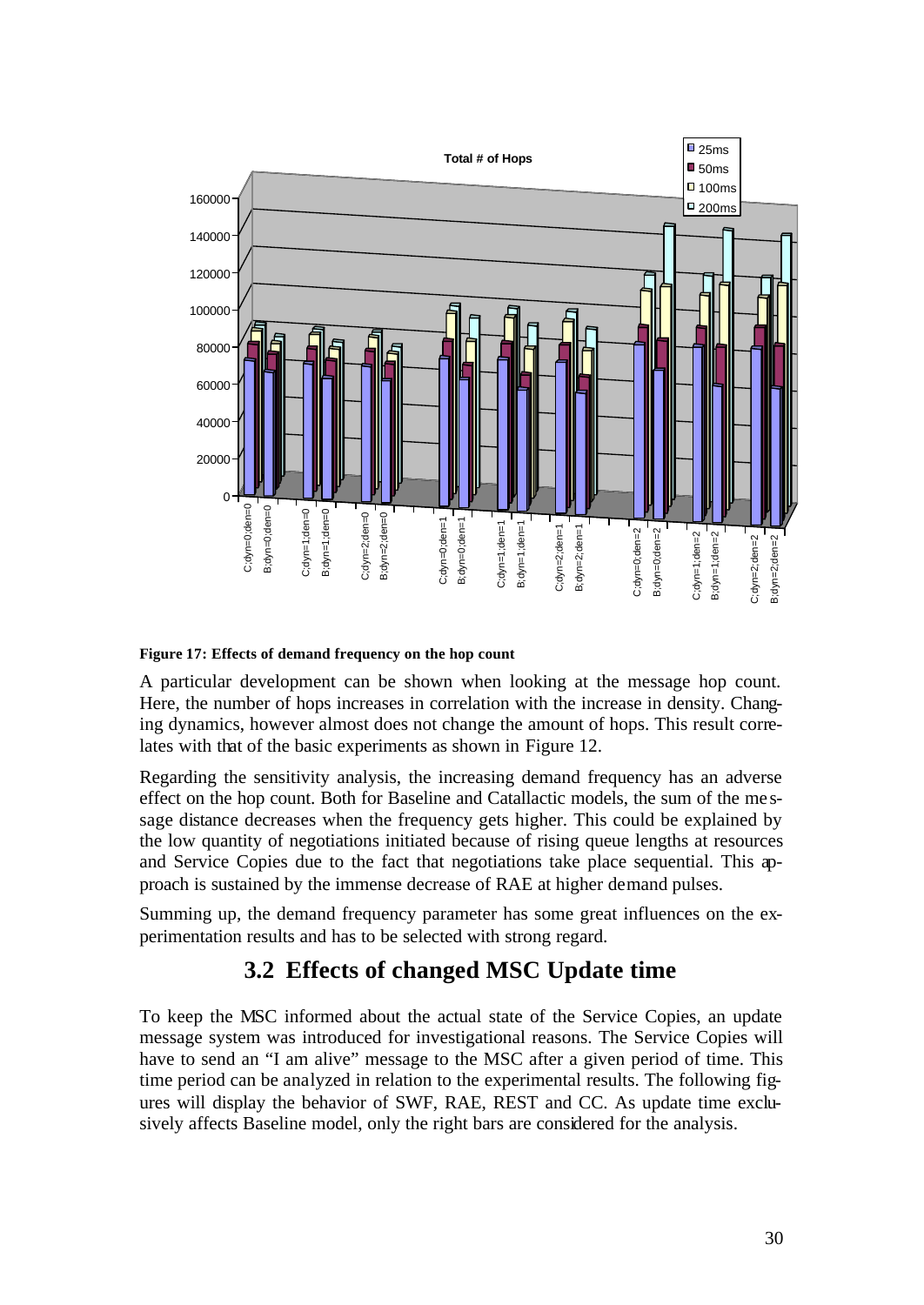**Figure 17: Effects of demand frequency on the hop count**

A particular development can be shown when looking at the message hop count. Here, the number of hops increases in correlation with the increase in density. Changing dynamics, however almost does not change the amount of hops. This result correlates with that of the basic experiments as shown in Figure 12.

Regarding the sensitivity analysis, the increasing demand frequency has an adverse effect on the hop count. Both for Baseline and Catallactic models, the sum of the message distance decreases when the frequency gets higher. This could be explained by the low quantity of negotiations initiated because of rising queue lengths at resources and Service Copies due to the fact that negotiations take place sequential. This approach is sustained by the immense decrease of RAE at higher demand pulses.

Summing up, the demand frequency parameter has some great influences on the experimentation results and has to be selected with strong regard.

## 3.2 Effects of changed MSC Update time

To keep the MSC informed about the actual state of the Service Copies, an update message system was introduced for investigational reasons. The Service Copies will have to send an "I am alive" message to the MSC after a given period of time. This time period can be analyzed in relation to the experimental results. The following figures will display the behavior of SWF, RAE, REST and CC. As update time exclusively affects Baseline model, only the right bars are considered for the analysis.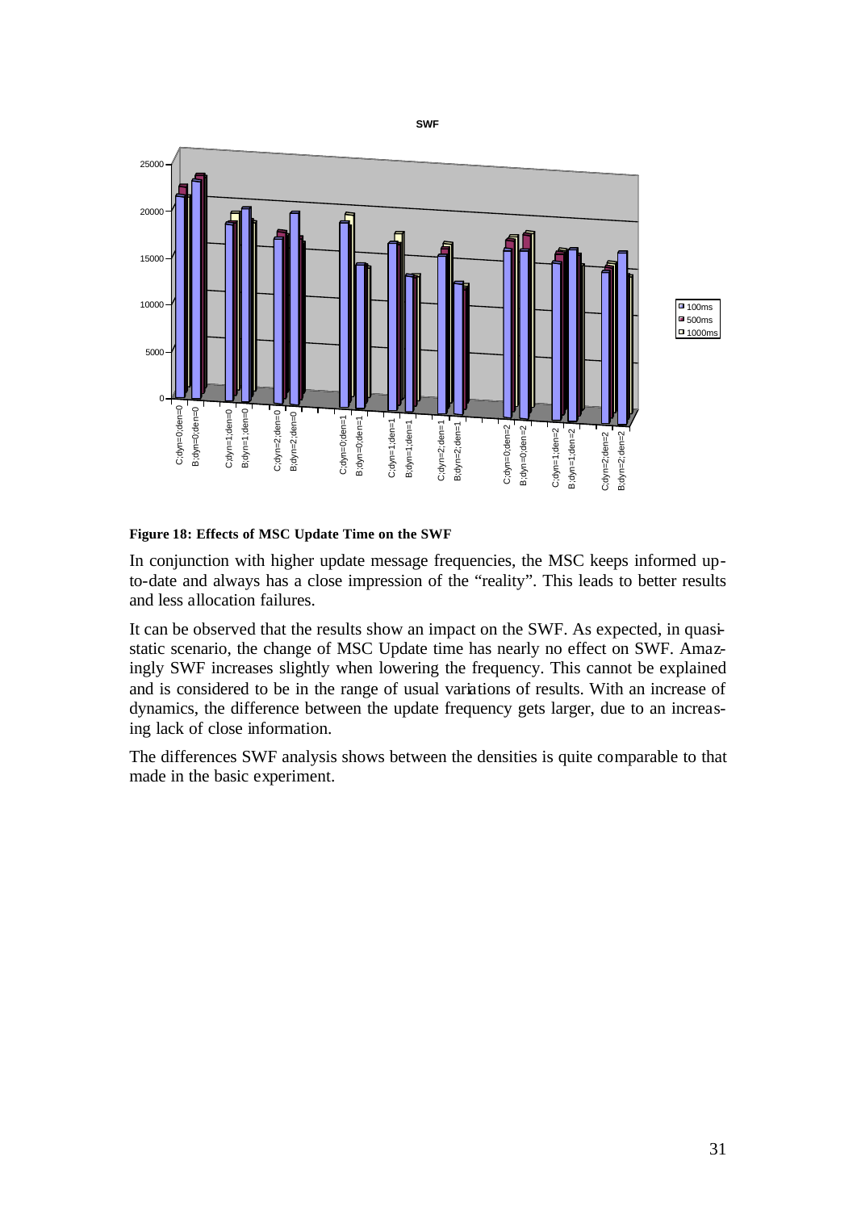**Figure 18: Effects of MSC Update Time on the SWF**

In conjunction with higher update message frequencies, the MSC keeps informed up-to-date and always has a close impression of the "reality". This leads to better results and less allocation failures.

It can be observed that the results show an impact on the SWF. As expected, in quasi-static scenario, the change of MSC Update time has nearly no effect on SWF. Amazingly SWF increases slightly when lowering the frequency. This cannot be explained and is considered to be in the range of usual variations of results. With an increase of dynamics, the difference between the update frequency gets larger, due to an increasing lack of close information.

The differences SWF analysis shows between the densities is quite comparable to that made in the basic experiment.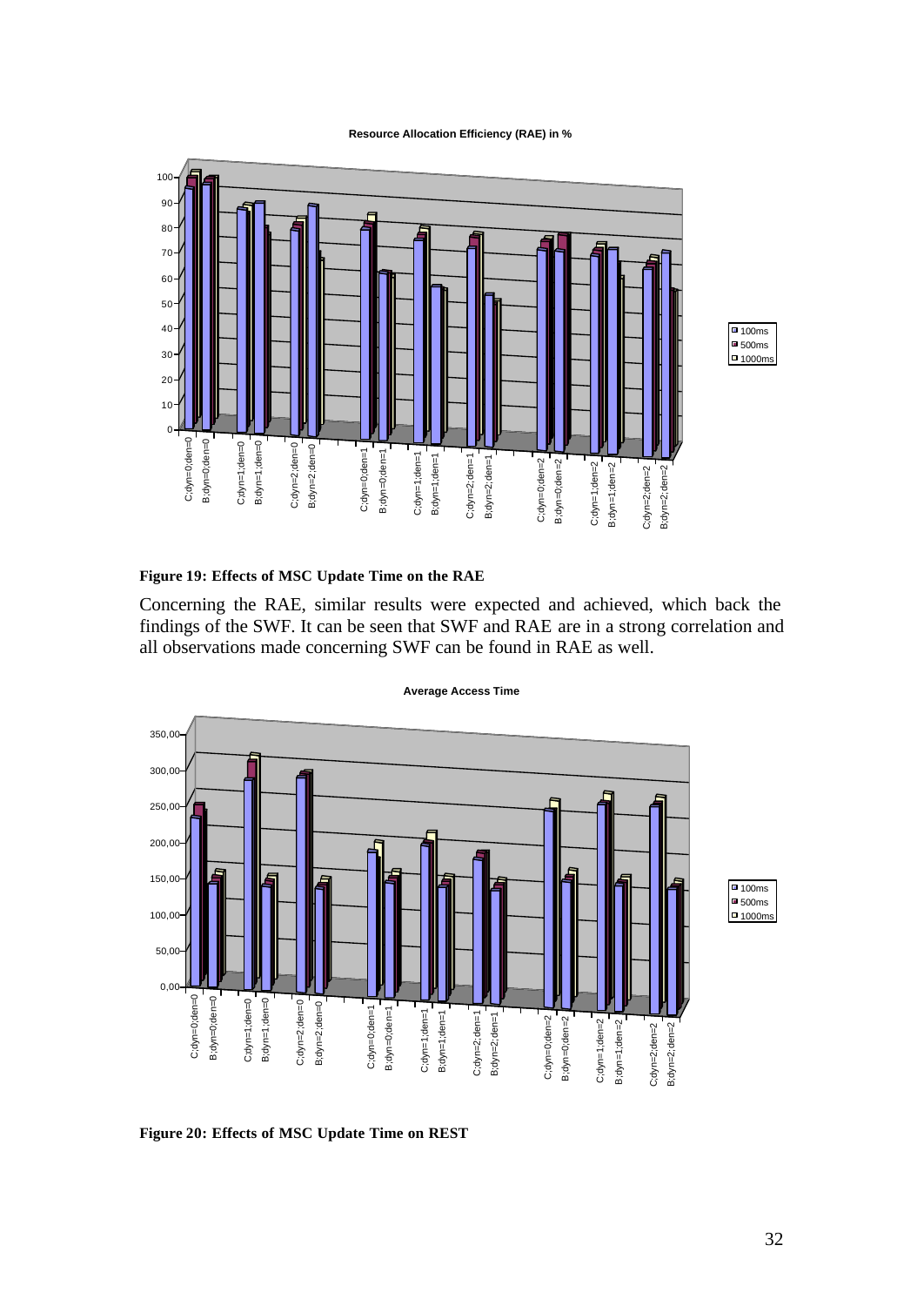**Figure 19: Effects of MSC Update Time on the RAE**

Concerning the RAE, similar results were expected and achieved, which back the findings of the SWF. It can be seen that SWF and RAE are in a strong correlation and all observations made concerning SWF can be found in RAE as well.

**Figure 20: Effects of MSC Update Time on REST**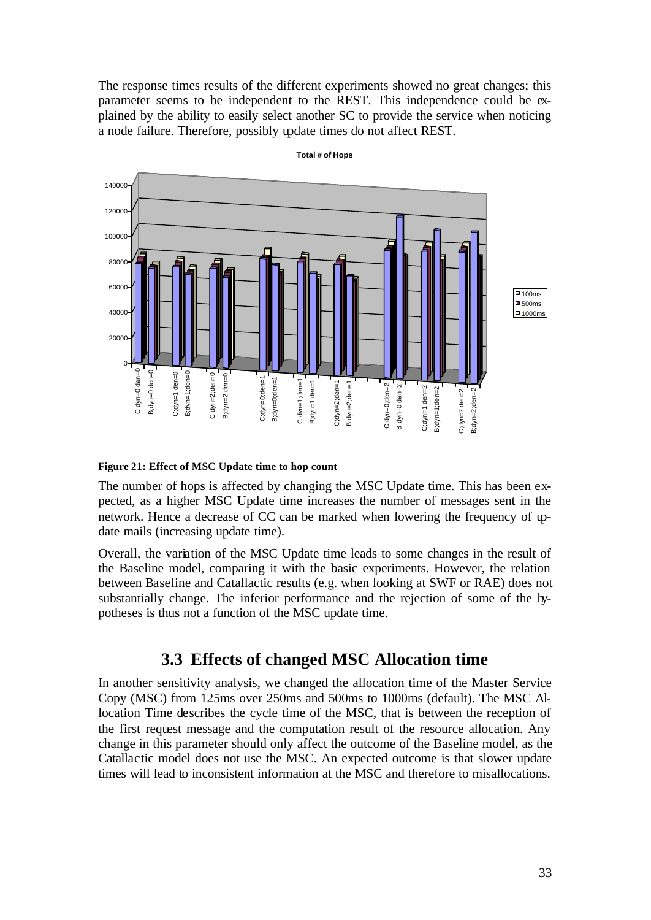The response times results of the different experiments showed no great changes; this parameter seems to be independent to the REST. This independence could be explained by the ability to easily select another SC to provide the service when noticing a node failure. Therefore, possibly update times do not affect REST.

**Figure 21: Effect of MSC Update time to hop count**

The number of hops is affected by changing the MSC Update time. This has been expected, as a higher MSC Update time increases the number of messages sent in the network. Hence a decrease of CC can be marked when lowering the frequency of update mails (increasing update time).

Overall, the variation of the MSC Update time leads to some changes in the result of the Baseline model, comparing it with the basic experiments. However, the relation between Baseline and Catallactic results (e.g. when looking at SWF or RAE) does not substantially change. The inferior performance and the rejection of some of the hypotheses is thus not a function of the MSC update time.

## 3.3 Effects of changed MSC Allocation time

In another sensitivity analysis, we changed the allocation time of the Master Service Copy (MSC) from 125ms over 250ms and 500ms to 1000ms (default). The MSC Allocation Time describes the cycle time of the MSC, that is between the reception of the first request message and the computation result of the resource allocation. Any change in this parameter should only affect the outcome of the Baseline model, as the Catallactic model does not use the MSC. An expected outcome is that slower update times will lead to inconsistent information at the MSC and therefore to misallocations.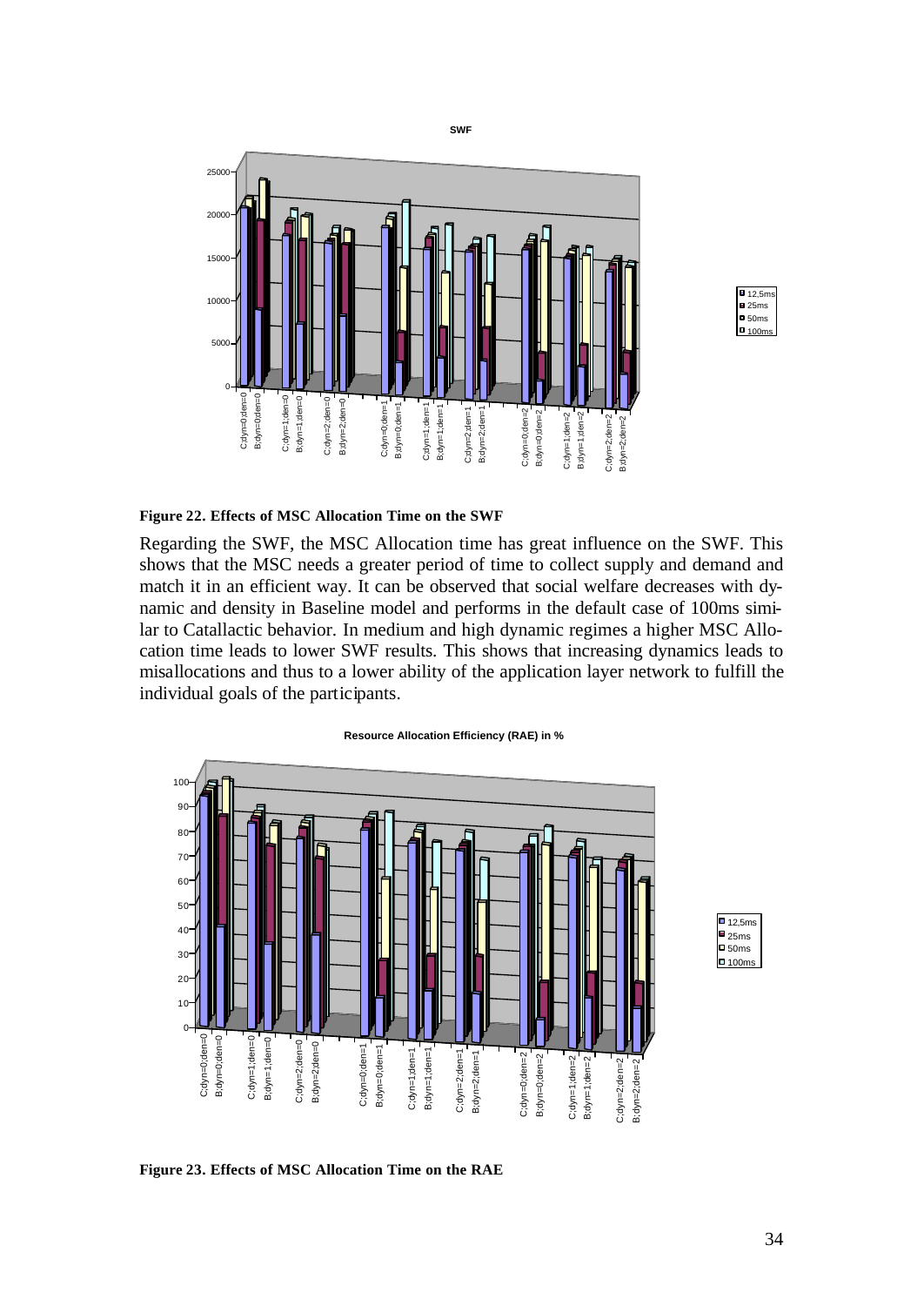**Figure 22. Effects of MSC Allocation Time on the SWF**

Regarding the SWF, the MSC Allocation time has great influence on the SWF. This shows that the MSC needs a greater period of time to collect supply and demand and match it in an efficient way. It can be observed that social welfare decreases with dynamic and density in Baseline model and performs in the default case of 100ms similar to Catallactic behavior. In medium and high dynamic regimes a higher MSC Allocation time leads to lower SWF results. This shows that increasing dynamics leads to misallocations and thus to a lower ability of the application layer network to fulfill the individual goals of the participants.

**Figure 23. Effects of MSC Allocation Time on the RAE**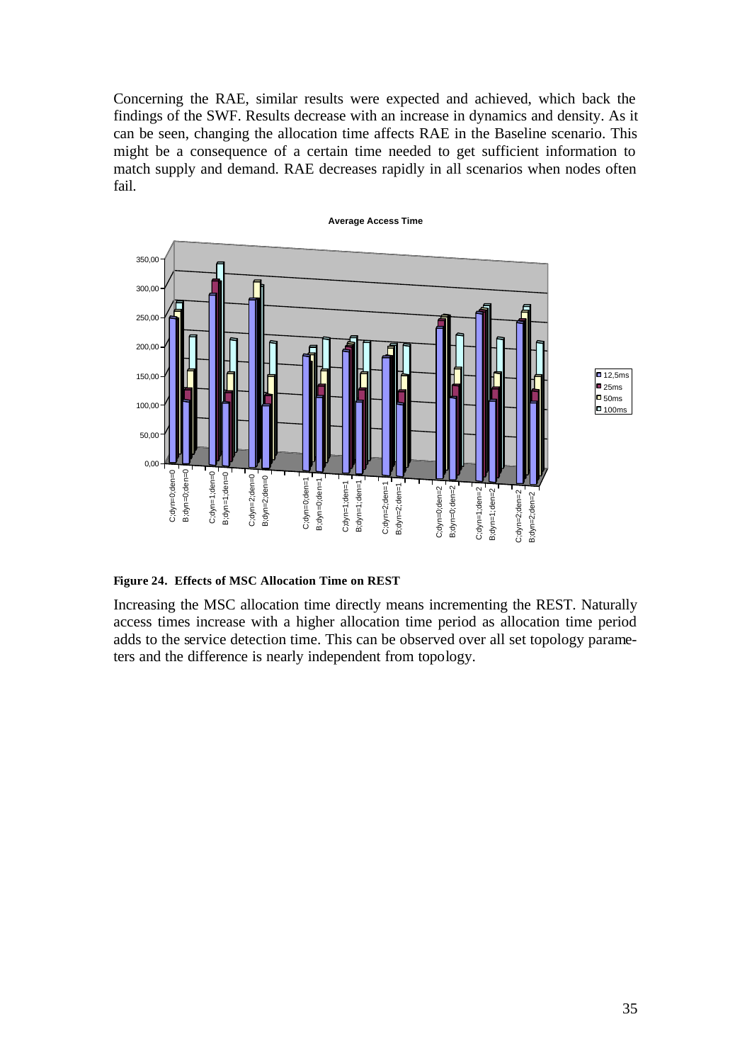Concerning the RAE, similar results were expected and achieved, which back the findings of the SWF. Results decrease with an increase in dynamics and density. As it can be seen, changing the allocation time affects RAE in the Baseline scenario. This might be a consequence of a certain time needed to get sufficient information to match supply and demand. RAE decreases rapidly in all scenarios when nodes often fail.

**Figure 24. Effects of MSC Allocation Time on REST**

Increasing the MSC allocation time directly means incrementing the REST. Naturally access times increase with a higher allocation time period as allocation time period adds to the service detection time. This can be observed over all set topology parameters and the difference is nearly independent from topology.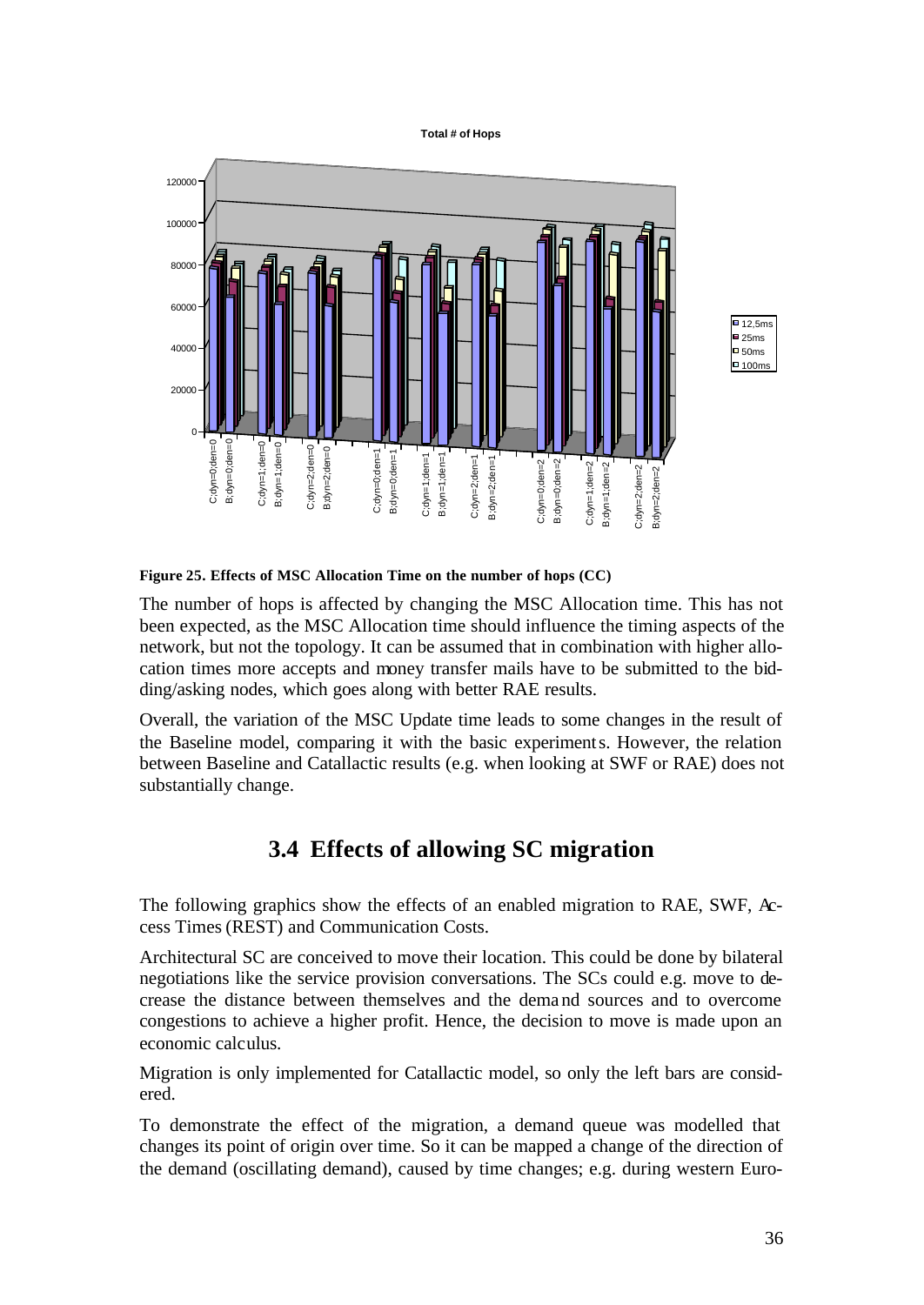**Figure 25. Effects of MSC Allocation Time on the number of hops (CC)**

The number of hops is affected by changing the MSC Allocation time. This has not been expected, as the MSC Allocation time should influence the timing aspects of the network, but not the topology. It can be assumed that in combination with higher allocation times more accepts and money transfer mails have to be submitted to the bidding/asking nodes, which goes along with better RAE results.

Overall, the variation of the MSC Update time leads to some changes in the result of the Baseline model, comparing it with the basic experiments. However, the relation between Baseline and Catallactic results (e.g. when looking at SWF or RAE) does not substantially change.

## 3.4 Effects of allowing SC migration

The following graphics show the effects of an enabled migration to RAE, SWF, Access Times (REST) and Communication Costs.

Architectural SC are conceived to move their location. This could be done by bilateral negotiations like the service provision conversations. The SCs could e.g. move to decrease the distance between themselves and the demand sources and to overcome congestions to achieve a higher profit. Hence, the decision to move is made upon an economic calculus.

Migration is only implemented for Catallactic model, so only the left bars are considered.

To demonstrate the effect of the migration, a demand queue was modelled that changes its point of origin over time. So it can be mapped a change of the direction of the demand (oscillating demand), caused by time changes; e.g. during western Euro-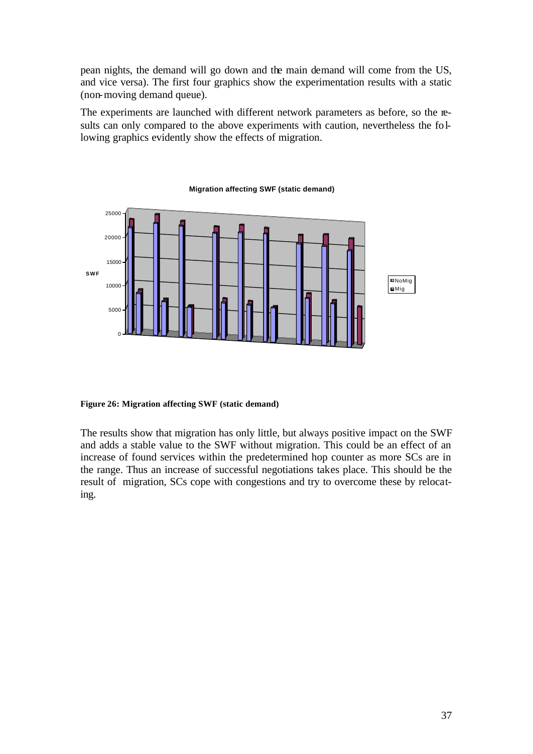pean nights, the demand will go down and the main demand will come from the US, and vice versa). The first four graphics show the experimentation results with a static (non-moving demand queue).

The experiments are launched with different network parameters as before, so the results can only compared to the above experiments with caution, nevertheless the following graphics evidently show the effects of migration.

**Figure 26: Migration affecting SWF (static demand)**

The results show that migration has only little, but always positive impact on the SWF and adds a stable value to the SWF without migration. This could be an effect of an increase of found services within the predetermined hop counter as more SCs are in the range. Thus an increase of successful negotiations takes place. This should be the result of migration, SCs cope with congestions and try to overcome these by relocating.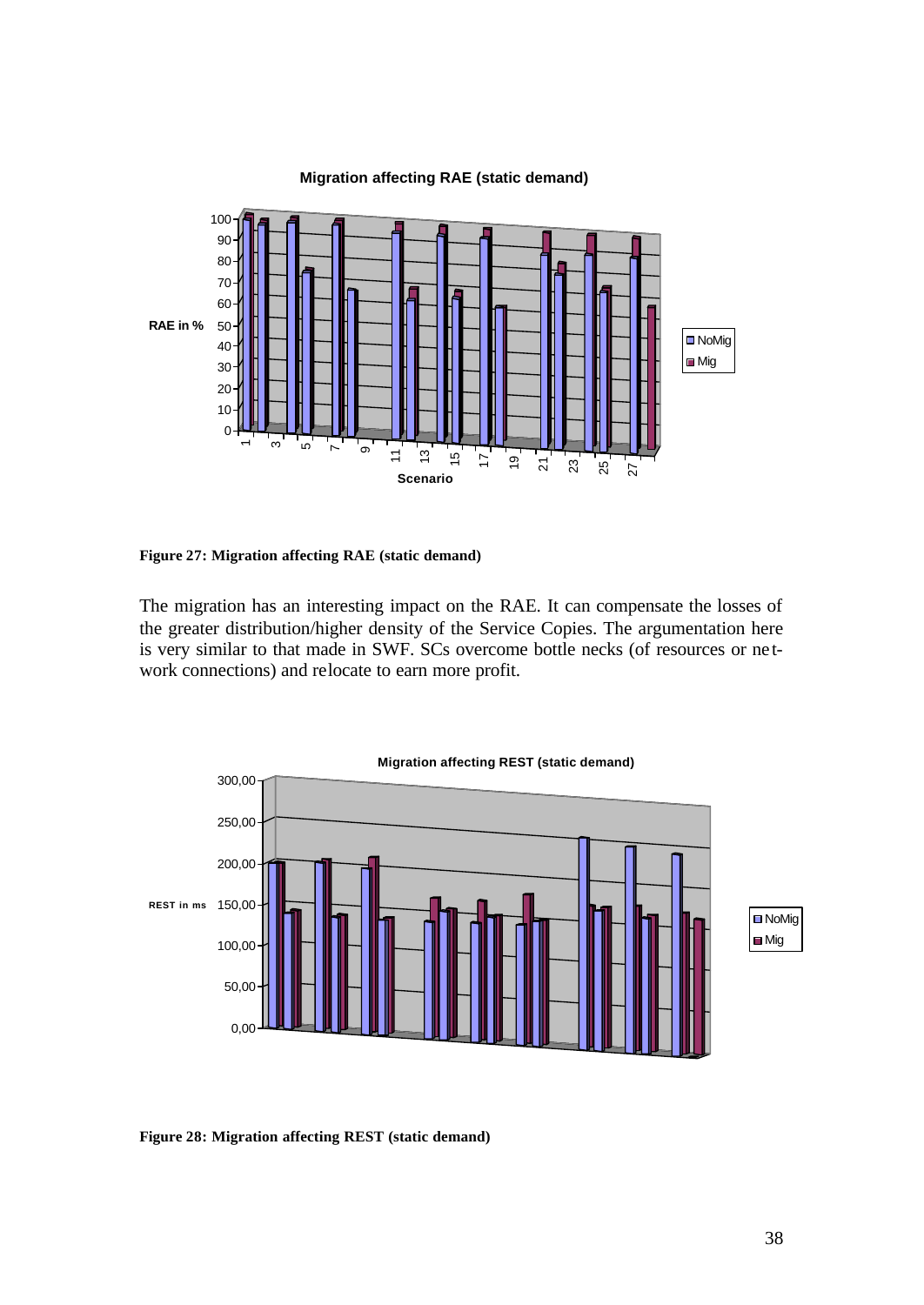**Figure 27: Migration affecting RAE (static demand)**

The migration has an interesting impact on the RAE. It can compensate the losses of the greater distribution/higher density of the Service Copies. The argumentation here is very similar to that made in SWF. SCs overcome bottle necks (of resources or network connections) and relocate to earn more profit.

**Figure 28: Migration affecting REST (static demand)**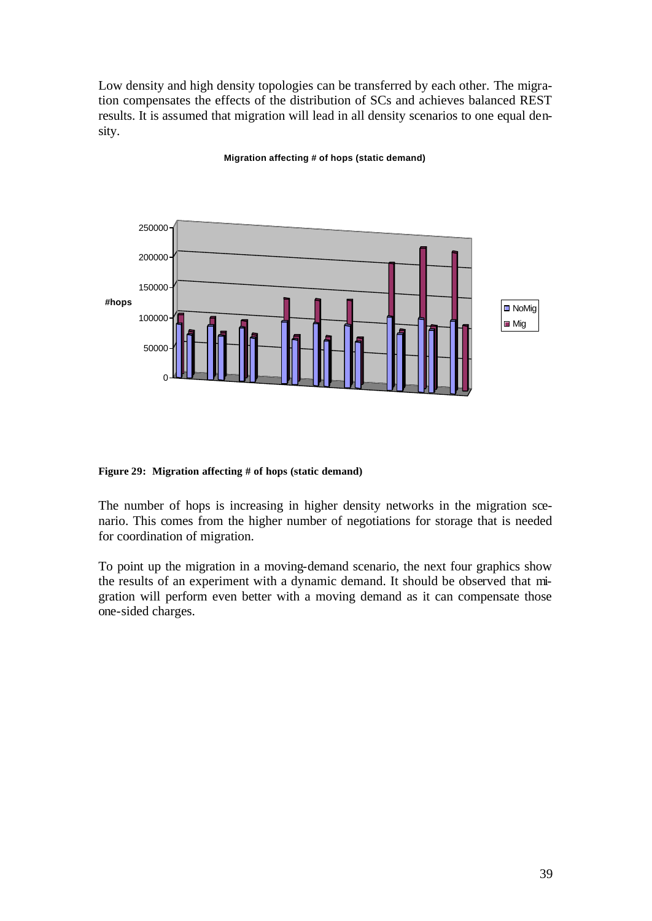Low density and high density topologies can be transferred by each other. The migration compensates the effects of the distribution of SCs and achieves balanced REST results. It is assumed that migration will lead in all density scenarios to one equal density.

**Figure 29: Migration affecting # of hops (static demand)**

The number of hops is increasing in higher density networks in the migration scenario. This comes from the higher number of negotiations for storage that is needed for coordination of migration.

To point up the migration in a moving-demand scenario, the next four graphics show the results of an experiment with a dynamic demand. It should be observed that migration will perform even better with a moving demand as it can compensate those one-sided charges.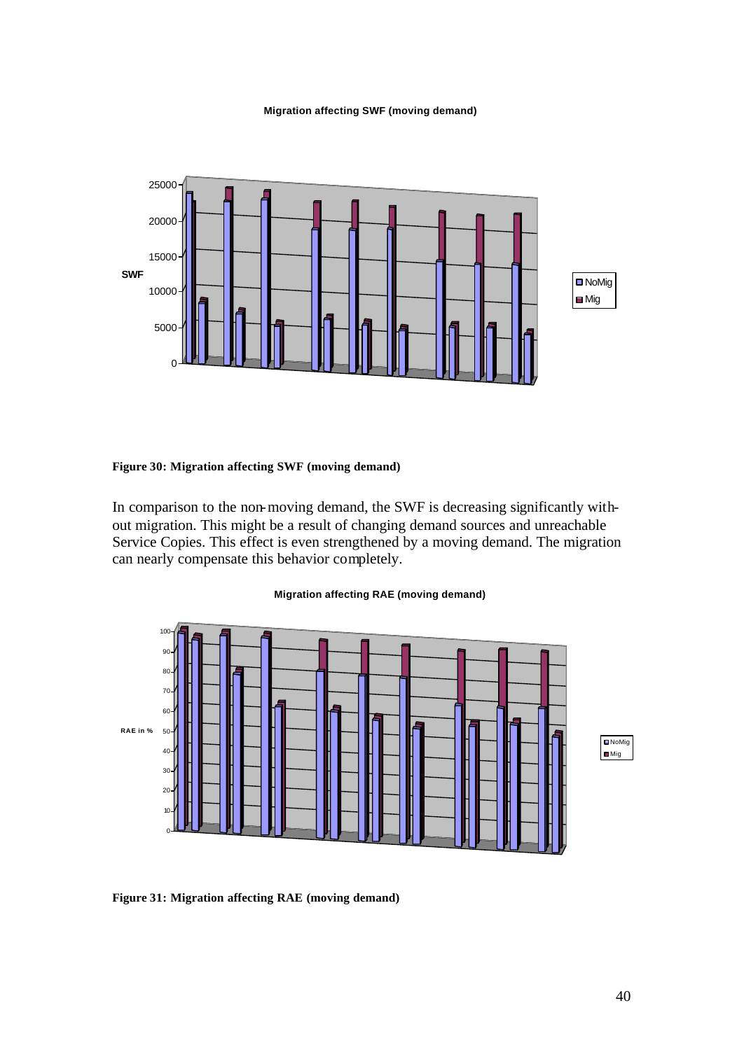**Figure 30: Migration affecting SWF (moving demand)**

In comparison to the non-moving demand, the SWF is decreasing significantly without migration. This might be a result of changing demand sources and unreachable Service Copies. This effect is even strengthened by a moving demand. The migration can nearly compensate this behavior completely.

**Figure 31: Migration affecting RAE (moving demand)**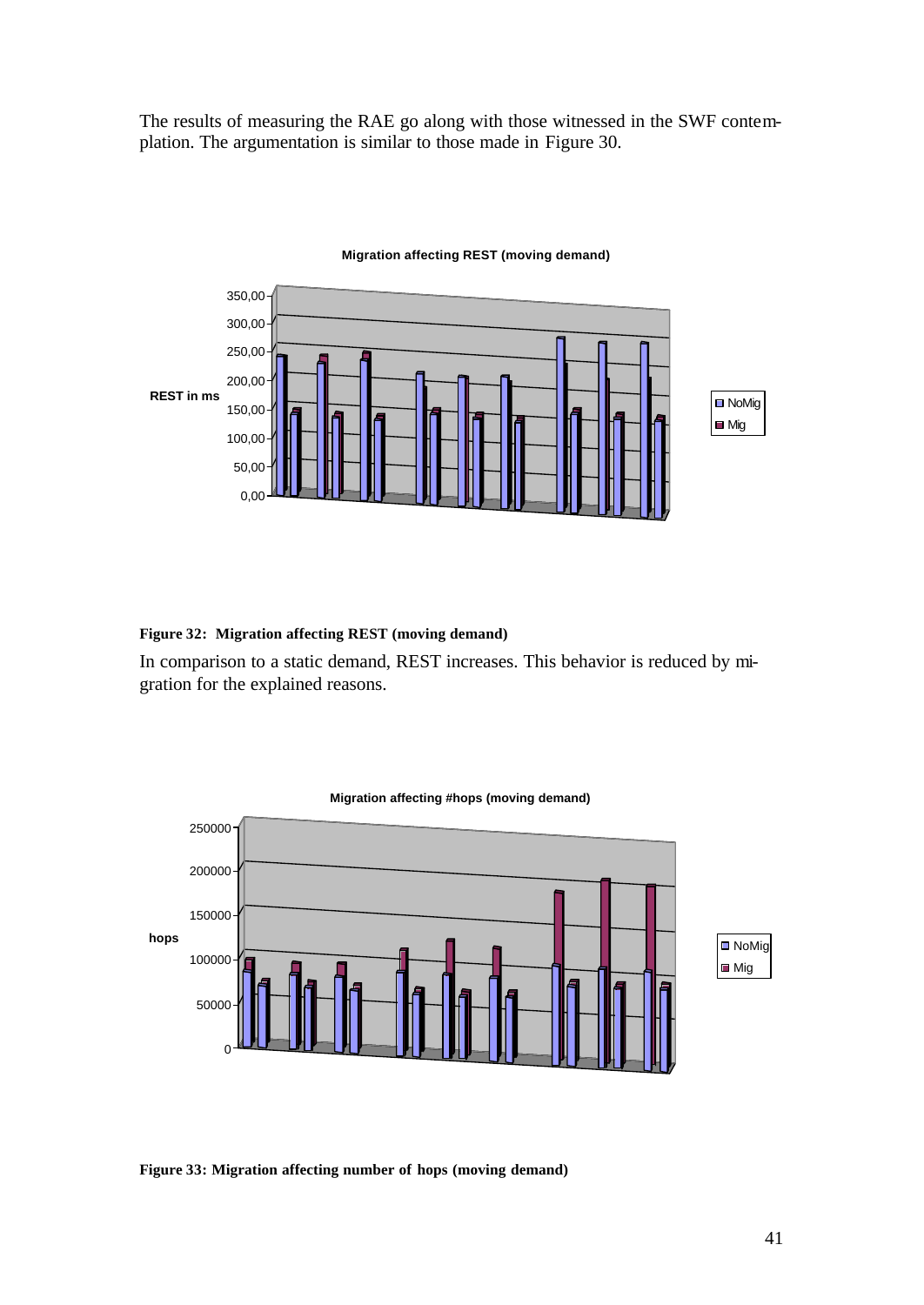The results of measuring the RAE go along with those witnessed in the SWF contemplation. The argumentation is similar to those made in Figure 30.

**Figure 32: Migration affecting REST (moving demand)**

In comparison to a static demand, REST increases. This behavior is reduced by migration for the explained reasons.

**Figure 33: Migration affecting number of hops (moving demand)**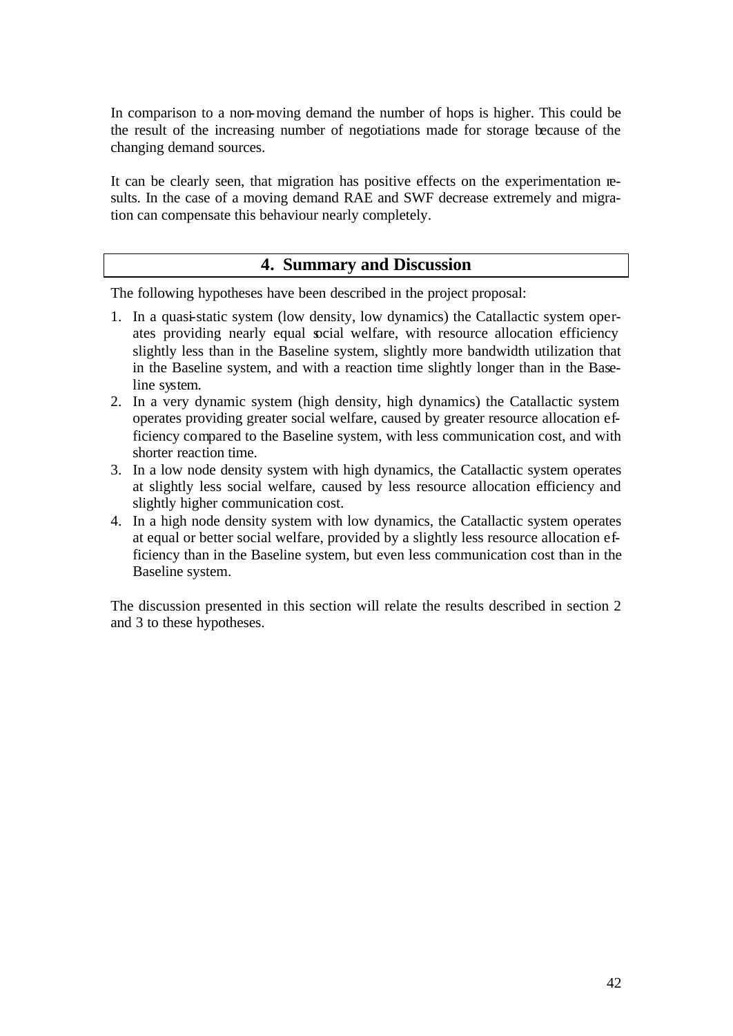In comparison to a non-moving demand the number of hops is higher. This could be the result of the increasing number of negotiations made for storage because of the changing demand sources.

It can be clearly seen, that migration has positive effects on the experimentation results. In the case of a moving demand RAE and SWF decrease extremely and migration can compensate this behaviour nearly completely.

## 4. Summary and Discussion

The following hypotheses have been described in the project proposal:

1. In a quasi-static system (low density, low dynamics) the Catallactic system operates providing nearly equal social welfare, with resource allocation efficiency slightly less than in the Baseline system, slightly more bandwidth utilization that in the Baseline system, and with a reaction time slightly longer than in the Baseline system.
2. In a very dynamic system (high density, high dynamics) the Catallactic system operates providing greater social welfare, caused by greater resource allocation efficiency compared to the Baseline system, with less communication cost, and with shorter reaction time.
3. In a low node density system with high dynamics, the Catallactic system operates at slightly less social welfare, caused by less resource allocation efficiency and slightly higher communication cost.
4. In a high node density system with low dynamics, the Catallactic system operates at equal or better social welfare, provided by a slightly less resource allocation efficiency than in the Baseline system, but even less communication cost than in the Baseline system.

The discussion presented in this section will relate the results described in section 2 and 3 to these hypotheses.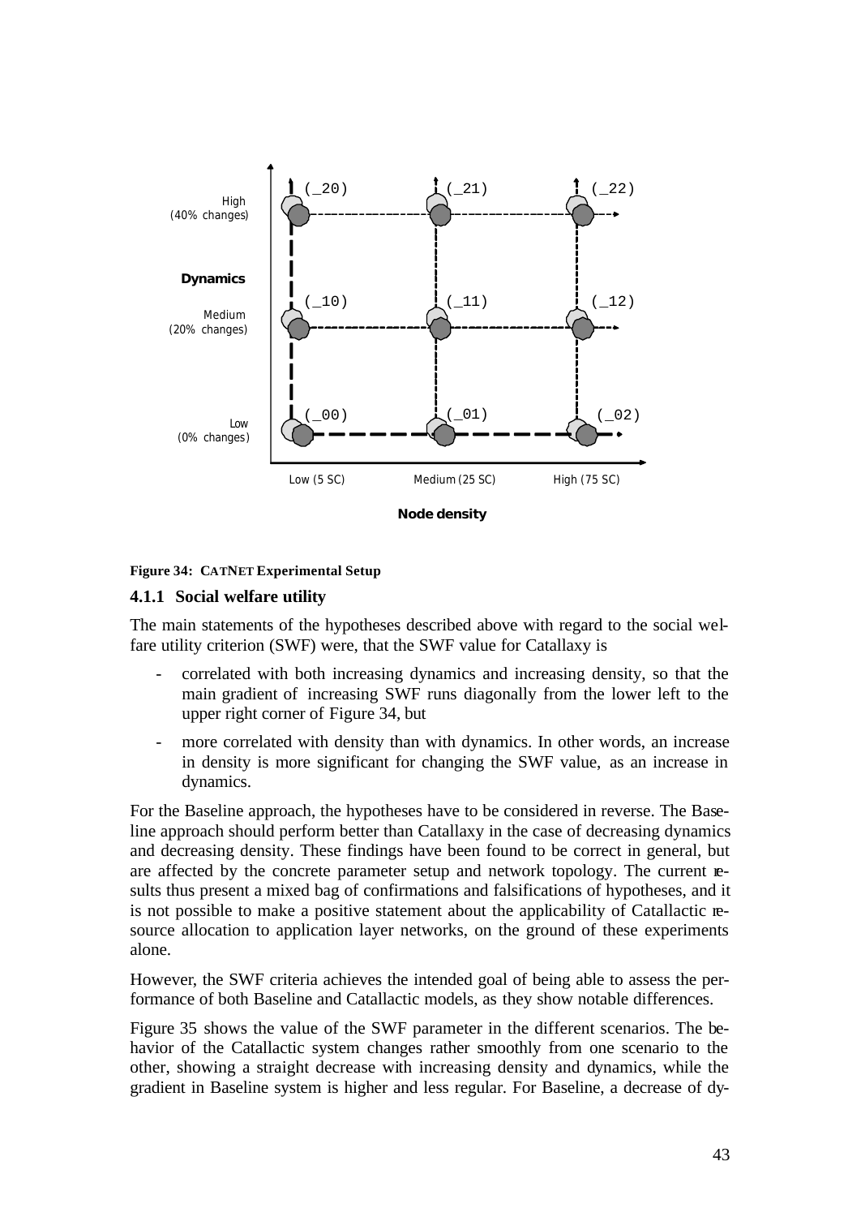Figure 34: CATNET Experimental Setup

### 4.1.1 Social welfare utility

The main statements of the hypotheses described above with regard to the social welfare utility criterion (SWF) were, that the SWF value for Catallaxy is

- correlated with both increasing dynamics and increasing density, so that the main gradient of increasing SWF runs diagonally from the lower left to the upper right corner of Figure 34, but
- more correlated with density than with dynamics. In other words, an increase in density is more significant for changing the SWF value, as an increase in dynamics.

For the Baseline approach, the hypotheses have to be considered in reverse. The Baseline approach should perform better than Catallaxy in the case of decreasing dynamics and decreasing density. These findings have been found to be correct in general, but are affected by the concrete parameter setup and network topology. The current results thus present a mixed bag of confirmations and falsifications of hypotheses, and it is not possible to make a positive statement about the applicability of Catallactic resource allocation to application layer networks, on the ground of these experiments alone.

However, the SWF criteria achieves the intended goal of being able to assess the performance of both Baseline and Catallactic models, as they show notable differences.

Figure 35 shows the value of the SWF parameter in the different scenarios. The behavior of the Catallactic system changes rather smoothly from one scenario to the other, showing a straight decrease with increasing density and dynamics, while the gradient in Baseline system is higher and less regular. For Baseline, a decrease of dy-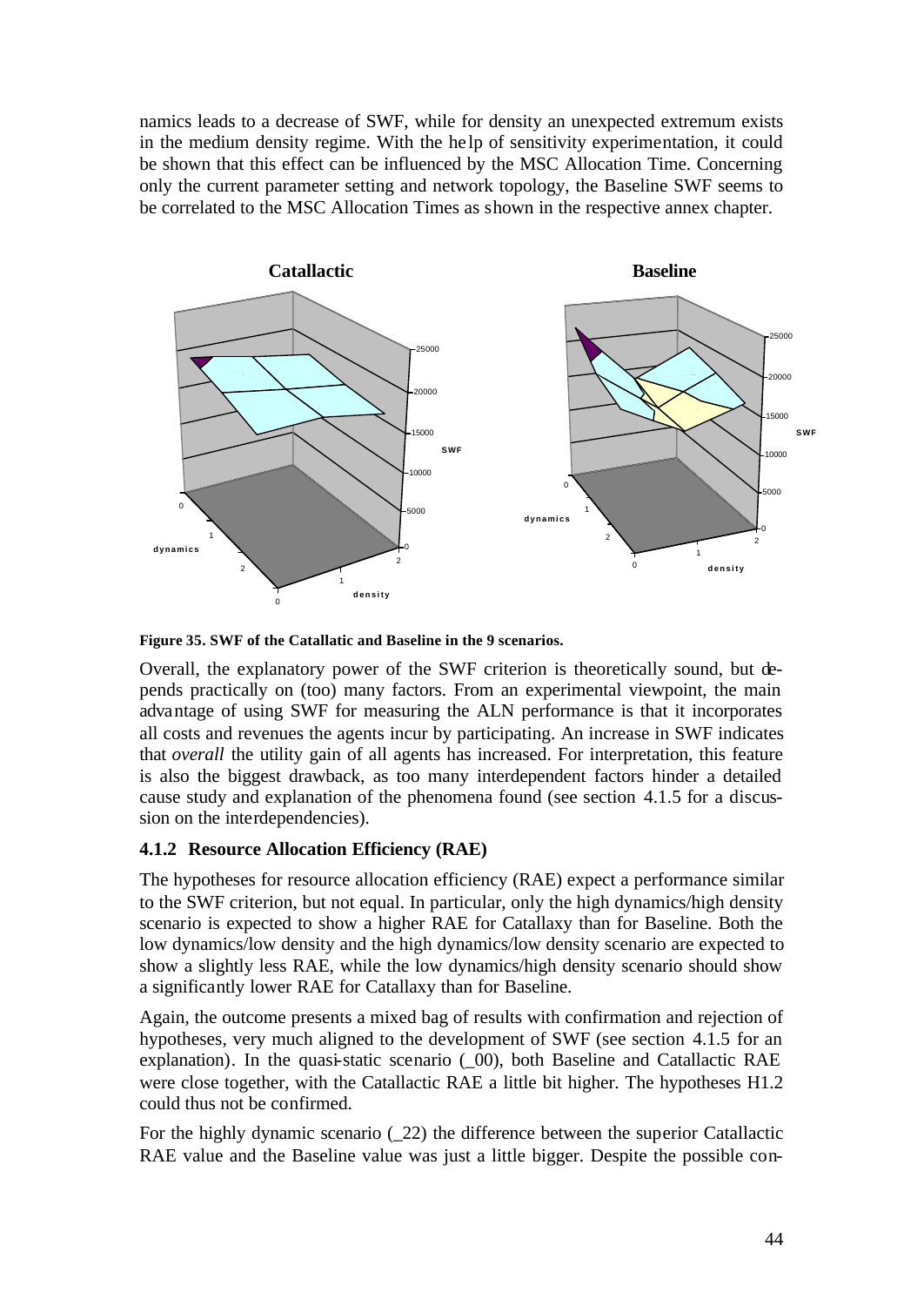namics leads to a decrease of SWF, while for density an unexpected extremum exists in the medium density regime. With the help of sensitivity experimentation, it could be shown that this effect can be influenced by the MSC Allocation Time. Concerning only the current parameter setting and network topology, the Baseline SWF seems to be correlated to the MSC Allocation Times as shown in the respective annex chapter.

**Figure 35. SWF of the Catallactic and Baseline in the 9 scenarios.**

Overall, the explanatory power of the SWF criterion is theoretically sound, but depends practically on (too) many factors. From an experimental viewpoint, the main advantage of using SWF for measuring the ALN performance is that it incorporates all costs and revenues the agents incur by participating. An increase in SWF indicates that *overall* the utility gain of all agents has increased. For interpretation, this feature is also the biggest drawback, as too many interdependent factors hinder a detailed cause study and explanation of the phenomena found (see section 4.1.5 for a discussion on the interdependencies).

### 4.1.2 Resource Allocation Efficiency (RAE)

The hypotheses for resource allocation efficiency (RAE) expect a performance similar to the SWF criterion, but not equal. In particular, only the high dynamics/high density scenario is expected to show a higher RAE for Catallaxy than for Baseline. Both the low dynamics/low density and the high dynamics/low density scenario are expected to show a slightly less RAE, while the low dynamics/high density scenario should show a significantly lower RAE for Catallaxy than for Baseline.

Again, the outcome presents a mixed bag of results with confirmation and rejection of hypotheses, very much aligned to the development of SWF (see section 4.1.5 for an explanation). In the quasi-static scenario (_00), both Baseline and Catallactic RAE were close together, with the Catallactic RAE a little bit higher. The hypotheses H1.2 could thus not be confirmed.

For the highly dynamic scenario (_22) the difference between the superior Catallactic RAE value and the Baseline value was just a little bigger. Despite the possible con-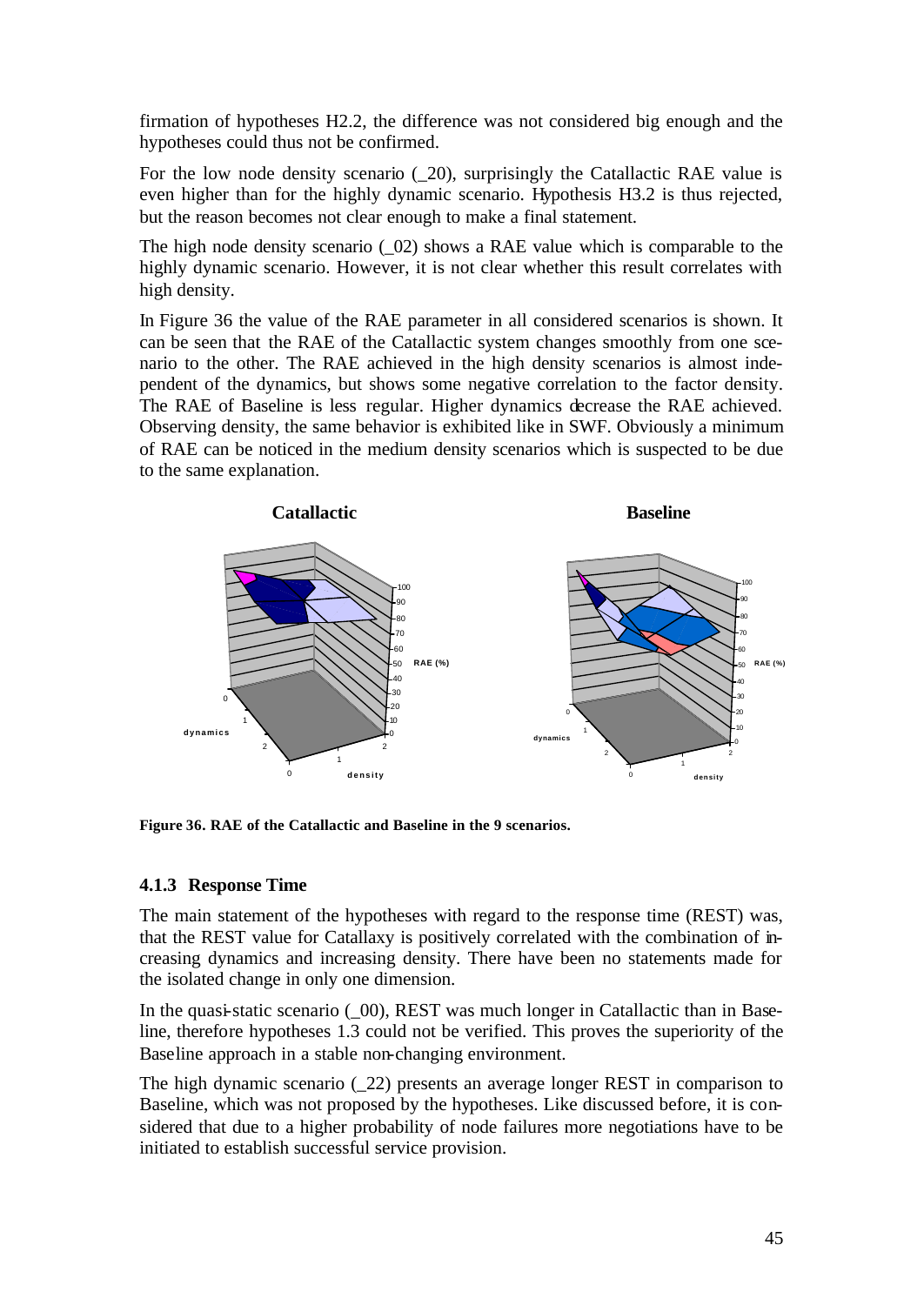firmation of hypotheses H2.2, the difference was not considered big enough and the hypotheses could thus not be confirmed.

For the low node density scenario (_20), surprisingly the Catallactic RAE value is even higher than for the highly dynamic scenario. Hypothesis H3.2 is thus rejected, but the reason becomes not clear enough to make a final statement.

The high node density scenario (_02) shows a RAE value which is comparable to the highly dynamic scenario. However, it is not clear whether this result correlates with high density.

In Figure 36 the value of the RAE parameter in all considered scenarios is shown. It can be seen that the RAE of the Catallactic system changes smoothly from one scenario to the other. The RAE achieved in the high density scenarios is almost independent of the dynamics, but shows some negative correlation to the factor density. The RAE of Baseline is less regular. Higher dynamics decrease the RAE achieved. Observing density, the same behavior is exhibited like in SWF. Obviously a minimum of RAE can be noticed in the medium density scenarios which is suspected to be due to the same explanation.

**Figure 36. RAE of the Catallactic and Baseline in the 9 scenarios.**

### 4.1.3 Response Time

The main statement of the hypotheses with regard to the response time (REST) was, that the REST value for Catallaxy is positively correlated with the combination of increasing dynamics and increasing density. There have been no statements made for the isolated change in only one dimension.

In the quasi-static scenario (_00), REST was much longer in Catallactic than in Baseline, therefore hypotheses 1.3 could not be verified. This proves the superiority of the Baseline approach in a stable non-changing environment.

The high dynamic scenario (_22) presents an average longer REST in comparison to Baseline, which was not proposed by the hypotheses. Like discussed before, it is considered that due to a higher probability of node failures more negotiations have to be initiated to establish successful service provision.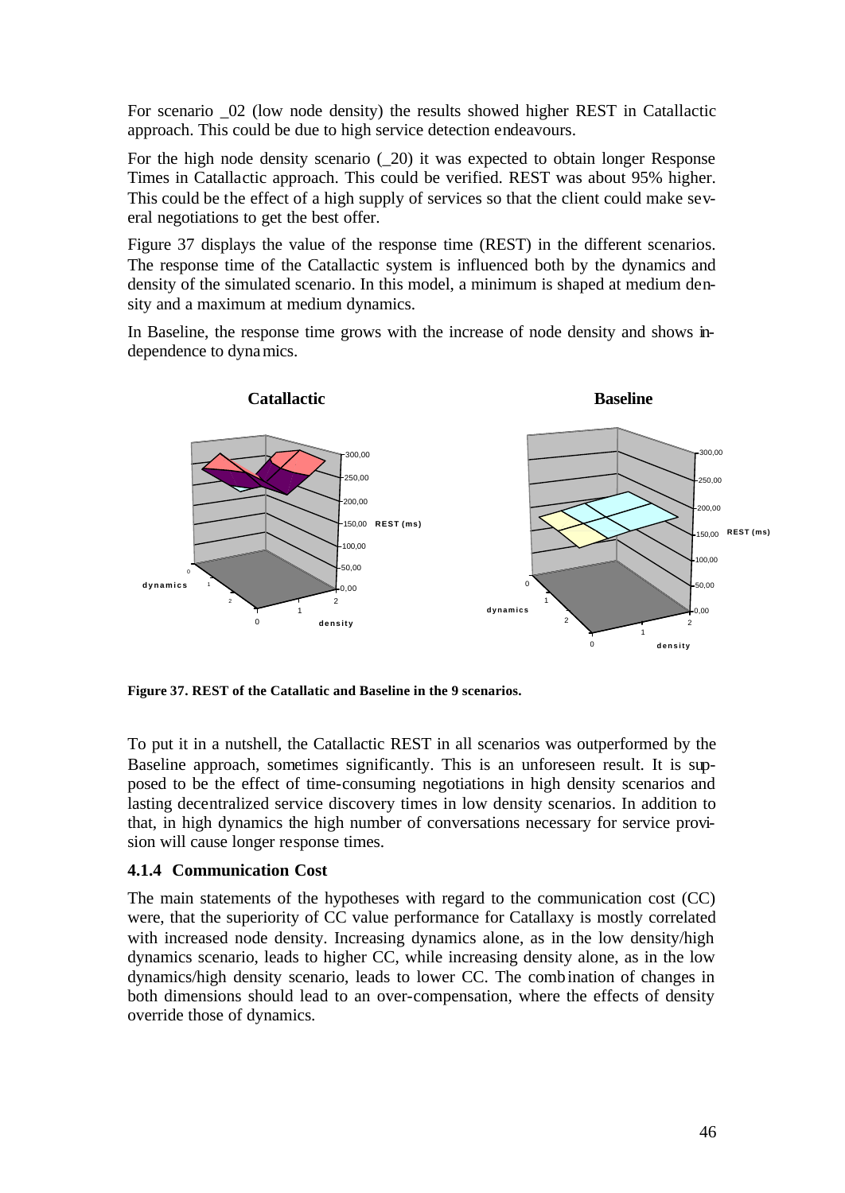For scenario _02 (low node density) the results showed higher REST in Catallactic approach. This could be due to high service detection endeavours.

For the high node density scenario (_20) it was expected to obtain longer Response Times in Catallactic approach. This could be verified. REST was about 95% higher. This could be the effect of a high supply of services so that the client could make several negotiations to get the best offer.

Figure 37 displays the value of the response time (REST) in the different scenarios. The response time of the Catallactic system is influenced both by the dynamics and density of the simulated scenario. In this model, a minimum is shaped at medium density and a maximum at medium dynamics.

In Baseline, the response time grows with the increase of node density and shows independence to dynamics.

**Figure 37. REST of the Catallatic and Baseline in the 9 scenarios.**

To put it in a nutshell, the Catallactic REST in all scenarios was outperformed by the Baseline approach, sometimes significantly. This is an unforeseen result. It is supposed to be the effect of time-consuming negotiations in high density scenarios and lasting decentralized service discovery times in low density scenarios. In addition to that, in high dynamics the high number of conversations necessary for service provision will cause longer response times.

### 4.1.4 Communication Cost

The main statements of the hypotheses with regard to the communication cost (CC) were, that the superiority of CC value performance for Catallaxy is mostly correlated with increased node density. Increasing dynamics alone, as in the low density/high dynamics scenario, leads to higher CC, while increasing density alone, as in the low dynamics/high density scenario, leads to lower CC. The combination of changes in both dimensions should lead to an over-compensation, where the effects of density override those of dynamics.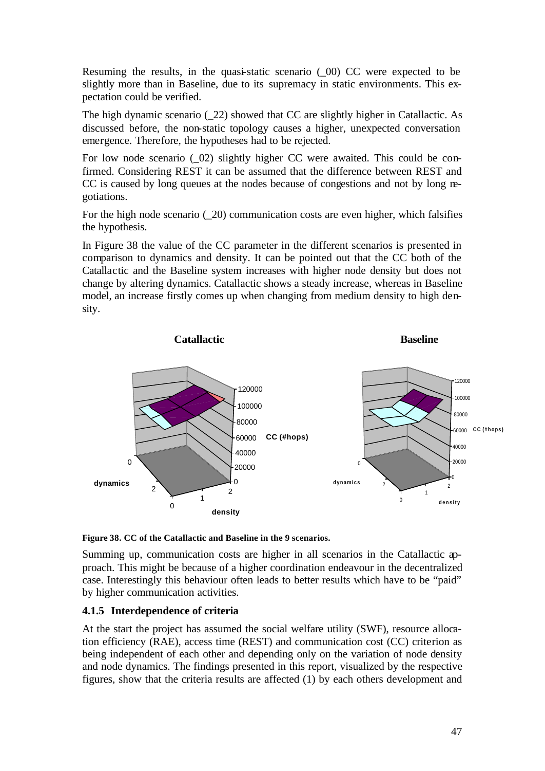Resuming the results, in the quasi-static scenario (_00) CC were expected to be slightly more than in Baseline, due to its supremacy in static environments. This expectation could be verified.

The high dynamic scenario (_22) showed that CC are slightly higher in Catallactic. As discussed before, the non-static topology causes a higher, unexpected conversation emergence. Therefore, the hypotheses had to be rejected.

For low node scenario (_02) slightly higher CC were awaited. This could be confirmed. Considering REST it can be assumed that the difference between REST and CC is caused by long queues at the nodes because of congestions and not by long negotiations.

For the high node scenario (_20) communication costs are even higher, which falsifies the hypothesis.

In Figure 38 the value of the CC parameter in the different scenarios is presented in comparison to dynamics and density. It can be pointed out that the CC both of the Catallactic and the Baseline system increases with higher node density but does not change by altering dynamics. Catallactic shows a steady increase, whereas in Baseline model, an increase firstly comes up when changing from medium density to high density.

**Figure 38. CC of the Catallactic and Baseline in the 9 scenarios.**

Summing up, communication costs are higher in all scenarios in the Catallactic approach. This might be because of a higher coordination endeavour in the decentralized case. Interestingly this behaviour often leads to better results which have to be "paid" by higher communication activities.

### 4.1.5 Interdependence of criteria

At the start the project has assumed the social welfare utility (SWF), resource allocation efficiency (RAE), access time (REST) and communication cost (CC) criterion as being independent of each other and depending only on the variation of node density and node dynamics. The findings presented in this report, visualized by the respective figures, show that the criteria results are affected (1) by each others development and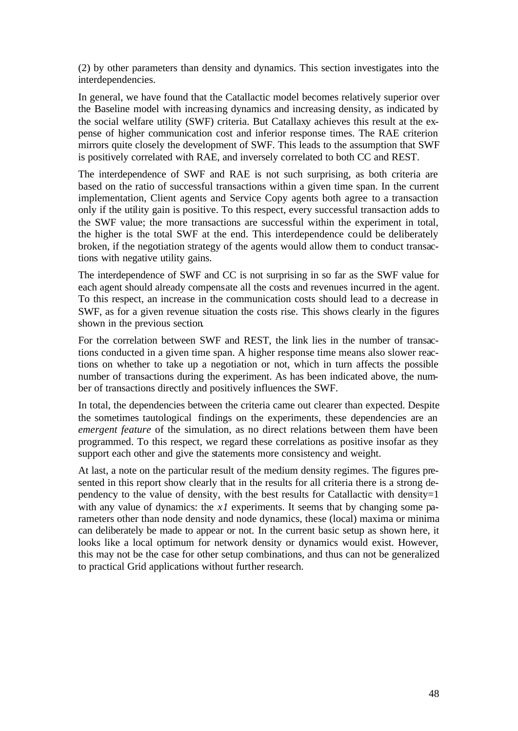(2) by other parameters than density and dynamics. This section investigates into the interdependencies.

In general, we have found that the Catallactic model becomes relatively superior over the Baseline model with increasing dynamics and increasing density, as indicated by the social welfare utility (SWF) criteria. But Catallaxy achieves this result at the expense of higher communication cost and inferior response times. The RAE criterion mirrors quite closely the development of SWF. This leads to the assumption that SWF is positively correlated with RAE, and inversely correlated to both CC and REST.

The interdependence of SWF and RAE is not such surprising, as both criteria are based on the ratio of successful transactions within a given time span. In the current implementation, Client agents and Service Copy agents both agree to a transaction only if the utility gain is positive. To this respect, every successful transaction adds to the SWF value; the more transactions are successful within the experiment in total, the higher is the total SWF at the end. This interdependence could be deliberately broken, if the negotiation strategy of the agents would allow them to conduct transactions with negative utility gains.

The interdependence of SWF and CC is not surprising in so far as the SWF value for each agent should already compensate all the costs and revenues incurred in the agent. To this respect, an increase in the communication costs should lead to a decrease in SWF, as for a given revenue situation the costs rise. This shows clearly in the figures shown in the previous section.

For the correlation between SWF and REST, the link lies in the number of transactions conducted in a given time span. A higher response time means also slower reactions on whether to take up a negotiation or not, which in turn affects the possible number of transactions during the experiment. As has been indicated above, the number of transactions directly and positively influences the SWF.

In total, the dependencies between the criteria came out clearer than expected. Despite the sometimes tautological findings on the experiments, these dependencies are an *emergent feature* of the simulation, as no direct relations between them have been programmed. To this respect, we regard these correlations as positive insofar as they support each other and give the statements more consistency and weight.

At last, a note on the particular result of the medium density regimes. The figures presented in this report show clearly that in the results for all criteria there is a strong dependency to the value of density, with the best results for Catallactic with density=1 with any value of dynamics: the *x1* experiments. It seems that by changing some parameters other than node density and node dynamics, these (local) maxima or minima can deliberately be made to appear or not. In the current basic setup as shown here, it looks like a local optimum for network density or dynamics would exist. However, this may not be the case for other setup combinations, and thus can not be generalized to practical Grid applications without further research.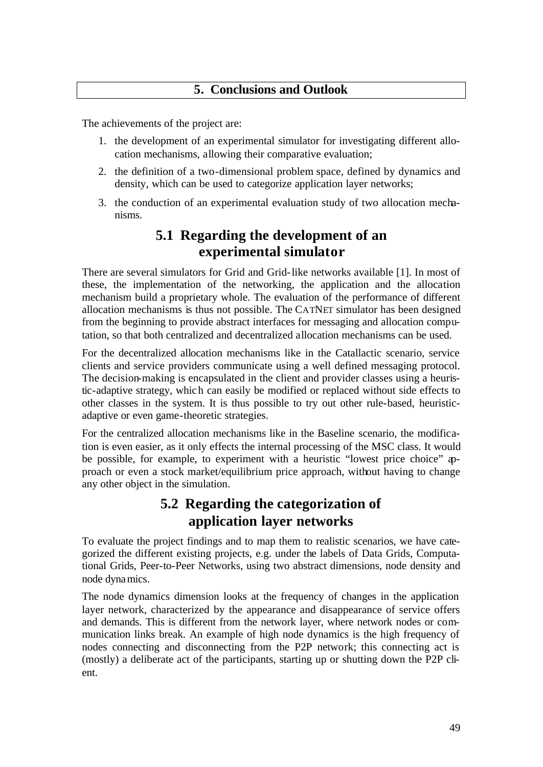# 5. Conclusions and Outlook

The achievements of the project are:

1. the development of an experimental simulator for investigating different allocation mechanisms, allowing their comparative evaluation;
2. the definition of a two-dimensional problem space, defined by dynamics and density, which can be used to categorize application layer networks;
3. the conduction of an experimental evaluation study of two allocation mechanisms.

## 5.1 Regarding the development of an experimental simulator

There are several simulators for Grid and Grid-like networks available [1]. In most of these, the implementation of the networking, the application and the allocation mechanism build a proprietary whole. The evaluation of the performance of different allocation mechanisms is thus not possible. The CATNET simulator has been designed from the beginning to provide abstract interfaces for messaging and allocation computation, so that both centralized and decentralized allocation mechanisms can be used.

For the decentralized allocation mechanisms like in the Catallactic scenario, service clients and service providers communicate using a well defined messaging protocol. The decision-making is encapsulated in the client and provider classes using a heuristic-adaptive strategy, which can easily be modified or replaced without side effects to other classes in the system. It is thus possible to try out other rule-based, heuristic-adaptive or even game-theoretic strategies.

For the centralized allocation mechanisms like in the Baseline scenario, the modification is even easier, as it only effects the internal processing of the MSC class. It would be possible, for example, to experiment with a heuristic "lowest price choice" approach or even a stock market/equilibrium price approach, without having to change any other object in the simulation.

## 5.2 Regarding the categorization of application layer networks

To evaluate the project findings and to map them to realistic scenarios, we have categorized the different existing projects, e.g. under the labels of Data Grids, Computational Grids, Peer-to-Peer Networks, using two abstract dimensions, node density and node dynamics.

The node dynamics dimension looks at the frequency of changes in the application layer network, characterized by the appearance and disappearance of service offers and demands. This is different from the network layer, where network nodes or communication links break. An example of high node dynamics is the high frequency of nodes connecting and disconnecting from the P2P network; this connecting act is (mostly) a deliberate act of the participants, starting up or shutting down the P2P client.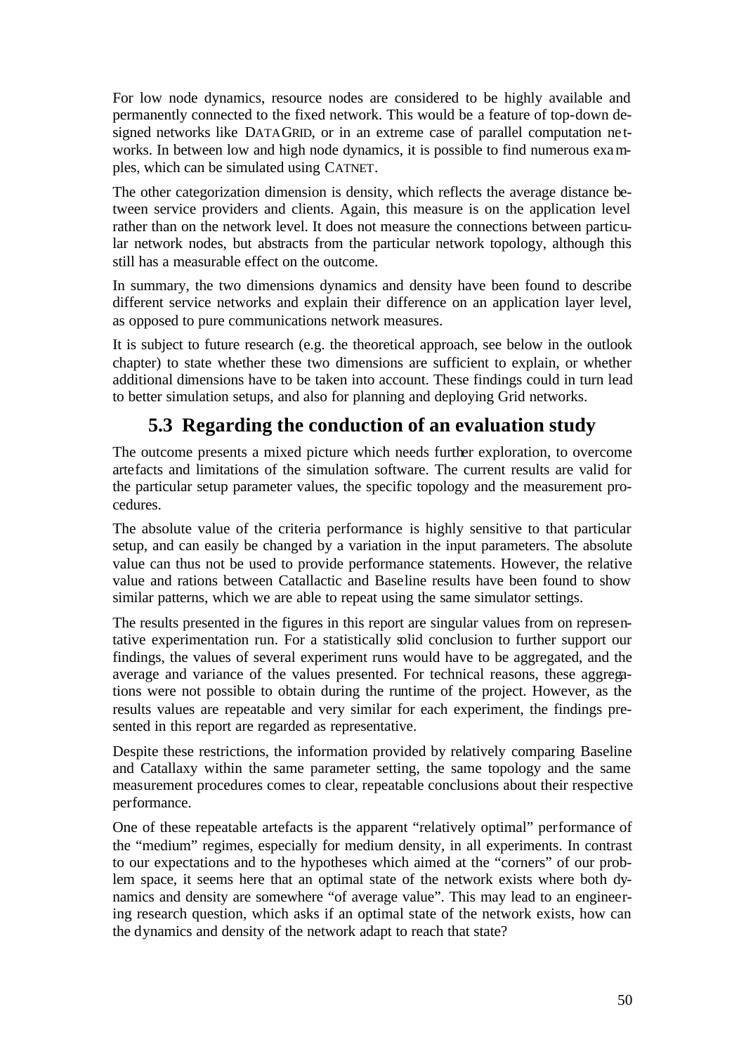For low node dynamics, resource nodes are considered to be highly available and permanently connected to the fixed network. This would be a feature of top-down designed networks like DATAGRID, or in an extreme case of parallel computation networks. In between low and high node dynamics, it is possible to find numerous examples, which can be simulated using CATNET.

The other categorization dimension is density, which reflects the average distance between service providers and clients. Again, this measure is on the application level rather than on the network level. It does not measure the connections between particular network nodes, but abstracts from the particular network topology, although this still has a measurable effect on the outcome.

In summary, the two dimensions dynamics and density have been found to describe different service networks and explain their difference on an application layer level, as opposed to pure communications network measures.

It is subject to future research (e.g. the theoretical approach, see below in the outlook chapter) to state whether these two dimensions are sufficient to explain, or whether additional dimensions have to be taken into account. These findings could in turn lead to better simulation setups, and also for planning and deploying Grid networks.

## 5.3 Regarding the conduction of an evaluation study

The outcome presents a mixed picture which needs further exploration, to overcome artefacts and limitations of the simulation software. The current results are valid for the particular setup parameter values, the specific topology and the measurement procedures.

The absolute value of the criteria performance is highly sensitive to that particular setup, and can easily be changed by a variation in the input parameters. The absolute value can thus not be used to provide performance statements. However, the relative value and rations between Catallactic and Baseline results have been found to show similar patterns, which we are able to repeat using the same simulator settings.

The results presented in the figures in this report are singular values from on representative experimentation run. For a statistically solid conclusion to further support our findings, the values of several experiment runs would have to be aggregated, and the average and variance of the values presented. For technical reasons, these aggregations were not possible to obtain during the runtime of the project. However, as the results values are repeatable and very similar for each experiment, the findings presented in this report are regarded as representative.

Despite these restrictions, the information provided by relatively comparing Baseline and Catallaxy within the same parameter setting, the same topology and the same measurement procedures comes to clear, repeatable conclusions about their respective performance.

One of these repeatable artefacts is the apparent "relatively optimal" performance of the "medium" regimes, especially for medium density, in all experiments. In contrast to our expectations and to the hypotheses which aimed at the "corners" of our problem space, it seems here that an optimal state of the network exists where both dynamics and density are somewhere "of average value". This may lead to an engineering research question, which asks if an optimal state of the network exists, how can the dynamics and density of the network adapt to reach that state?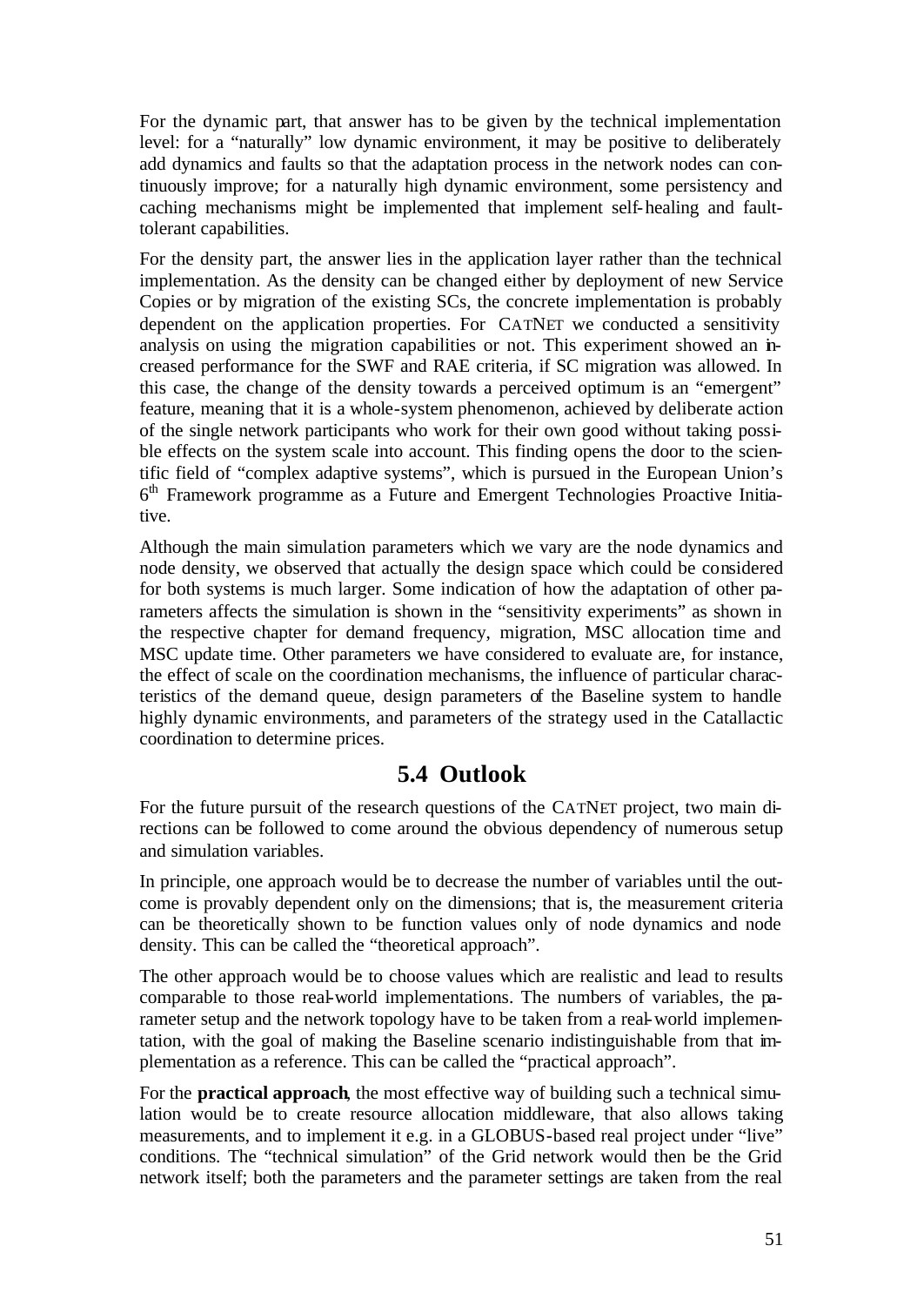For the dynamic part, that answer has to be given by the technical implementation level: for a "naturally" low dynamic environment, it may be positive to deliberately add dynamics and faults so that the adaptation process in the network nodes can continuously improve; for a naturally high dynamic environment, some persistency and caching mechanisms might be implemented that implement self-healing and fault-tolerant capabilities.

For the density part, the answer lies in the application layer rather than the technical implementation. As the density can be changed either by deployment of new Service Copies or by migration of the existing SCs, the concrete implementation is probably dependent on the application properties. For CATNET we conducted a sensitivity analysis on using the migration capabilities or not. This experiment showed an increased performance for the SWF and RAE criteria, if SC migration was allowed. In this case, the change of the density towards a perceived optimum is an "emergent" feature, meaning that it is a whole-system phenomenon, achieved by deliberate action of the single network participants who work for their own good without taking possible effects on the system scale into account. This finding opens the door to the scientific field of "complex adaptive systems", which is pursued in the European Union's 6th Framework programme as a Future and Emergent Technologies Proactive Initiative.

Although the main simulation parameters which we vary are the node dynamics and node density, we observed that actually the design space which could be considered for both systems is much larger. Some indication of how the adaptation of other parameters affects the simulation is shown in the "sensitivity experiments" as shown in the respective chapter for demand frequency, migration, MSC allocation time and MSC update time. Other parameters we have considered to evaluate are, for instance, the effect of scale on the coordination mechanisms, the influence of particular characteristics of the demand queue, design parameters of the Baseline system to handle highly dynamic environments, and parameters of the strategy used in the Catallactic coordination to determine prices.

## 5.4 Outlook

For the future pursuit of the research questions of the CATNET project, two main directions can be followed to come around the obvious dependency of numerous setup and simulation variables.

In principle, one approach would be to decrease the number of variables until the outcome is provably dependent only on the dimensions; that is, the measurement criteria can be theoretically shown to be function values only of node dynamics and node density. This can be called the "theoretical approach".

The other approach would be to choose values which are realistic and lead to results comparable to those real-world implementations. The numbers of variables, the parameter setup and the network topology have to be taken from a real-world implementation, with the goal of making the Baseline scenario indistinguishable from that implementation as a reference. This can be called the "practical approach".

For the **practical approach**, the most effective way of building such a technical simulation would be to create resource allocation middleware, that also allows taking measurements, and to implement it e.g. in a GLOBUS-based real project under "live" conditions. The "technical simulation" of the Grid network would then be the Grid network itself; both the parameters and the parameter settings are taken from the real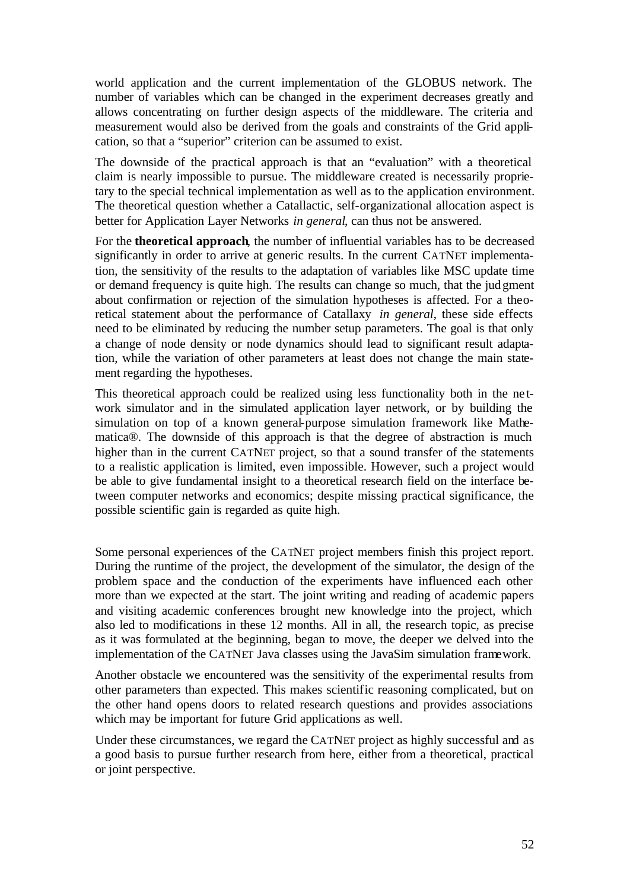world application and the current implementation of the GLOBUS network. The number of variables which can be changed in the experiment decreases greatly and allows concentrating on further design aspects of the middleware. The criteria and measurement would also be derived from the goals and constraints of the Grid application, so that a "superior" criterion can be assumed to exist.

The downside of the practical approach is that an "evaluation" with a theoretical claim is nearly impossible to pursue. The middleware created is necessarily proprietary to the special technical implementation as well as to the application environment. The theoretical question whether a Catallactic, self-organizational allocation aspect is better for Application Layer Networks *in general*, can thus not be answered.

For the **theoretical approach**, the number of influential variables has to be decreased significantly in order to arrive at generic results. In the current CATNET implementation, the sensitivity of the results to the adaptation of variables like MSC update time or demand frequency is quite high. The results can change so much, that the judgment about confirmation or rejection of the simulation hypotheses is affected. For a theoretical statement about the performance of Catallaxy *in general*, these side effects need to be eliminated by reducing the number setup parameters. The goal is that only a change of node density or node dynamics should lead to significant result adaptation, while the variation of other parameters at least does not change the main statement regarding the hypotheses.

This theoretical approach could be realized using less functionality both in the network simulator and in the simulated application layer network, or by building the simulation on top of a known general-purpose simulation framework like Mathematica®. The downside of this approach is that the degree of abstraction is much higher than in the current CATNET project, so that a sound transfer of the statements to a realistic application is limited, even impossible. However, such a project would be able to give fundamental insight to a theoretical research field on the interface between computer networks and economics; despite missing practical significance, the possible scientific gain is regarded as quite high.

Some personal experiences of the CATNET project members finish this project report. During the runtime of the project, the development of the simulator, the design of the problem space and the conduction of the experiments have influenced each other more than we expected at the start. The joint writing and reading of academic papers and visiting academic conferences brought new knowledge into the project, which also led to modifications in these 12 months. All in all, the research topic, as precise as it was formulated at the beginning, began to move, the deeper we delved into the implementation of the CATNET Java classes using the JavaSim simulation framework.

Another obstacle we encountered was the sensitivity of the experimental results from other parameters than expected. This makes scientific reasoning complicated, but on the other hand opens doors to related research questions and provides associations which may be important for future Grid applications as well.

Under these circumstances, we regard the CATNET project as highly successful and as a good basis to pursue further research from here, either from a theoretical, practical or joint perspective.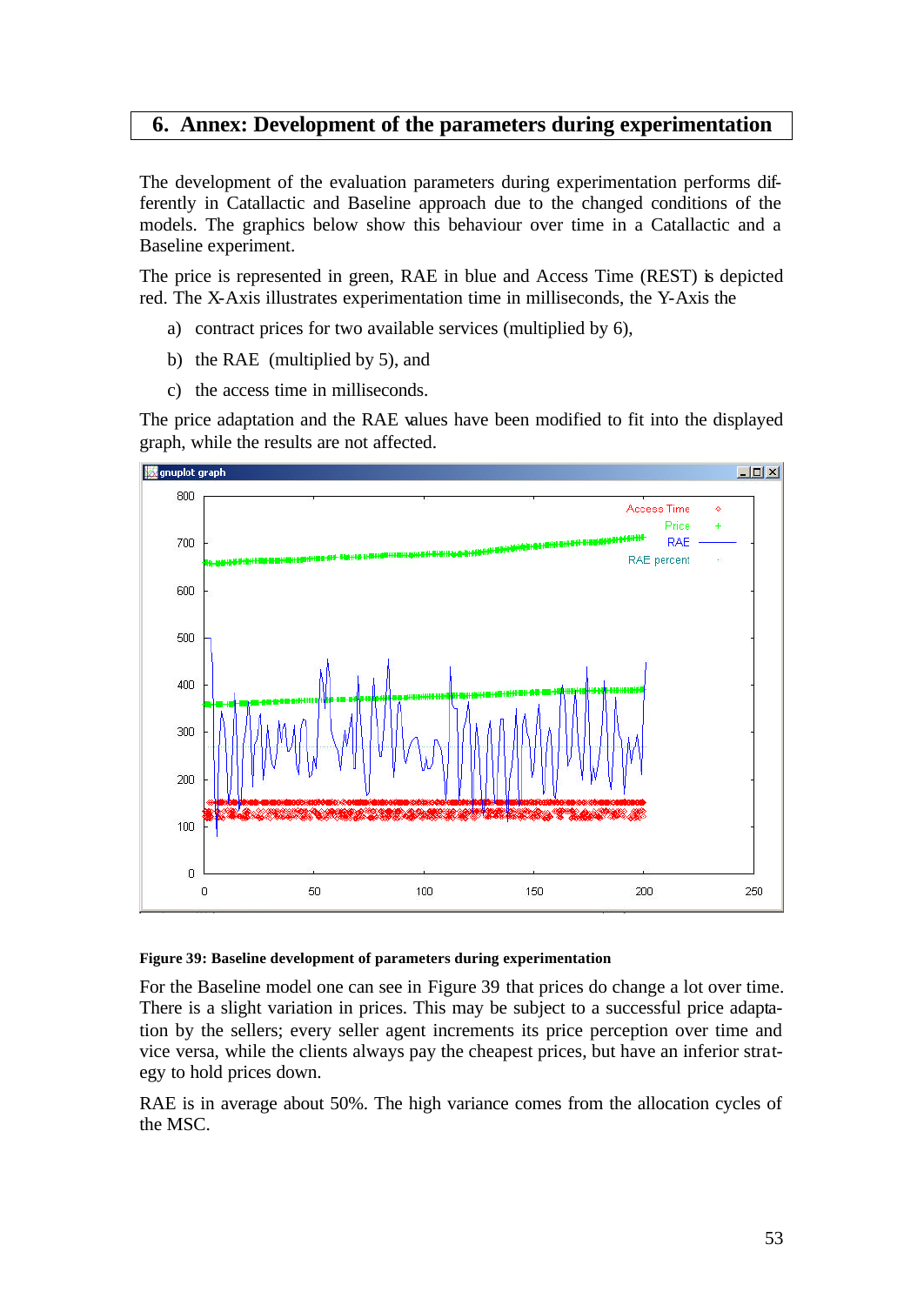## 6. Annex: Development of the parameters during experimentation

The development of the evaluation parameters during experimentation performs differently in Catallactic and Baseline approach due to the changed conditions of the models. The graphics below show this behaviour over time in a Catallactic and a Baseline experiment.

The price is represented in green, RAE in blue and Access Time (REST) is depicted red. The X-Axis illustrates experimentation time in milliseconds, the Y-Axis the

a) contract prices for two available services (multiplied by 6),

b) the RAE (multiplied by 5), and

c) the access time in milliseconds.

The price adaptation and the RAE values have been modified to fit into the displayed graph, while the results are not affected.

**Figure 39: Baseline development of parameters during experimentation**

For the Baseline model one can see in Figure 39 that prices do change a lot over time. There is a slight variation in prices. This may be subject to a successful price adaptation by the sellers; every seller agent increments its price perception over time and vice versa, while the clients always pay the cheapest prices, but have an inferior strategy to hold prices down.

RAE is in average about 50%. The high variance comes from the allocation cycles of the MSC.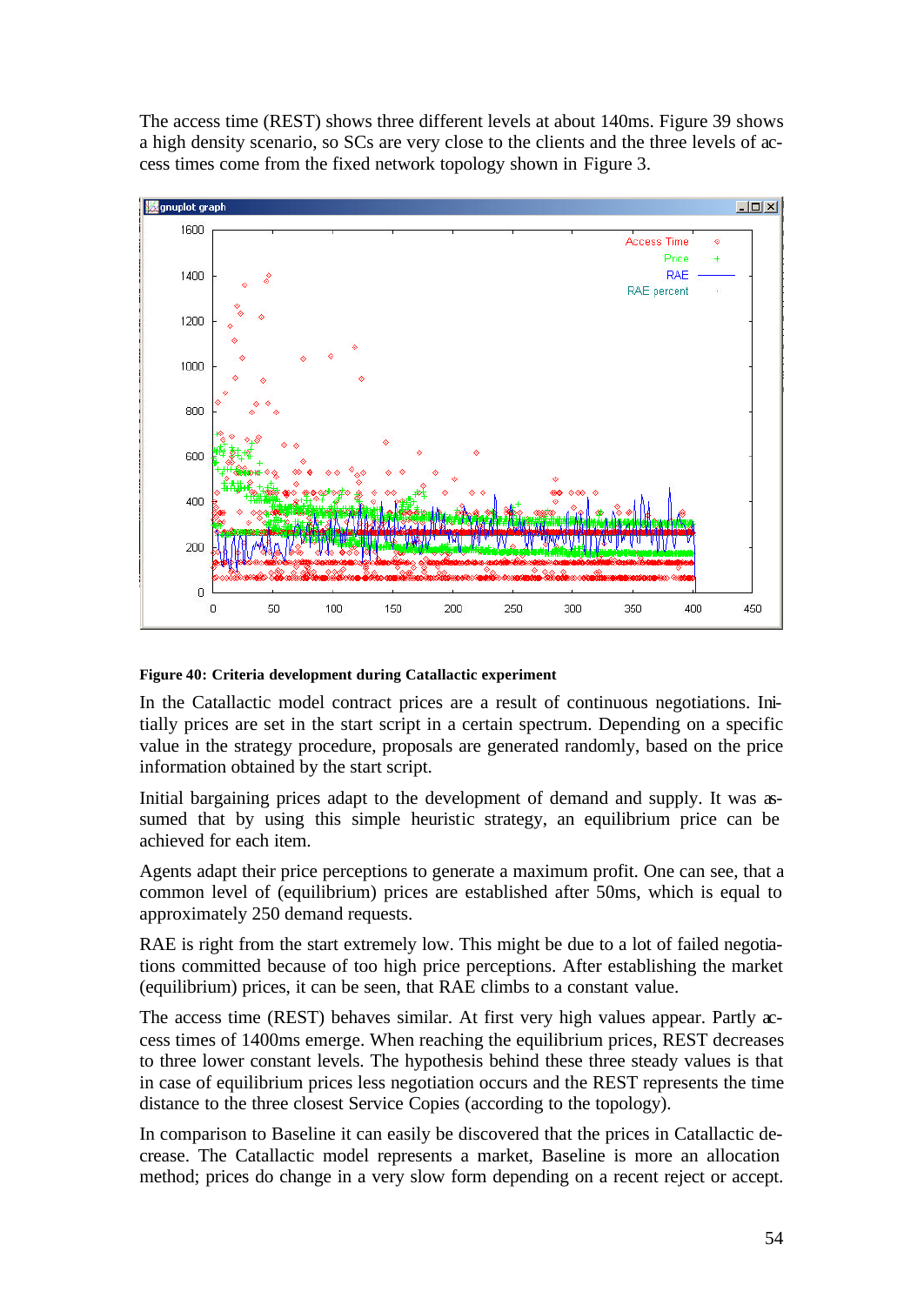The access time (REST) shows three different levels at about 140ms. Figure 39 shows a high density scenario, so SCs are very close to the clients and the three levels of access times come from the fixed network topology shown in Figure 3.

**Figure 40: Criteria development during Catallactic experiment**

In the Catallactic model contract prices are a result of continuous negotiations. Initially prices are set in the start script in a certain spectrum. Depending on a specific value in the strategy procedure, proposals are generated randomly, based on the price information obtained by the start script.

Initial bargaining prices adapt to the development of demand and supply. It was assumed that by using this simple heuristic strategy, an equilibrium price can be achieved for each item.

Agents adapt their price perceptions to generate a maximum profit. One can see, that a common level of (equilibrium) prices are established after 50ms, which is equal to approximately 250 demand requests.

RAE is right from the start extremely low. This might be due to a lot of failed negotiations committed because of too high price perceptions. After establishing the market (equilibrium) prices, it can be seen, that RAE climbs to a constant value.

The access time (REST) behaves similar. At first very high values appear. Partly access times of 1400ms emerge. When reaching the equilibrium prices, REST decreases to three lower constant levels. The hypothesis behind these three steady values is that in case of equilibrium prices less negotiation occurs and the REST represents the time distance to the three closest Service Copies (according to the topology).

In comparison to Baseline it can easily be discovered that the prices in Catallactic decrease. The Catallactic model represents a market, Baseline is more an allocation method; prices do change in a very slow form depending on a recent reject or accept.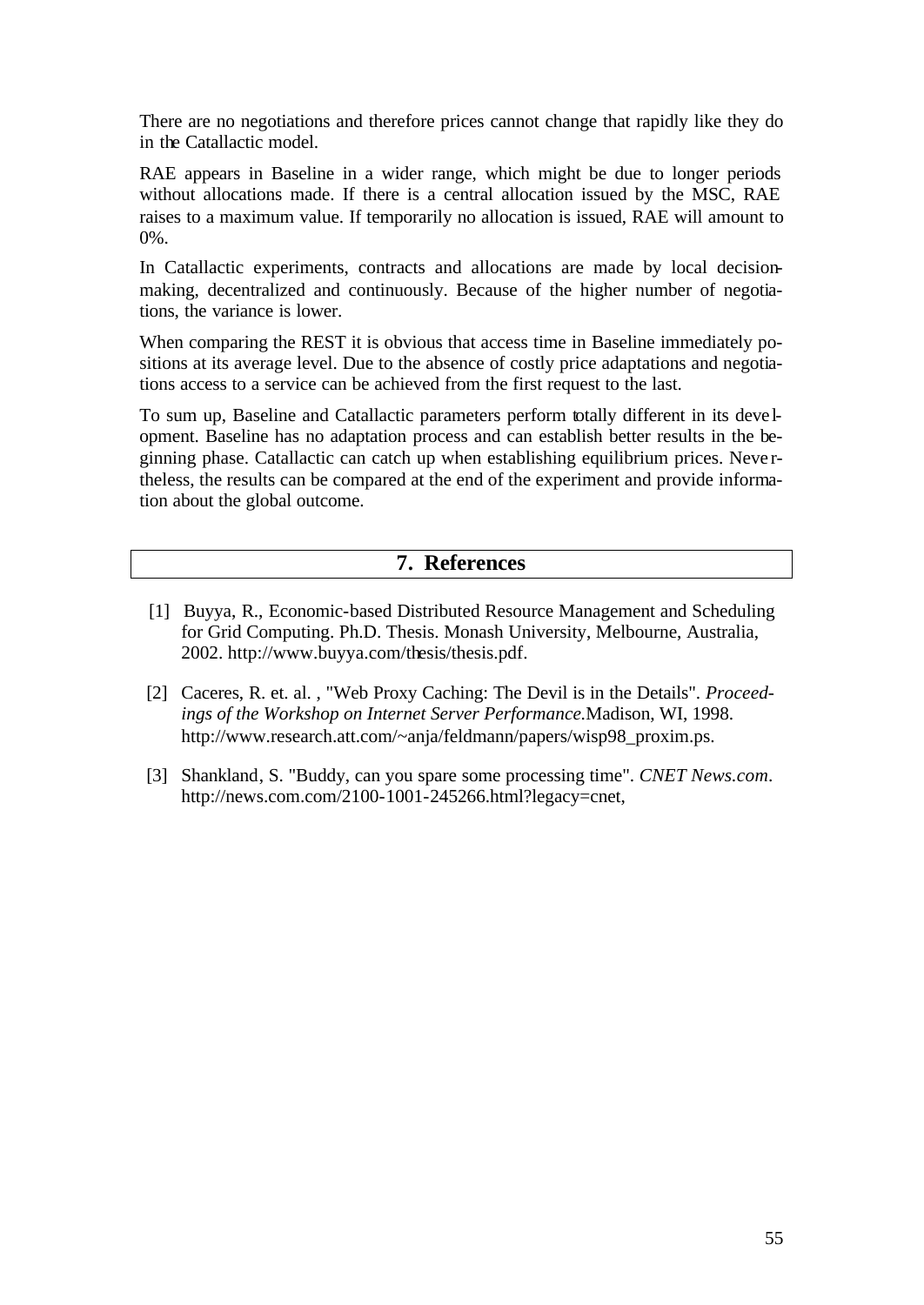There are no negotiations and therefore prices cannot change that rapidly like they do in the Catallactic model.

RAE appears in Baseline in a wider range, which might be due to longer periods without allocations made. If there is a central allocation issued by the MSC, RAE raises to a maximum value. If temporarily no allocation is issued, RAE will amount to 0%.

In Catallactic experiments, contracts and allocations are made by local decision-making, decentralized and continuously. Because of the higher number of negotiations, the variance is lower.

When comparing the REST it is obvious that access time in Baseline immediately positions at its average level. Due to the absence of costly price adaptations and negotiations access to a service can be achieved from the first request to the last.

To sum up, Baseline and Catallactic parameters perform totally different in its development. Baseline has no adaptation process and can establish better results in the beginning phase. Catallactic can catch up when establishing equilibrium prices. Nevertheless, the results can be compared at the end of the experiment and provide information about the global outcome.

## 7. References

[1] Buyya, R., Economic-based Distributed Resource Management and Scheduling for Grid Computing. Ph.D. Thesis. Monash University, Melbourne, Australia, 2002. http://www.buyya.com/thesis/thesis.pdf.

[2] Caceres, R. et. al. , "Web Proxy Caching: The Devil is in the Details". *Proceedings of the Workshop on Internet Server Performance.* Madison, WI, 1998. http://www.research.att.com/~anja/feldmann/papers/wisp98_proxim.ps.

[3] Shankland, S. "Buddy, can you spare some processing time". *CNET News.com*. http://news.com.com/2100-1001-245266.html?legacy=cnet,